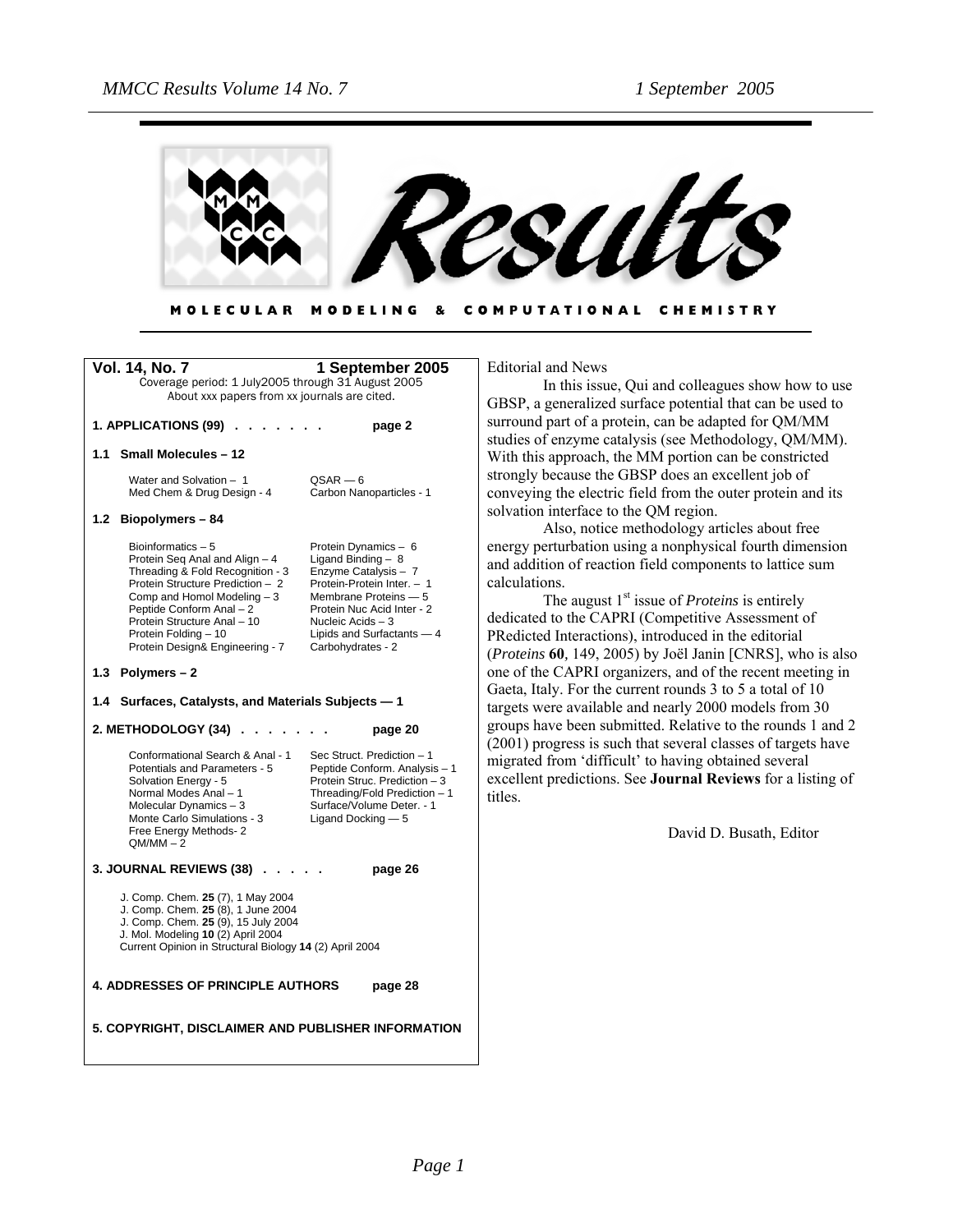# Results

MOLECULAR MODELING & COMPUTATIONAL CHEMISTRY

**Vol. 14, No. 7** **1 September 2005**

Coverage period: 1 July2005 through 31 August 2005

About xxx papers from xx journals are cited.

**1. APPLICATIONS (99) . . . . . . . page 2**

**1.1 Small Molecules – 12**

| | |
|---|---|
| Water and Solvation – 1 | QSAR — 6 |
| Med Chem & Drug Design - 4 | Carbon Nanoparticles - 1 |

**1.2 Biopolymers – 84**

| | |
|---|---|
| Bioinformatics – 5 | Protein Dynamics – 6 |
| Protein Seq Anal and Align – 4 | Ligand Binding – 8 |
| Threading & Fold Recognition - 3 | Enzyme Catalysis – 7 |
| Protein Structure Prediction – 2 | Protein-Protein Inter. – 1 |
| Comp and Homol Modeling – 3 | Membrane Proteins — 5 |
| Peptide Conform Anal – 2 | Protein Nuc Acid Inter - 2 |
| Protein Structure Anal – 10 | Nucleic Acids – 3 |
| Protein Folding – 10 | Lipids and Surfactants — 4 |
| Protein Design& Engineering - 7 | Carbohydrates - 2 |

**1.3 Polymers – 2**

**1.4 Surfaces, Catalysts, and Materials Subjects — 1**

**2. METHODOLOGY (34) . . . . . . . page 20**

| | |
|---|---|
| Conformational Search & Anal - 1 | Sec Struct. Prediction – 1 |
| Potentials and Parameters - 5 | Peptide Conform. Analysis – 1 |
| Solvation Energy - 5 | Protein Struc. Prediction – 3 |
| Normal Modes Anal – 1 | Threading/Fold Prediction – 1 |
| Molecular Dynamics – 3 | Surface/Volume Deter. - 1 |
| Monte Carlo Simulations - 3 | Ligand Docking — 5 |
| Free Energy Methods- 2 | |
| QM/MM – 2 | |

**3. JOURNAL REVIEWS (38) . . . . . page 26**

J. Comp. Chem. **25** (7), 1 May 2004
J. Comp. Chem. **25** (8), 1 June 2004
J. Comp. Chem. **25** (9), 15 July 2004
J. Mol. Modeling **10** (2) April 2004
Current Opinion in Structural Biology **14** (2) April 2004

**4. ADDRESSES OF PRINCIPLE AUTHORS page 28**

**5. COPYRIGHT, DISCLAIMER AND PUBLISHER INFORMATION**

Editorial and News

In this issue, Qui and colleagues show how to use GBSP, a generalized surface potential that can be used to surround part of a protein, can be adapted for QM/MM studies of enzyme catalysis (see Methodology, QM/MM). With this approach, the MM portion can be constricted strongly because the GBSP does an excellent job of conveying the electric field from the outer protein and its solvation interface to the QM region.

Also, notice methodology articles about free energy perturbation using a nonphysical fourth dimension and addition of reaction field components to lattice sum calculations.

The august 1st issue of *Proteins* is entirely dedicated to the CAPRI (Competitive Assessment of PRedicted Interactions), introduced in the editorial (*Proteins* **60**, 149, 2005) by Joël Janin [CNRS], who is also one of the CAPRI organizers, and of the recent meeting in Gaeta, Italy. For the current rounds 3 to 5 a total of 10 targets were available and nearly 2000 models from 30 groups have been submitted. Relative to the rounds 1 and 2 (2001) progress is such that several classes of targets have migrated from 'difficult' to having obtained several excellent predictions. See **Journal Reviews** for a listing of titles.

David D. Busath, Editor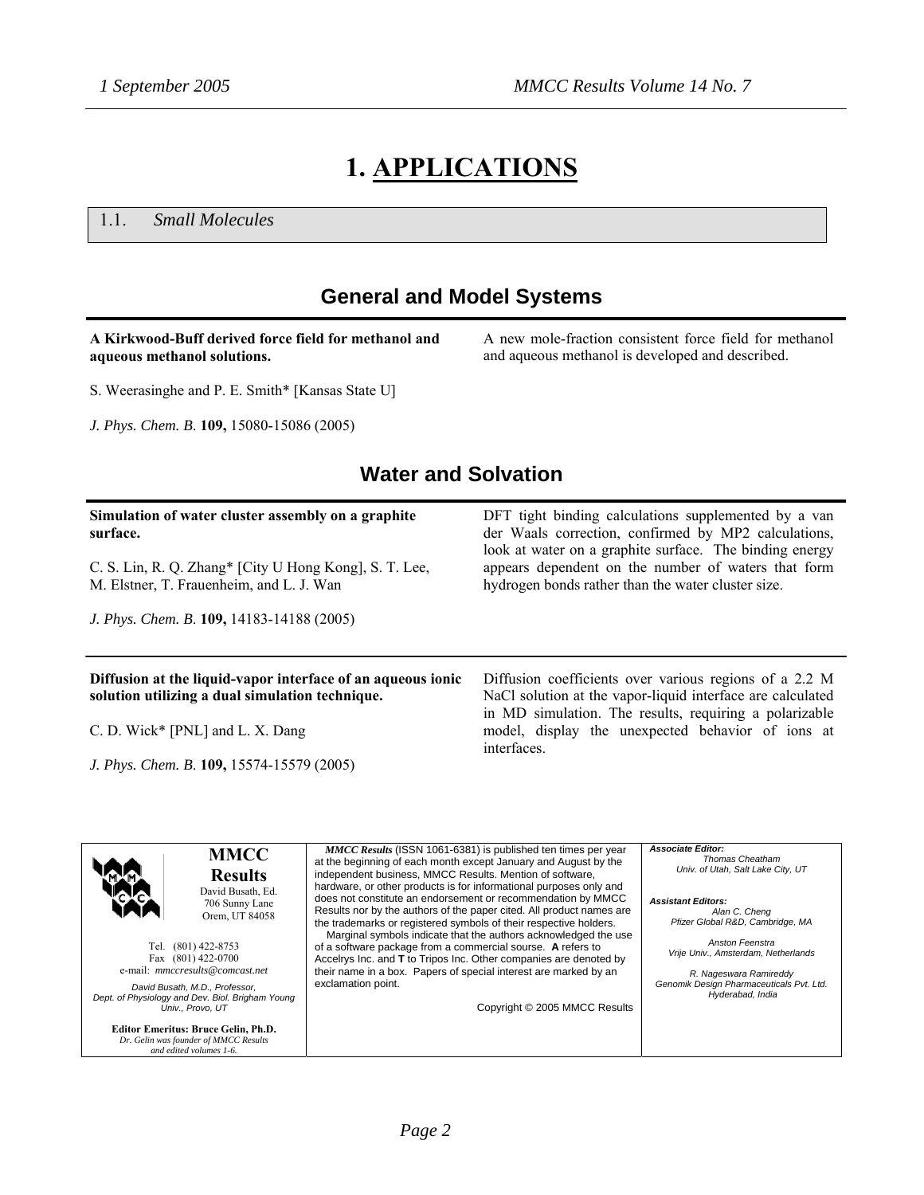# 1. APPLICATIONS

## 1.1. *Small Molecules*

### General and Model Systems

**A Kirkwood-Buff derived force field for methanol and aqueous methanol solutions.**

S. Weerasinghe and P. E. Smith* [Kansas State U]

*J. Phys. Chem. B.* **109,** 15080-15086 (2005)

A new mole-fraction consistent force field for methanol and aqueous methanol is developed and described.

### Water and Solvation

**Simulation of water cluster assembly on a graphite surface.**

C. S. Lin, R. Q. Zhang* [City U Hong Kong], S. T. Lee, M. Elstner, T. Frauenheim, and L. J. Wan

*J. Phys. Chem. B.* **109,** 14183-14188 (2005)

DFT tight binding calculations supplemented by a van der Waals correction, confirmed by MP2 calculations, look at water on a graphite surface. The binding energy appears dependent on the number of waters that form hydrogen bonds rather than the water cluster size.

---

**Diffusion at the liquid-vapor interface of an aqueous ionic solution utilizing a dual simulation technique.**

C. D. Wick* [PNL] and L. X. Dang

*J. Phys. Chem. B.* **109,** 15574-15579 (2005)

Diffusion coefficients over various regions of a 2.2 M NaCl solution at the vapor-liquid interface are calculated in MD simulation. The results, requiring a polarizable model, display the unexpected behavior of ions at interfaces.

---

**MMCC Results**
David Busath, Ed.
706 Sunny Lane
Orem, UT 84058

Tel. (801) 422-8753
Fax (801) 422-0700
e-mail: *mmccresults@comcast.net*

*David Busath, M.D., Professor, Dept. of Physiology and Dev. Biol. Brigham Young Univ., Provo, UT*

**Editor Emeritus: Bruce Gelin, Ph.D.**
*Dr. Gelin was founder of MMCC Results and edited volumes 1-6.*

***MMCC Results*** (ISSN 1061-6381) is published ten times per year at the beginning of each month except January and August by the independent business, MMCC Results. Mention of software, hardware, or other products is for informational purposes only and does not constitute an endorsement or recommendation by MMCC Results nor by the authors of the paper cited. All product names are the trademarks or registered symbols of their respective holders.
Marginal symbols indicate that the authors acknowledged the use of a software package from a commercial sourse. **A** refers to Accelrys Inc. and **T** to Tripos Inc. Other companies are denoted by their name in a box. Papers of special interest are marked by an exclamation point.

Copyright © 2005 MMCC Results

***Associate Editor:***
*Thomas Cheatham*
*Univ. of Utah, Salt Lake City, UT*

***Assistant Editors:***
*Alan C. Cheng*
*Pfizer Global R&D, Cambridge, MA*

*Anston Feenstra*
*Vrije Univ., Amsterdam, Netherlands*

*R. Nageswara Ramireddy*
*Genomik Design Pharmaceuticals Pvt. Ltd. Hyderabad, India*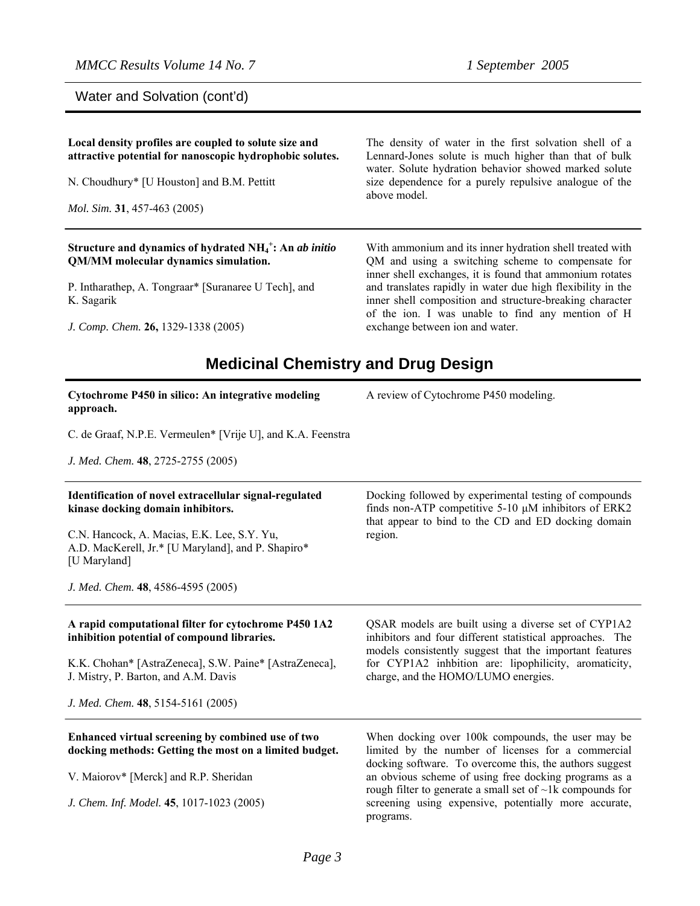## Water and Solvation (cont'd)

**Local density profiles are coupled to solute size and attractive potential for nanoscopic hydrophobic solutes.**

N. Choudhury* [U Houston] and B.M. Pettitt

*Mol. Sim.* **31**, 457-463 (2005)

The density of water in the first solvation shell of a Lennard-Jones solute is much higher than that of bulk water. Solute hydration behavior showed marked solute size dependence for a purely repulsive analogue of the above model.

---

**Structure and dynamics of hydrated $NH_4^+$: An *ab initio* QM/MM molecular dynamics simulation.**

P. Intharathep, A. Tongraar* [Suranaree U Tech], and K. Sagarik

*J. Comp. Chem.* **26,** 1329-1338 (2005)

With ammonium and its inner hydration shell treated with QM and using a switching scheme to compensate for inner shell exchanges, it is found that ammonium rotates and translates rapidly in water due high flexibility in the inner shell composition and structure-breaking character of the ion. I was unable to find any mention of H exchange between ion and water.

# Medicinal Chemistry and Drug Design

**Cytochrome P450 in silico: An integrative modeling approach.**

C. de Graaf, N.P.E. Vermeulen* [Vrije U], and K.A. Feenstra

*J. Med. Chem.* **48**, 2725-2755 (2005)

A review of Cytochrome P450 modeling.

---

**Identification of novel extracellular signal-regulated kinase docking domain inhibitors.**

C.N. Hancock, A. Macias, E.K. Lee, S.Y. Yu, A.D. MacKerell, Jr.* [U Maryland], and P. Shapiro* [U Maryland]

*J. Med. Chem.* **48**, 4586-4595 (2005)

Docking followed by experimental testing of compounds finds non-ATP competitive 5-10 µM inhibitors of ERK2 that appear to bind to the CD and ED docking domain region.

---

**A rapid computational filter for cytochrome P450 1A2 inhibition potential of compound libraries.**

K.K. Chohan* [AstraZeneca], S.W. Paine* [AstraZeneca], J. Mistry, P. Barton, and A.M. Davis

*J. Med. Chem.* **48**, 5154-5161 (2005)

QSAR models are built using a diverse set of CYP1A2 inhibitors and four different statistical approaches. The models consistently suggest that the important features for CYP1A2 inhbition are: lipophilicity, aromaticity, charge, and the HOMO/LUMO energies.

---

**Enhanced virtual screening by combined use of two docking methods: Getting the most on a limited budget.**

V. Maiorov* [Merck] and R.P. Sheridan

*J. Chem. Inf. Model.* **45**, 1017-1023 (2005)

When docking over 100k compounds, the user may be limited by the number of licenses for a commercial docking software. To overcome this, the authors suggest an obvious scheme of using free docking programs as a rough filter to generate a small set of ~1k compounds for screening using expensive, potentially more accurate, programs.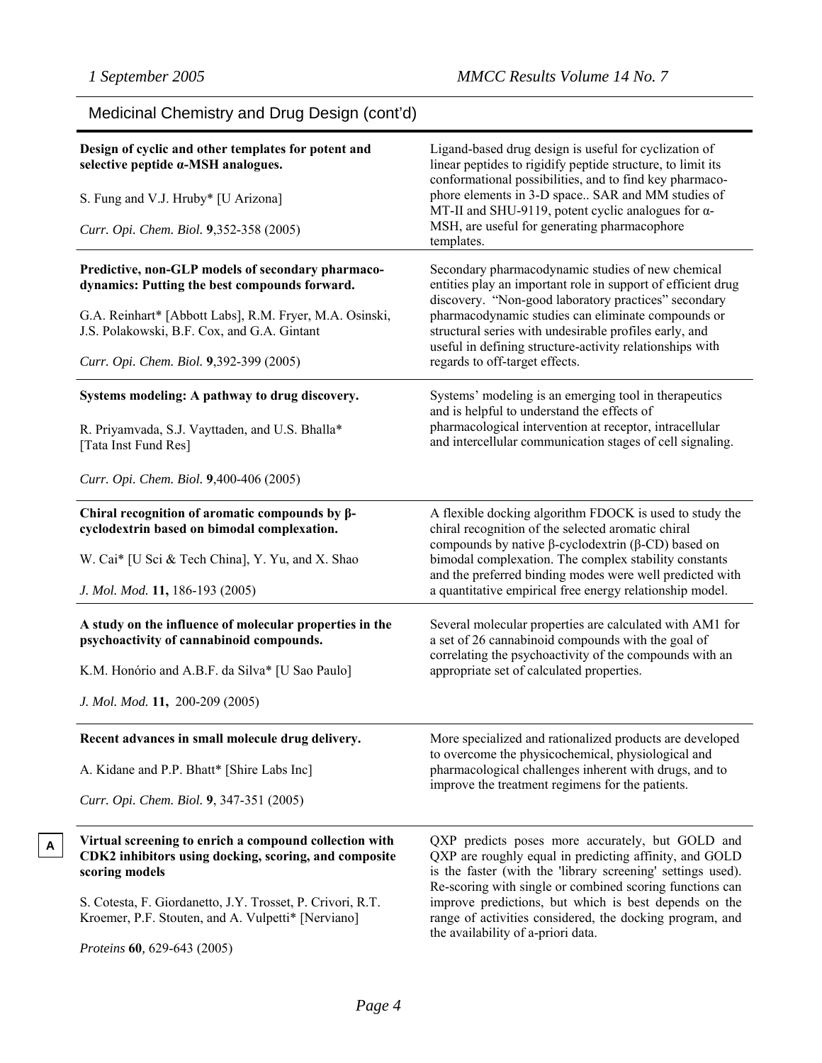## Medicinal Chemistry and Drug Design (cont'd)

---

**Design of cyclic and other templates for potent and selective peptide α-MSH analogues.**

S. Fung and V.J. Hruby* [U Arizona]

*Curr. Opi. Chem. Biol.* **9**,352-358 (2005)

Ligand-based drug design is useful for cyclization of linear peptides to rigidify peptide structure, to limit its conformational possibilities, and to find key pharmacophore elements in 3-D space.. SAR and MM studies of MT-II and SHU-9119, potent cyclic analogues for α-MSH, are useful for generating pharmacophore templates.

---

**Predictive, non-GLP models of secondary pharmacodynamics: Putting the best compounds forward.**

G.A. Reinhart* [Abbott Labs], R.M. Fryer, M.A. Osinski, J.S. Polakowski, B.F. Cox, and G.A. Gintant

*Curr. Opi. Chem. Biol.* **9**,392-399 (2005)

Secondary pharmacodynamic studies of new chemical entities play an important role in support of efficient drug discovery. "Non-good laboratory practices" secondary pharmacodynamic studies can eliminate compounds or structural series with undesirable profiles early, and useful in defining structure-activity relationships with regards to off-target effects.

---

**Systems modeling: A pathway to drug discovery.**

R. Priyamvada, S.J. Vayttaden, and U.S. Bhalla* [Tata Inst Fund Res]

*Curr. Opi. Chem. Biol.* **9**,400-406 (2005)

Systems' modeling is an emerging tool in therapeutics and is helpful to understand the effects of pharmacological intervention at receptor, intracellular and intercellular communication stages of cell signaling.

---

**Chiral recognition of aromatic compounds by β-cyclodextrin based on bimodal complexation.**

W. Cai* [U Sci & Tech China], Y. Yu, and X. Shao

*J. Mol. Mod.* **11,** 186-193 (2005)

A flexible docking algorithm FDOCK is used to study the chiral recognition of the selected aromatic chiral compounds by native β-cyclodextrin (β-CD) based on bimodal complexation. The complex stability constants and the preferred binding modes were well predicted with a quantitative empirical free energy relationship model.

---

**A study on the influence of molecular properties in the psychoactivity of cannabinoid compounds.**

K.M. Honório and A.B.F. da Silva* [U Sao Paulo]

*J. Mol. Mod.* **11,** 200-209 (2005)

Several molecular properties are calculated with AM1 for a set of 26 cannabinoid compounds with the goal of correlating the psychoactivity of the compounds with an appropriate set of calculated properties.

---

**Recent advances in small molecule drug delivery.**

A. Kidane and P.P. Bhatt* [Shire Labs Inc]

*Curr. Opi. Chem. Biol.* **9**, 347-351 (2005)

More specialized and rationalized products are developed to overcome the physicochemical, physiological and pharmacological challenges inherent with drugs, and to improve the treatment regimens for the patients.

---

A

**Virtual screening to enrich a compound collection with CDK2 inhibitors using docking, scoring, and composite scoring models**

S. Cotesta, F. Giordanetto, J.Y. Trosset, P. Crivori, R.T. Kroemer, P.F. Stouten, and A. Vulpetti* [Nerviano]

*Proteins* **60**, 629-643 (2005)

QXP predicts poses more accurately, but GOLD and QXP are roughly equal in predicting affinity, and GOLD is the faster (with the 'library screening' settings used). Re-scoring with single or combined scoring functions can improve predictions, but which is best depends on the range of activities considered, the docking program, and the availability of a-priori data.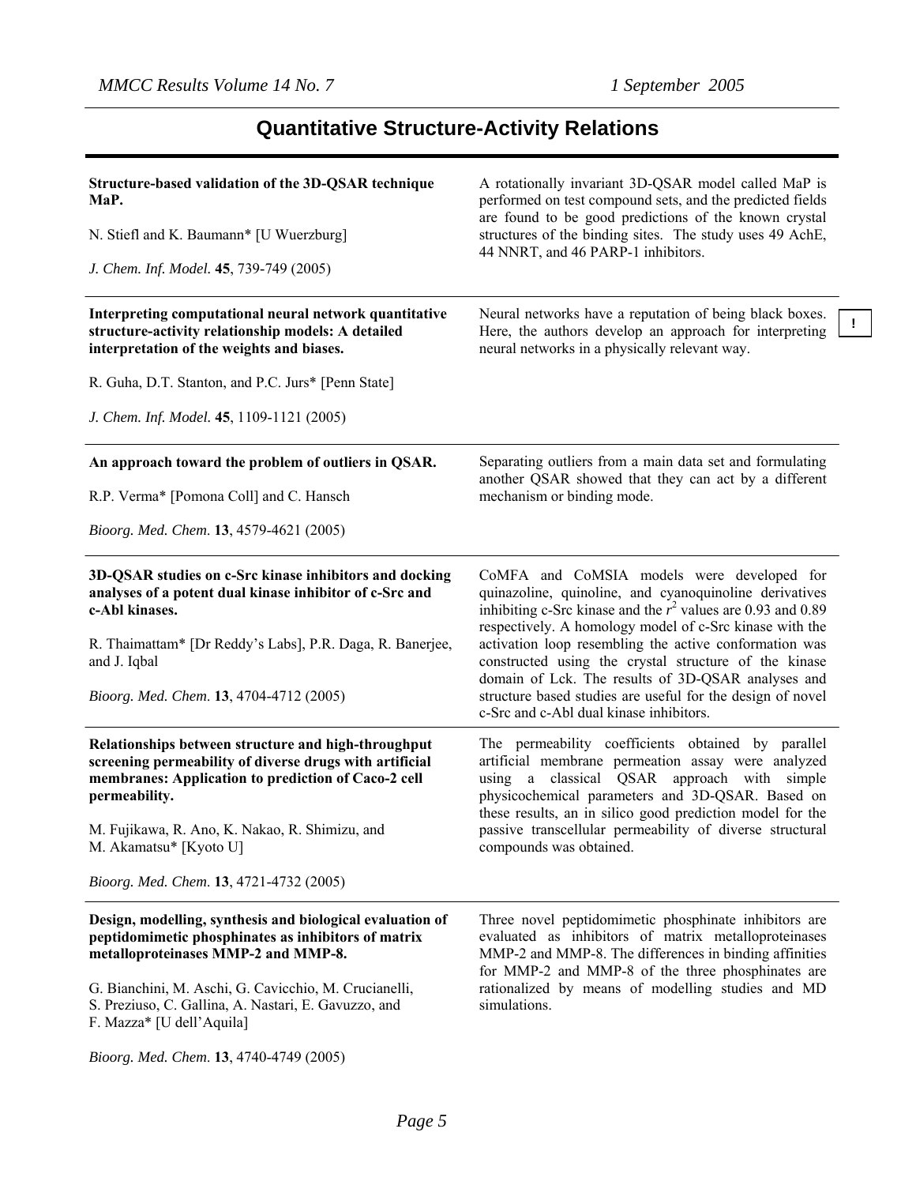## Quantitative Structure-Activity Relations

**Structure-based validation of the 3D-QSAR technique MaP.**

N. Stiefl and K. Baumann* [U Wuerzburg]

*J. Chem. Inf. Model.* **45**, 739-749 (2005)

A rotationally invariant 3D-QSAR model called MaP is performed on test compound sets, and the predicted fields are found to be good predictions of the known crystal structures of the binding sites. The study uses 49 AchE, 44 NNRT, and 46 PARP-1 inhibitors.

---

**Interpreting computational neural network quantitative structure-activity relationship models: A detailed interpretation of the weights and biases.**

R. Guha, D.T. Stanton, and P.C. Jurs* [Penn State]

*J. Chem. Inf. Model.* **45**, 1109-1121 (2005)

Neural networks have a reputation of being black boxes. Here, the authors develop an approach for interpreting neural networks in a physically relevant way.

!

---

**An approach toward the problem of outliers in QSAR.**

R.P. Verma* [Pomona Coll] and C. Hansch

*Bioorg. Med. Chem.* **13**, 4579-4621 (2005)

Separating outliers from a main data set and formulating another QSAR showed that they can act by a different mechanism or binding mode.

---

**3D-QSAR studies on c-Src kinase inhibitors and docking analyses of a potent dual kinase inhibitor of c-Src and c-Abl kinases.**

R. Thaimattam* [Dr Reddy's Labs], P.R. Daga, R. Banerjee, and J. Iqbal

*Bioorg. Med. Chem.* **13**, 4704-4712 (2005)

CoMFA and CoMSIA models were developed for quinazoline, quinoline, and cyanoquinoline derivatives inhibiting c-Src kinase and the $r^2$ values are 0.93 and 0.89 respectively. A homology model of c-Src kinase with the activation loop resembling the active conformation was constructed using the crystal structure of the kinase domain of Lck. The results of 3D-QSAR analyses and structure based studies are useful for the design of novel c-Src and c-Abl dual kinase inhibitors.

---

**Relationships between structure and high-throughput screening permeability of diverse drugs with artificial membranes: Application to prediction of Caco-2 cell permeability.**

M. Fujikawa, R. Ano, K. Nakao, R. Shimizu, and M. Akamatsu* [Kyoto U]

*Bioorg. Med. Chem.* **13**, 4721-4732 (2005)

The permeability coefficients obtained by parallel artificial membrane permeation assay were analyzed using a classical QSAR approach with simple physicochemical parameters and 3D-QSAR. Based on these results, an in silico good prediction model for the passive transcellular permeability of diverse structural compounds was obtained.

---

**Design, modelling, synthesis and biological evaluation of peptidomimetic phosphinates as inhibitors of matrix metalloproteinases MMP-2 and MMP-8.**

G. Bianchini, M. Aschi, G. Cavicchio, M. Crucianelli, S. Preziuso, C. Gallina, A. Nastari, E. Gavuzzo, and F. Mazza* [U dell'Aquila]

*Bioorg. Med. Chem.* **13**, 4740-4749 (2005)

Three novel peptidomimetic phosphinate inhibitors are evaluated as inhibitors of matrix metalloproteinases MMP-2 and MMP-8. The differences in binding affinities for MMP-2 and MMP-8 of the three phosphinates are rationalized by means of modelling studies and MD simulations.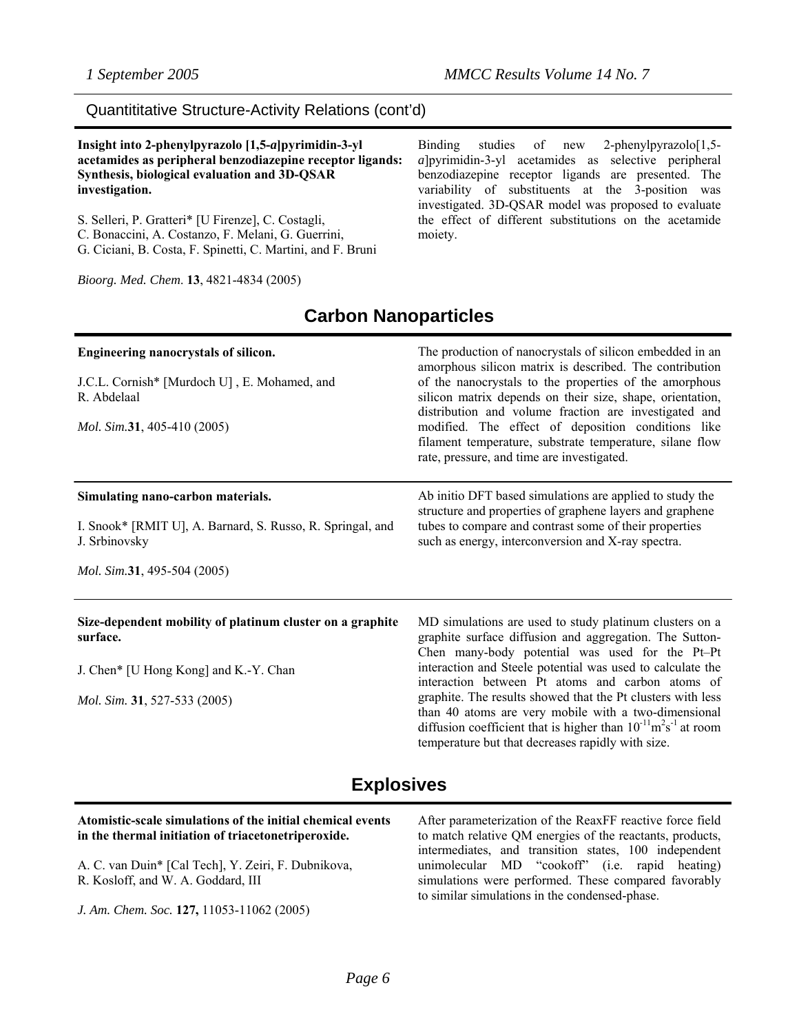## Quantititative Structure-Activity Relations (cont'd)

**Insight into 2-phenylpyrazolo [1,5-*a*]pyrimidin-3-yl acetamides as peripheral benzodiazepine receptor ligands: Synthesis, biological evaluation and 3D-QSAR investigation.**

S. Selleri, P. Gratteri* [U Firenze], C. Costagli, C. Bonaccini, A. Costanzo, F. Melani, G. Guerrini, G. Ciciani, B. Costa, F. Spinetti, C. Martini, and F. Bruni

*Bioorg. Med. Chem.* **13**, 4821-4834 (2005)

Binding studies of new 2-phenylpyrazolo[1,5-*a*]pyrimidin-3-yl acetamides as selective peripheral benzodiazepine receptor ligands are presented. The variability of substituents at the 3-position was investigated. 3D-QSAR model was proposed to evaluate the effect of different substitutions on the acetamide moiety.

# Carbon Nanoparticles

**Engineering nanocrystals of silicon.**

J.C.L. Cornish* [Murdoch U] , E. Mohamed, and R. Abdelaal

*Mol. Sim.*&#8203;**31**, 405-410 (2005)

The production of nanocrystals of silicon embedded in an amorphous silicon matrix is described. The contribution of the nanocrystals to the properties of the amorphous silicon matrix depends on their size, shape, orientation, distribution and volume fraction are investigated and modified. The effect of deposition conditions like filament temperature, substrate temperature, silane flow rate, pressure, and time are investigated.

---

**Simulating nano-carbon materials.**

I. Snook* [RMIT U], A. Barnard, S. Russo, R. Springal, and J. Srbinovsky

*Mol. Sim.*&#8203;**31**, 495-504 (2005)

Ab initio DFT based simulations are applied to study the structure and properties of graphene layers and graphene tubes to compare and contrast some of their properties such as energy, interconversion and X-ray spectra.

---

**Size-dependent mobility of platinum cluster on a graphite surface.**

J. Chen* [U Hong Kong] and K.-Y. Chan

*Mol. Sim.* **31**, 527-533 (2005)

MD simulations are used to study platinum clusters on a graphite surface diffusion and aggregation. The Sutton-Chen many-body potential was used for the Pt–Pt interaction and Steele potential was used to calculate the interaction between Pt atoms and carbon atoms of graphite. The results showed that the Pt clusters with less than 40 atoms are very mobile with a two-dimensional diffusion coefficient that is higher than $10^{-11} m^2 s^{-1}$ at room temperature but that decreases rapidly with size.

# Explosives

**Atomistic-scale simulations of the initial chemical events in the thermal initiation of triacetonetriperoxide.**

A. C. van Duin* [Cal Tech], Y. Zeiri, F. Dubnikova, R. Kosloff, and W. A. Goddard, III

*J. Am. Chem. Soc.* **127,** 11053-11062 (2005)

After parameterization of the ReaxFF reactive force field to match relative QM energies of the reactants, products, intermediates, and transition states, 100 independent unimolecular MD "cookoff" (i.e. rapid heating) simulations were performed. These compared favorably to similar simulations in the condensed-phase.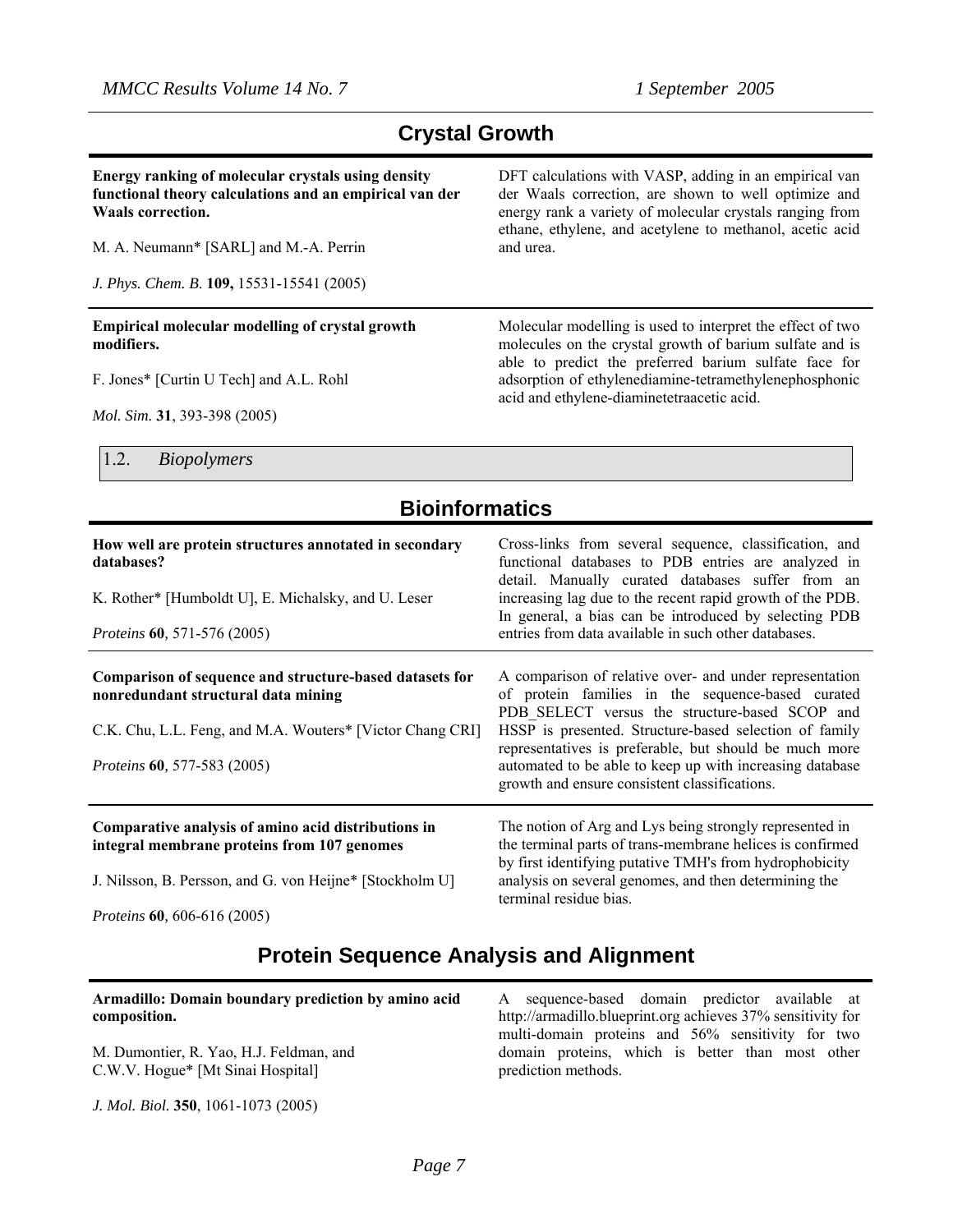## Crystal Growth

**Energy ranking of molecular crystals using density functional theory calculations and an empirical van der Waals correction.**

M. A. Neumann* [SARL] and M.-A. Perrin

*J. Phys. Chem. B.* **109,** 15531-15541 (2005)

DFT calculations with VASP, adding in an empirical van der Waals correction, are shown to well optimize and energy rank a variety of molecular crystals ranging from ethane, ethylene, and acetylene to methanol, acetic acid and urea.

---

**Empirical molecular modelling of crystal growth modifiers.**

F. Jones* [Curtin U Tech] and A.L. Rohl

*Mol. Sim.* **31**, 393-398 (2005)

Molecular modelling is used to interpret the effect of two molecules on the crystal growth of barium sulfate and is able to predict the preferred barium sulfate face for adsorption of ethylenediamine-tetramethylenephosphonic acid and ethylene-diaminetetraacetic acid.

### 1.2. *Biopolymers*

## Bioinformatics

**How well are protein structures annotated in secondary databases?**

K. Rother* [Humboldt U], E. Michalsky, and U. Leser

*Proteins* **60**, 571-576 (2005)

Cross-links from several sequence, classification, and functional databases to PDB entries are analyzed in detail. Manually curated databases suffer from an increasing lag due to the recent rapid growth of the PDB. In general, a bias can be introduced by selecting PDB entries from data available in such other databases.

---

**Comparison of sequence and structure-based datasets for nonredundant structural data mining**

C.K. Chu, L.L. Feng, and M.A. Wouters* [Victor Chang CRI]

*Proteins* **60**, 577-583 (2005)

A comparison of relative over- and under representation of protein families in the sequence-based curated PDB_SELECT versus the structure-based SCOP and HSSP is presented. Structure-based selection of family representatives is preferable, but should be much more automated to be able to keep up with increasing database growth and ensure consistent classifications.

---

**Comparative analysis of amino acid distributions in integral membrane proteins from 107 genomes**

J. Nilsson, B. Persson, and G. von Heijne* [Stockholm U]

*Proteins* **60**, 606-616 (2005)

The notion of Arg and Lys being strongly represented in the terminal parts of trans-membrane helices is confirmed by first identifying putative TMH's from hydrophobicity analysis on several genomes, and then determining the terminal residue bias.

## Protein Sequence Analysis and Alignment

**Armadillo: Domain boundary prediction by amino acid composition.**

M. Dumontier, R. Yao, H.J. Feldman, and C.W.V. Hogue* [Mt Sinai Hospital]

*J. Mol. Biol.* **350**, 1061-1073 (2005)

A sequence-based domain predictor available at http://armadillo.blueprint.org achieves 37% sensitivity for multi-domain proteins and 56% sensitivity for two domain proteins, which is better than most other prediction methods.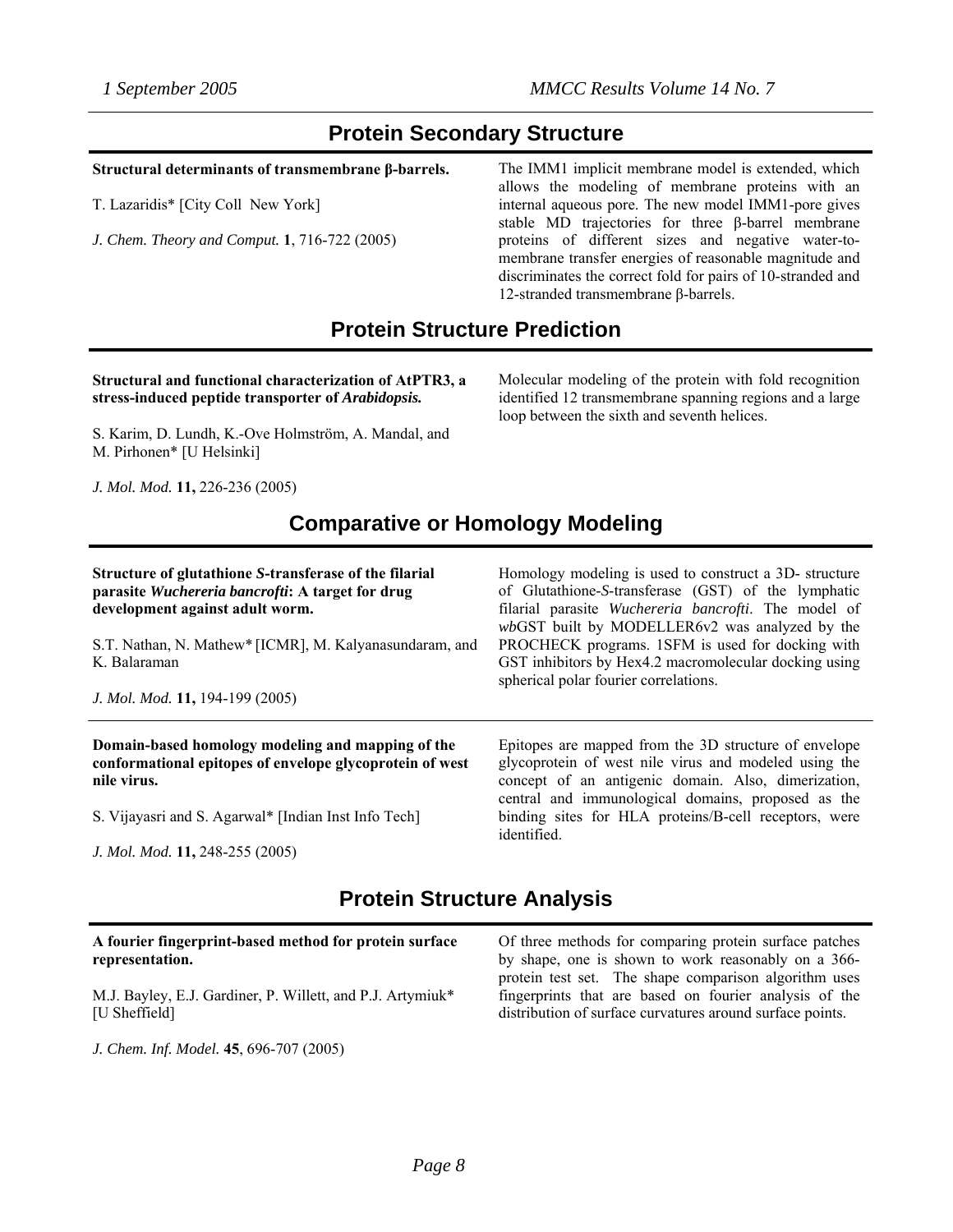## Protein Secondary Structure

**Structural determinants of transmembrane β-barrels.**

T. Lazaridis* [City Coll New York]

*J. Chem. Theory and Comput.* **1**, 716-722 (2005)

The IMM1 implicit membrane model is extended, which allows the modeling of membrane proteins with an internal aqueous pore. The new model IMM1-pore gives stable MD trajectories for three β-barrel membrane proteins of different sizes and negative water-to-membrane transfer energies of reasonable magnitude and discriminates the correct fold for pairs of 10-stranded and 12-stranded transmembrane β-barrels.

## Protein Structure Prediction

**Structural and functional characterization of AtPTR3, a stress-induced peptide transporter of *Arabidopsis.***

S. Karim, D. Lundh, K.-Ove Holmström, A. Mandal, and M. Pirhonen* [U Helsinki]

*J. Mol. Mod.* **11,** 226-236 (2005)

Molecular modeling of the protein with fold recognition identified 12 transmembrane spanning regions and a large loop between the sixth and seventh helices.

## Comparative or Homology Modeling

**Structure of glutathione *S*-transferase of the filarial parasite *Wuchereria bancrofti*: A target for drug development against adult worm.**

S.T. Nathan, N. Mathew* [ICMR], M. Kalyanasundaram, and K. Balaraman

*J. Mol. Mod.* **11,** 194-199 (2005)

Homology modeling is used to construct a 3D- structure of Glutathione-*S*-transferase (GST) of the lymphatic filarial parasite *Wuchereria bancrofti*. The model of *wb*GST built by MODELLER6v2 was analyzed by the PROCHECK programs. 1SFM is used for docking with GST inhibitors by Hex4.2 macromolecular docking using spherical polar fourier correlations.

---

**Domain-based homology modeling and mapping of the conformational epitopes of envelope glycoprotein of west nile virus.**

S. Vijayasri and S. Agarwal* [Indian Inst Info Tech]

*J. Mol. Mod.* **11,** 248-255 (2005)

Epitopes are mapped from the 3D structure of envelope glycoprotein of west nile virus and modeled using the concept of an antigenic domain. Also, dimerization, central and immunological domains, proposed as the binding sites for HLA proteins/B-cell receptors, were identified.

## Protein Structure Analysis

**A fourier fingerprint-based method for protein surface representation.**

M.J. Bayley, E.J. Gardiner, P. Willett, and P.J. Artymiuk* [U Sheffield]

*J. Chem. Inf. Model.* **45**, 696-707 (2005)

Of three methods for comparing protein surface patches by shape, one is shown to work reasonably on a 366-protein test set. The shape comparison algorithm uses fingerprints that are based on fourier analysis of the distribution of surface curvatures around surface points.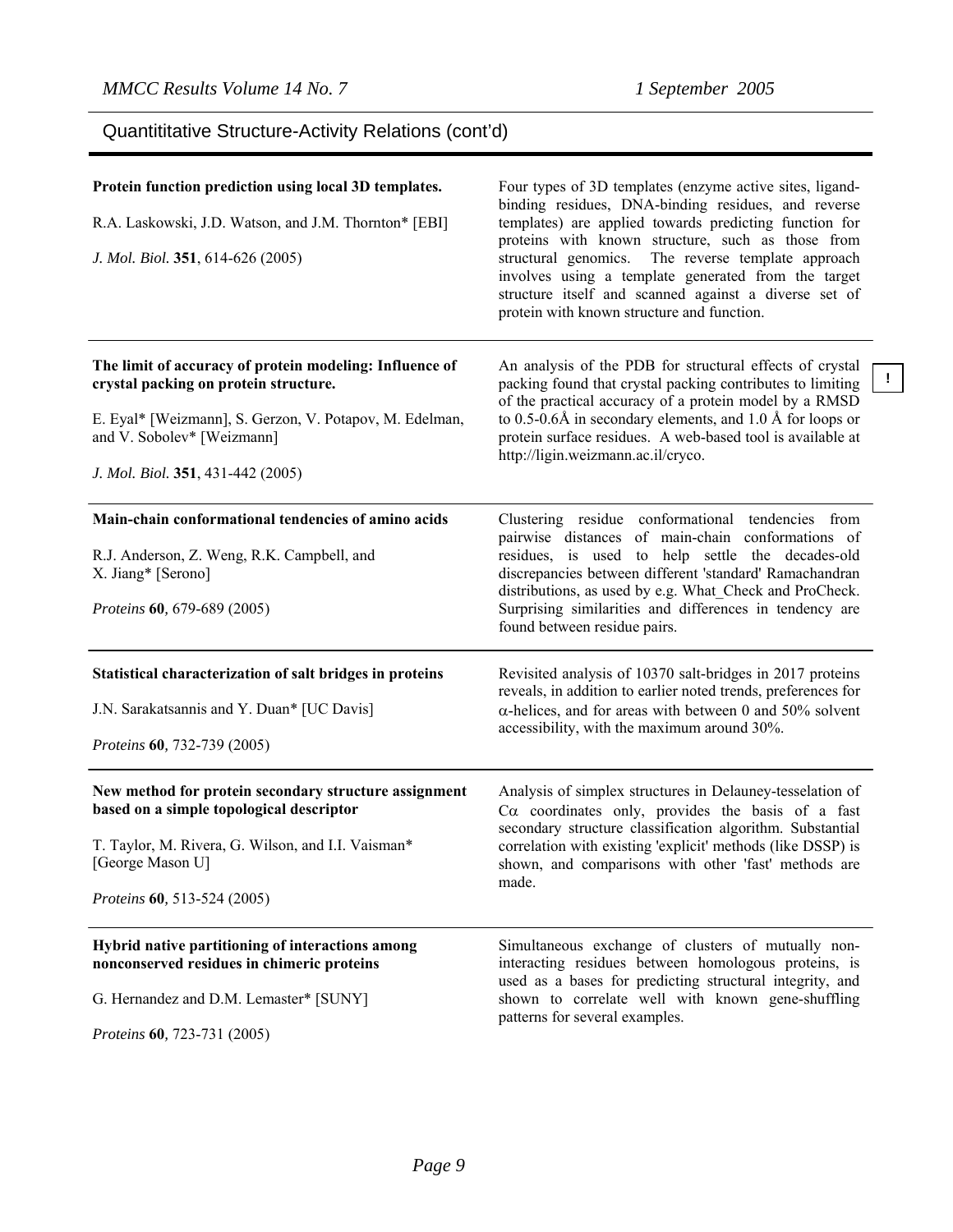## Quantititative Structure-Activity Relations (cont'd)

**Protein function prediction using local 3D templates.**

R.A. Laskowski, J.D. Watson, and J.M. Thornton* [EBI]

*J. Mol. Biol.* **351**, 614-626 (2005)

Four types of 3D templates (enzyme active sites, ligand-binding residues, DNA-binding residues, and reverse templates) are applied towards predicting function for proteins with known structure, such as those from structural genomics. The reverse template approach involves using a template generated from the target structure itself and scanned against a diverse set of protein with known structure and function.

---

**The limit of accuracy of protein modeling: Influence of crystal packing on protein structure.**

E. Eyal* [Weizmann], S. Gerzon, V. Potapov, M. Edelman, and V. Sobolev* [Weizmann]

*J. Mol. Biol.* **351**, 431-442 (2005)

An analysis of the PDB for structural effects of crystal packing found that crystal packing contributes to limiting of the practical accuracy of a protein model by a RMSD to 0.5-0.6Å in secondary elements, and 1.0 Å for loops or protein surface residues. A web-based tool is available at http://ligin.weizmann.ac.il/cryco.

!

---

**Main-chain conformational tendencies of amino acids**

R.J. Anderson, Z. Weng, R.K. Campbell, and X. Jiang* [Serono]

*Proteins* **60**, 679-689 (2005)

Clustering residue conformational tendencies from pairwise distances of main-chain conformations of residues, is used to help settle the decades-old discrepancies between different 'standard' Ramachandran distributions, as used by e.g. What_Check and ProCheck. Surprising similarities and differences in tendency are found between residue pairs.

---

**Statistical characterization of salt bridges in proteins**

J.N. Sarakatsannis and Y. Duan* [UC Davis]

*Proteins* **60**, 732-739 (2005)

Revisited analysis of 10370 salt-bridges in 2017 proteins reveals, in addition to earlier noted trends, preferences for $\alpha$-helices, and for areas with between 0 and 50% solvent accessibility, with the maximum around 30%.

---

**New method for protein secondary structure assignment based on a simple topological descriptor**

T. Taylor, M. Rivera, G. Wilson, and I.I. Vaisman* [George Mason U]

*Proteins* **60**, 513-524 (2005)

Analysis of simplex structures in Delauney-tesselation of $C\alpha$ coordinates only, provides the basis of a fast secondary structure classification algorithm. Substantial correlation with existing 'explicit' methods (like DSSP) is shown, and comparisons with other 'fast' methods are made.

---

**Hybrid native partitioning of interactions among nonconserved residues in chimeric proteins**

G. Hernandez and D.M. Lemaster* [SUNY]

*Proteins* **60**, 723-731 (2005)

Simultaneous exchange of clusters of mutually non-interacting residues between homologous proteins, is used as a bases for predicting structural integrity, and shown to correlate well with known gene-shuffling patterns for several examples.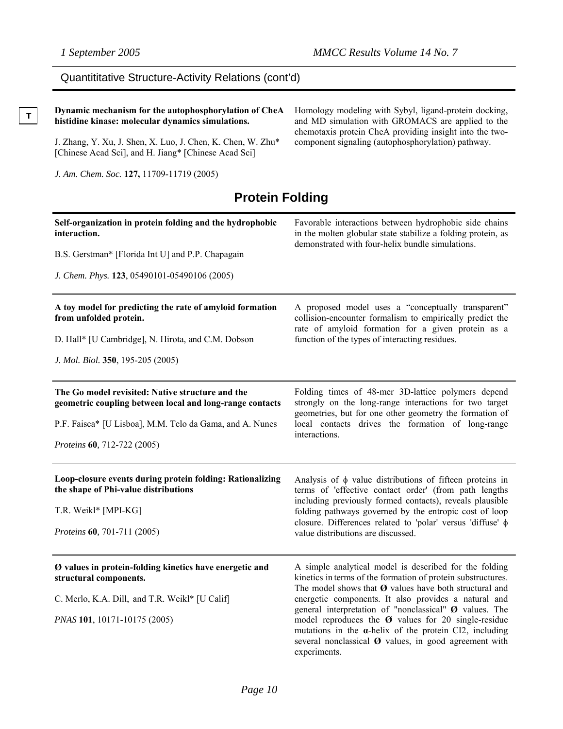Quantititative Structure-Activity Relations (cont'd)

T

**Dynamic mechanism for the autophosphorylation of CheA histidine kinase: molecular dynamics simulations.**

J. Zhang, Y. Xu, J. Shen, X. Luo, J. Chen, K. Chen, W. Zhu* [Chinese Acad Sci], and H. Jiang* [Chinese Acad Sci]

*J. Am. Chem. Soc.* **127,** 11709-11719 (2005)

Homology modeling with Sybyl, ligand-protein docking, and MD simulation with GROMACS are applied to the chemotaxis protein CheA providing insight into the two-component signaling (autophosphorylation) pathway.

## Protein Folding

**Self-organization in protein folding and the hydrophobic interaction.**

B.S. Gerstman* [Florida Int U] and P.P. Chapagain

*J. Chem. Phys.* **123**, 05490101-05490106 (2005)

Favorable interactions between hydrophobic side chains in the molten globular state stabilize a folding protein, as demonstrated with four-helix bundle simulations.

---

**A toy model for predicting the rate of amyloid formation from unfolded protein.**

D. Hall* [U Cambridge], N. Hirota, and C.M. Dobson

*J. Mol. Biol.* **350**, 195-205 (2005)

A proposed model uses a "conceptually transparent" collision-encounter formalism to empirically predict the rate of amyloid formation for a given protein as a function of the types of interacting residues.

---

**The Go model revisited: Native structure and the geometric coupling between local and long-range contacts**

P.F. Faisca* [U Lisboa], M.M. Telo da Gama, and A. Nunes

*Proteins* **60***,* 712-722 (2005)

Folding times of 48-mer 3D-lattice polymers depend strongly on the long-range interactions for two target geometries, but for one other geometry the formation of local contacts drives the formation of long-range interactions.

---

**Loop-closure events during protein folding: Rationalizing the shape of Phi-value distributions**

T.R. Weikl* [MPI-KG]

*Proteins* **60***,* 701-711 (2005)

Analysis of $\phi$ value distributions of fifteen proteins in terms of 'effective contact order' (from path lengths including previously formed contacts), reveals plausible folding pathways governed by the entropic cost of loop closure. Differences related to 'polar' versus 'diffuse' $\phi$ value distributions are discussed.

---

**Ø values in protein-folding kinetics have energetic and structural components.**

C. Merlo, K.A. Dill, and T.R. Weikl* [U Calif]

*PNAS* **101**, 10171-10175 (2005)

A simple analytical model is described for the folding kinetics in terms of the formation of protein substructures. The model shows that **Ø** values have both structural and energetic components. It also provides a natural and general interpretation of "nonclassical" **Ø** values. The model reproduces the **Ø** values for 20 single-residue mutations in the **α**-helix of the protein CI2, including several nonclassical **Ø** values, in good agreement with experiments.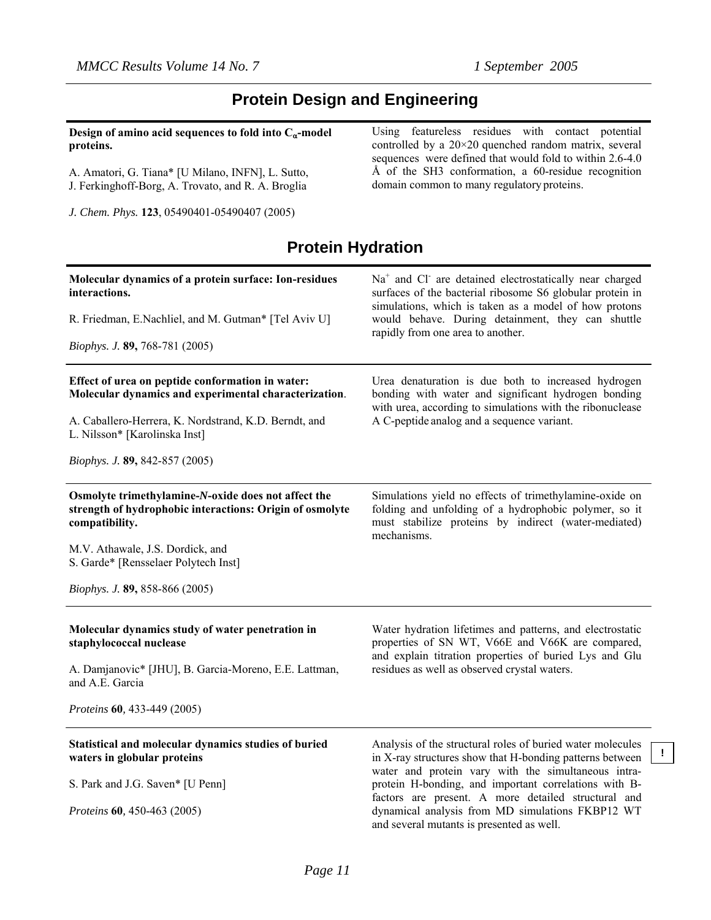## Protein Design and Engineering

**Design of amino acid sequences to fold into $C_\alpha$-model proteins.**

A. Amatori, G. Tiana* [U Milano, INFN], L. Sutto, J. Ferkinghoff-Borg, A. Trovato, and R. A. Broglia

*J. Chem. Phys.* **123**, 05490401-05490407 (2005)

Using featureless residues with contact potential controlled by a 20×20 quenched random matrix, several sequences were defined that would fold to within 2.6-4.0 Å of the SH3 conformation, a 60-residue recognition domain common to many regulatory proteins.

## Protein Hydration

**Molecular dynamics of a protein surface: Ion-residues interactions.**

R. Friedman, E.Nachliel, and M. Gutman* [Tel Aviv U]

*Biophys. J.* **89,** 768-781 (2005)

$Na^+$ and $Cl^-$ are detained electrostatically near charged surfaces of the bacterial ribosome S6 globular protein in simulations, which is taken as a model of how protons would behave. During detainment, they can shuttle rapidly from one area to another.

---

**Effect of urea on peptide conformation in water: Molecular dynamics and experimental characterization**.

A. Caballero-Herrera, K. Nordstrand, K.D. Berndt, and L. Nilsson* [Karolinska Inst]

*Biophys. J.* **89,** 842-857 (2005)

Urea denaturation is due both to increased hydrogen bonding with water and significant hydrogen bonding with urea, according to simulations with the ribonuclease A C-peptide analog and a sequence variant.

---

**Osmolyte trimethylamine-*N*-oxide does not affect the strength of hydrophobic interactions: Origin of osmolyte compatibility.**

M.V. Athawale, J.S. Dordick, and S. Garde* [Rensselaer Polytech Inst]

*Biophys. J.* **89,** 858-866 (2005)

Simulations yield no effects of trimethylamine-oxide on folding and unfolding of a hydrophobic polymer, so it must stabilize proteins by indirect (water-mediated) mechanisms.

---

**Molecular dynamics study of water penetration in staphylococcal nuclease**

A. Damjanovic* [JHU], B. Garcia-Moreno, E.E. Lattman, and A.E. Garcia

*Proteins* **60**, 433-449 (2005)

Water hydration lifetimes and patterns, and electrostatic properties of SN WT, V66E and V66K are compared, and explain titration properties of buried Lys and Glu residues as well as observed crystal waters.

---

**Statistical and molecular dynamics studies of buried waters in globular proteins**

S. Park and J.G. Saven* [U Penn]

*Proteins* **60**, 450-463 (2005)

Analysis of the structural roles of buried water molecules in X-ray structures show that H-bonding patterns between water and protein vary with the simultaneous intra-protein H-bonding, and important correlations with B-factors are present. A more detailed structural and dynamical analysis from MD simulations FKBP12 WT and several mutants is presented as well.

!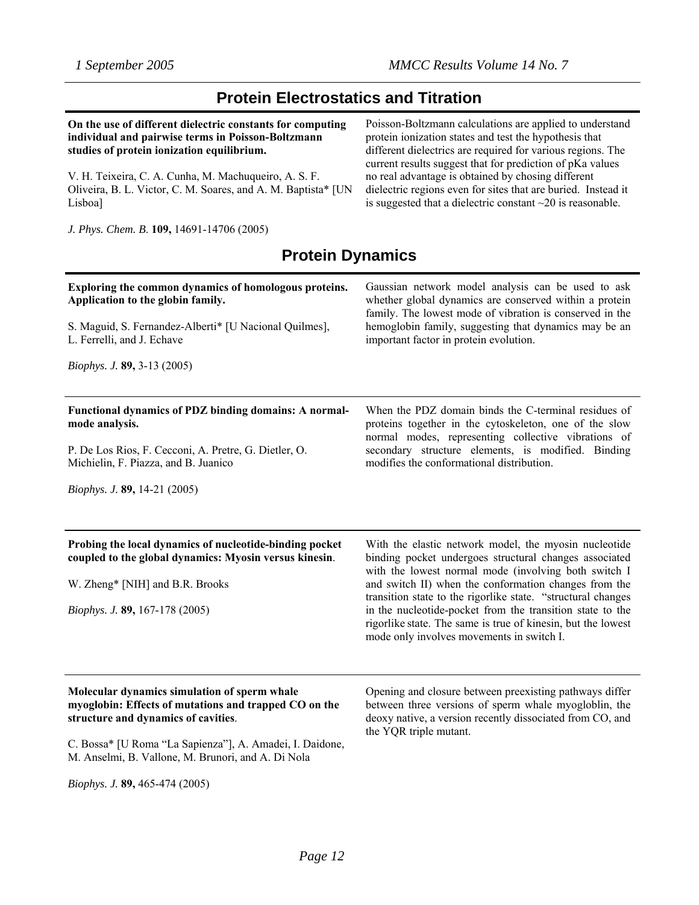## Protein Electrostatics and Titration

**On the use of different dielectric constants for computing individual and pairwise terms in Poisson-Boltzmann studies of protein ionization equilibrium.**

V. H. Teixeira, C. A. Cunha, M. Machuqueiro, A. S. F. Oliveira, B. L. Victor, C. M. Soares, and A. M. Baptista* [UN Lisboa]

*J. Phys. Chem. B.* **109,** 14691-14706 (2005)

Poisson-Boltzmann calculations are applied to understand protein ionization states and test the hypothesis that different dielectrics are required for various regions. The current results suggest that for prediction of pKa values no real advantage is obtained by chosing different dielectric regions even for sites that are buried. Instead it is suggested that a dielectric constant ~20 is reasonable.

## Protein Dynamics

**Exploring the common dynamics of homologous proteins. Application to the globin family.**

S. Maguid, S. Fernandez-Alberti* [U Nacional Quilmes], L. Ferrelli, and J. Echave

*Biophys. J.* **89,** 3-13 (2005)

Gaussian network model analysis can be used to ask whether global dynamics are conserved within a protein family. The lowest mode of vibration is conserved in the hemoglobin family, suggesting that dynamics may be an important factor in protein evolution.

---

**Functional dynamics of PDZ binding domains: A normal-mode analysis.**

P. De Los Rios, F. Cecconi, A. Pretre, G. Dietler, O. Michielin, F. Piazza, and B. Juanico

*Biophys. J.* **89,** 14-21 (2005)

When the PDZ domain binds the C-terminal residues of proteins together in the cytoskeleton, one of the slow normal modes, representing collective vibrations of secondary structure elements, is modified. Binding modifies the conformational distribution.

---

**Probing the local dynamics of nucleotide-binding pocket coupled to the global dynamics: Myosin versus kinesin**.

W. Zheng* [NIH] and B.R. Brooks

*Biophys. J.* **89,** 167-178 (2005)

With the elastic network model, the myosin nucleotide binding pocket undergoes structural changes associated with the lowest normal mode (involving both switch I and switch II) when the conformation changes from the transition state to the rigorlike state. "structural changes in the nucleotide-pocket from the transition state to the rigorlike state. The same is true of kinesin, but the lowest mode only involves movements in switch I.

---

**Molecular dynamics simulation of sperm whale myoglobin: Effects of mutations and trapped CO on the structure and dynamics of cavities**.

C. Bossa* [U Roma "La Sapienza"], A. Amadei, I. Daidone, M. Anselmi, B. Vallone, M. Brunori, and A. Di Nola

*Biophys. J.* **89,** 465-474 (2005)

Opening and closure between preexisting pathways differ between three versions of sperm whale myogloblin, the deoxy native, a version recently dissociated from CO, and the YQR triple mutant.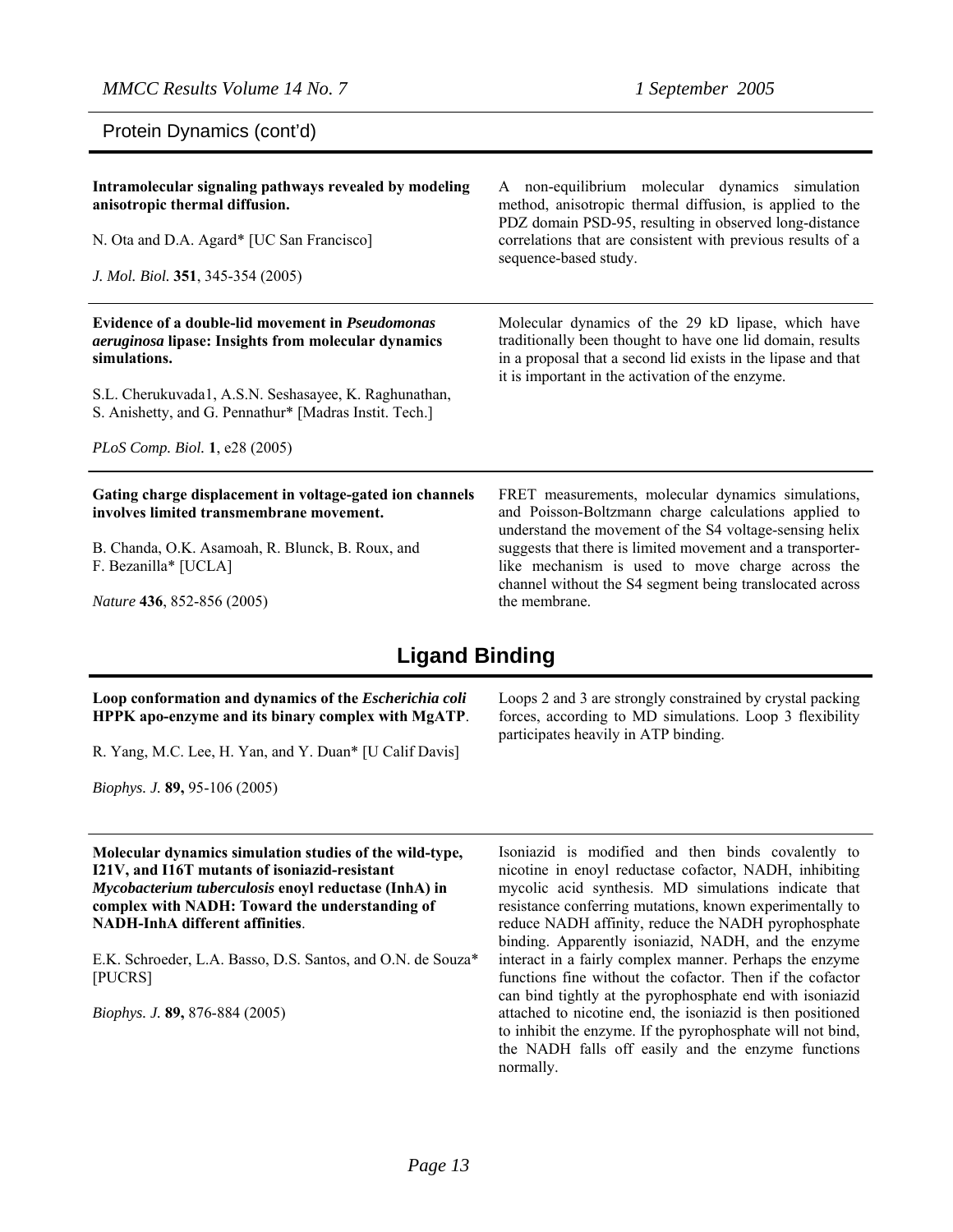## Protein Dynamics (cont'd)

**Intramolecular signaling pathways revealed by modeling anisotropic thermal diffusion.**

N. Ota and D.A. Agard* [UC San Francisco]

*J. Mol. Biol.* **351**, 345-354 (2005)

A non-equilibrium molecular dynamics simulation method, anisotropic thermal diffusion, is applied to the PDZ domain PSD-95, resulting in observed long-distance correlations that are consistent with previous results of a sequence-based study.

---

**Evidence of a double-lid movement in *Pseudomonas aeruginosa* lipase: Insights from molecular dynamics simulations.**

S.L. Cherukuvada1, A.S.N. Seshasayee, K. Raghunathan, S. Anishetty, and G. Pennathur* [Madras Instit. Tech.]

*PLoS Comp. Biol.* **1**, e28 (2005)

Molecular dynamics of the 29 kD lipase, which have traditionally been thought to have one lid domain, results in a proposal that a second lid exists in the lipase and that it is important in the activation of the enzyme.

---

**Gating charge displacement in voltage-gated ion channels involves limited transmembrane movement.**

B. Chanda, O.K. Asamoah, R. Blunck, B. Roux, and F. Bezanilla* [UCLA]

*Nature* **436**, 852-856 (2005)

FRET measurements, molecular dynamics simulations, and Poisson-Boltzmann charge calculations applied to understand the movement of the S4 voltage-sensing helix suggests that there is limited movement and a transporter-like mechanism is used to move charge across the channel without the S4 segment being translocated across the membrane.

# Ligand Binding

**Loop conformation and dynamics of the *Escherichia coli* HPPK apo-enzyme and its binary complex with MgATP**.

R. Yang, M.C. Lee, H. Yan, and Y. Duan* [U Calif Davis]

*Biophys. J.* **89,** 95-106 (2005)

Loops 2 and 3 are strongly constrained by crystal packing forces, according to MD simulations. Loop 3 flexibility participates heavily in ATP binding.

---

**Molecular dynamics simulation studies of the wild-type, I21V, and I16T mutants of isoniazid-resistant *Mycobacterium tuberculosis* enoyl reductase (InhA) in complex with NADH: Toward the understanding of NADH-InhA different affinities**.

E.K. Schroeder, L.A. Basso, D.S. Santos, and O.N. de Souza* [PUCRS]

*Biophys. J.* **89,** 876-884 (2005)

Isoniazid is modified and then binds covalently to nicotine in enoyl reductase cofactor, NADH, inhibiting mycolic acid synthesis. MD simulations indicate that resistance conferring mutations, known experimentally to reduce NADH affinity, reduce the NADH pyrophosphate binding. Apparently isoniazid, NADH, and the enzyme interact in a fairly complex manner. Perhaps the enzyme functions fine without the cofactor. Then if the cofactor can bind tightly at the pyrophosphate end with isoniazid attached to nicotine end, the isoniazid is then positioned to inhibit the enzyme. If the pyrophosphate will not bind, the NADH falls off easily and the enzyme functions normally.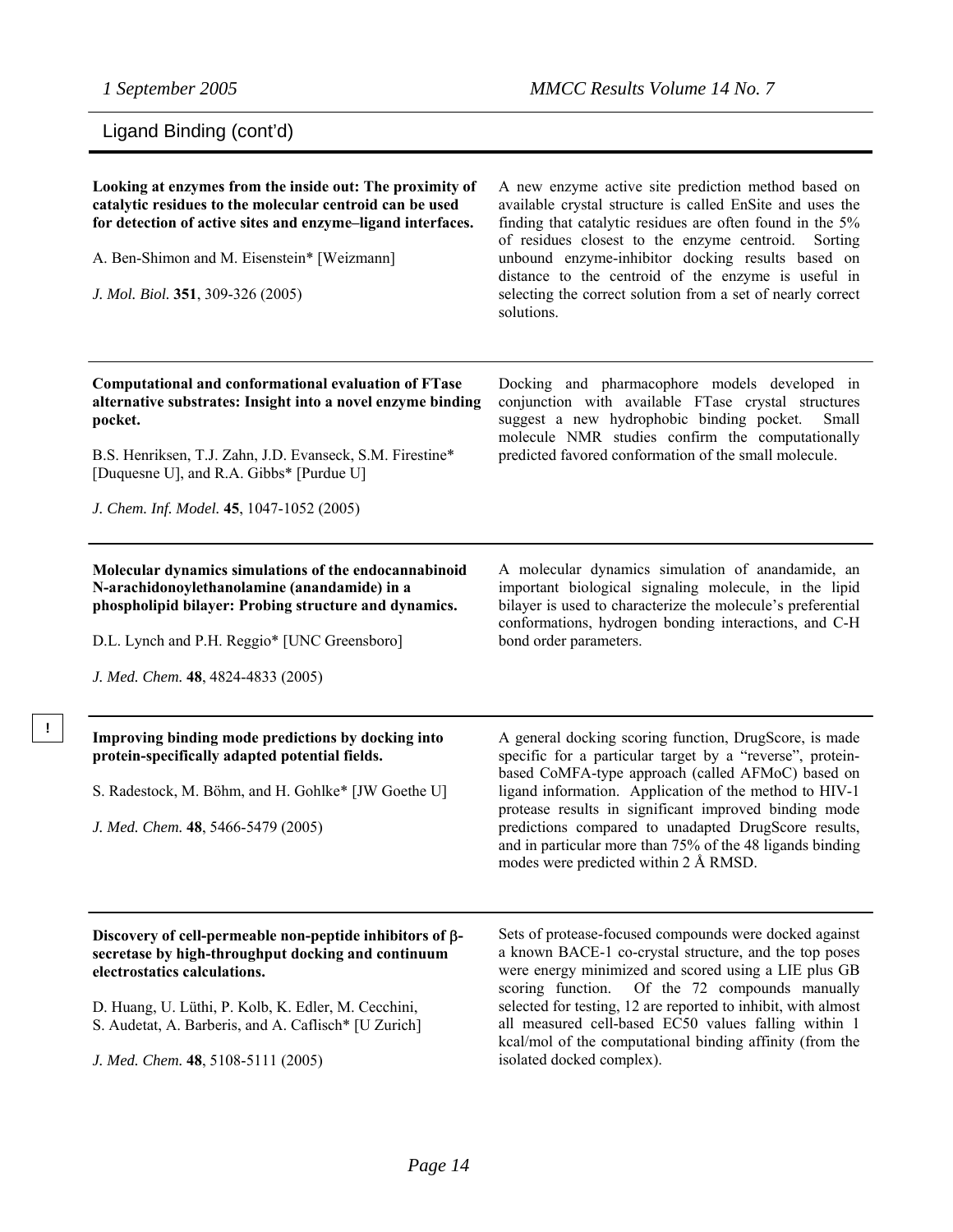## Ligand Binding (cont'd)

**Looking at enzymes from the inside out: The proximity of catalytic residues to the molecular centroid can be used for detection of active sites and enzyme–ligand interfaces.**

A. Ben-Shimon and M. Eisenstein* [Weizmann]

*J. Mol. Biol.* **351**, 309-326 (2005)

A new enzyme active site prediction method based on available crystal structure is called EnSite and uses the finding that catalytic residues are often found in the 5% of residues closest to the enzyme centroid. Sorting unbound enzyme-inhibitor docking results based on distance to the centroid of the enzyme is useful in selecting the correct solution from a set of nearly correct solutions.

---

**Computational and conformational evaluation of FTase alternative substrates: Insight into a novel enzyme binding pocket.**

B.S. Henriksen, T.J. Zahn, J.D. Evanseck, S.M. Firestine* [Duquesne U], and R.A. Gibbs* [Purdue U]

*J. Chem. Inf. Model.* **45**, 1047-1052 (2005)

Docking and pharmacophore models developed in conjunction with available FTase crystal structures suggest a new hydrophobic binding pocket. Small molecule NMR studies confirm the computationally predicted favored conformation of the small molecule.

---

**Molecular dynamics simulations of the endocannabinoid N-arachidonoylethanolamine (anandamide) in a phospholipid bilayer: Probing structure and dynamics.**

D.L. Lynch and P.H. Reggio* [UNC Greensboro]

*J. Med. Chem.* **48**, 4824-4833 (2005)

A molecular dynamics simulation of anandamide, an important biological signaling molecule, in the lipid bilayer is used to characterize the molecule's preferential conformations, hydrogen bonding interactions, and C-H bond order parameters.

---

!

**Improving binding mode predictions by docking into protein-specifically adapted potential fields.**

S. Radestock, M. Böhm, and H. Gohlke* [JW Goethe U]

*J. Med. Chem.* **48**, 5466-5479 (2005)

A general docking scoring function, DrugScore, is made specific for a particular target by a "reverse", protein-based CoMFA-type approach (called AFMoC) based on ligand information. Application of the method to HIV-1 protease results in significant improved binding mode predictions compared to unadapted DrugScore results, and in particular more than 75% of the 48 ligands binding modes were predicted within 2 Å RMSD.

---

**Discovery of cell-permeable non-peptide inhibitors of β-secretase by high-throughput docking and continuum electrostatics calculations.**

D. Huang, U. Lüthi, P. Kolb, K. Edler, M. Cecchini, S. Audetat, A. Barberis, and A. Caflisch* [U Zurich]

*J. Med. Chem.* **48**, 5108-5111 (2005)

Sets of protease-focused compounds were docked against a known BACE-1 co-crystal structure, and the top poses were energy minimized and scored using a LIE plus GB scoring function. Of the 72 compounds manually selected for testing, 12 are reported to inhibit, with almost all measured cell-based EC50 values falling within 1 kcal/mol of the computational binding affinity (from the isolated docked complex).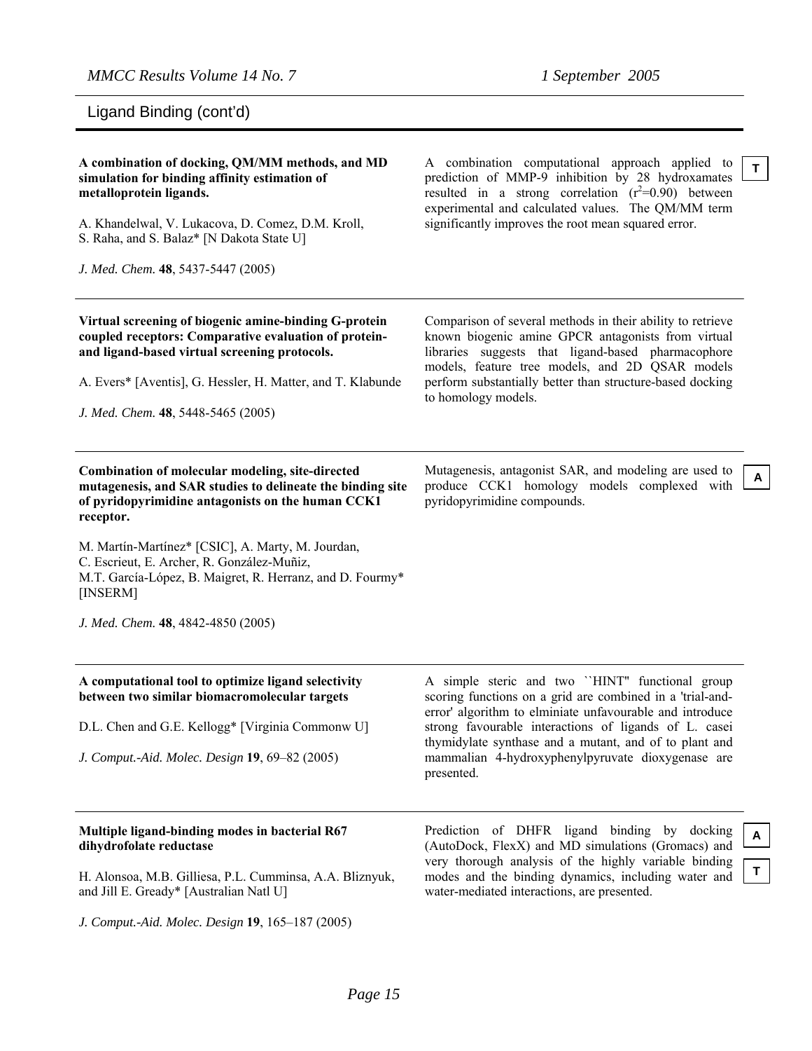## Ligand Binding (cont'd)

**A combination of docking, QM/MM methods, and MD simulation for binding affinity estimation of metalloprotein ligands.**

A. Khandelwal, V. Lukacova, D. Comez, D.M. Kroll, S. Raha, and S. Balaz* [N Dakota State U]

*J. Med. Chem.* **48**, 5437-5447 (2005)

A combination computational approach applied to prediction of MMP-9 inhibition by 28 hydroxamates resulted in a strong correlation ($r^2$=0.90) between experimental and calculated values. The QM/MM term significantly improves the root mean squared error.

**T**

---

**Virtual screening of biogenic amine-binding G-protein coupled receptors: Comparative evaluation of protein- and ligand-based virtual screening protocols.**

A. Evers* [Aventis], G. Hessler, H. Matter, and T. Klabunde

*J. Med. Chem.* **48**, 5448-5465 (2005)

Comparison of several methods in their ability to retrieve known biogenic amine GPCR antagonists from virtual libraries suggests that ligand-based pharmacophore models, feature tree models, and 2D QSAR models perform substantially better than structure-based docking to homology models.

---

**Combination of molecular modeling, site-directed mutagenesis, and SAR studies to delineate the binding site of pyridopyrimidine antagonists on the human CCK1 receptor.**

M. Martín-Martínez* [CSIC], A. Marty, M. Jourdan, C. Escrieut, E. Archer, R. González-Muñiz, M.T. García-López, B. Maigret, R. Herranz, and D. Fourmy* [INSERM]

*J. Med. Chem.* **48**, 4842-4850 (2005)

Mutagenesis, antagonist SAR, and modeling are used to produce CCK1 homology models complexed with pyridopyrimidine compounds.

**A**

---

**A computational tool to optimize ligand selectivity between two similar biomacromolecular targets**

D.L. Chen and G.E. Kellogg* [Virginia Commonw U]

*J. Comput.-Aid. Molec. Design* **19**, 69–82 (2005)

A simple steric and two ``HINT'' functional group scoring functions on a grid are combined in a 'trial-and-error' algorithm to elminiate unfavourable and introduce strong favourable interactions of ligands of L. casei thymidylate synthase and a mutant, and of to plant and mammalian 4-hydroxyphenylpyruvate dioxygenase are presented.

---

**Multiple ligand-binding modes in bacterial R67 dihydrofolate reductase**

H. Alonsoa, M.B. Gilliesa, P.L. Cumminsa, A.A. Bliznyuk, and Jill E. Gready* [Australian Natl U]

*J. Comput.-Aid. Molec. Design* **19**, 165–187 (2005)

Prediction of DHFR ligand binding by docking (AutoDock, FlexX) and MD simulations (Gromacs) and very thorough analysis of the highly variable binding modes and the binding dynamics, including water and water-mediated interactions, are presented.

**A**

**T**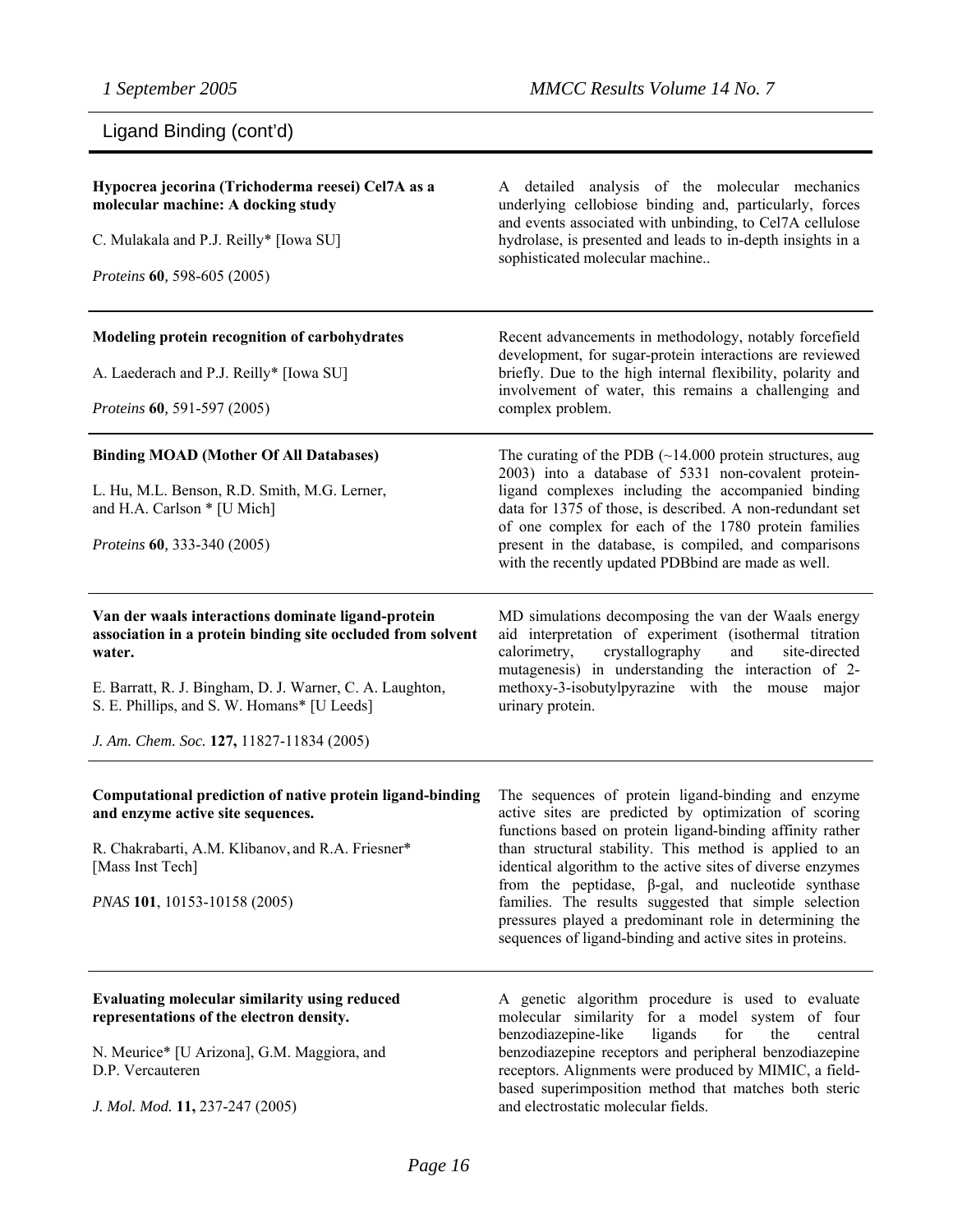## Ligand Binding (cont'd)

**Hypocrea jecorina (Trichoderma reesei) Cel7A as a molecular machine: A docking study**

C. Mulakala and P.J. Reilly* [Iowa SU]

*Proteins* **60**, 598-605 (2005)

A detailed analysis of the molecular mechanics underlying cellobiose binding and, particularly, forces and events associated with unbinding, to Cel7A cellulose hydrolase, is presented and leads to in-depth insights in a sophisticated molecular machine..

---

**Modeling protein recognition of carbohydrates**

A. Laederach and P.J. Reilly* [Iowa SU]

*Proteins* **60**, 591-597 (2005)

Recent advancements in methodology, notably forcefield development, for sugar-protein interactions are reviewed briefly. Due to the high internal flexibility, polarity and involvement of water, this remains a challenging and complex problem.

---

**Binding MOAD (Mother Of All Databases)**

L. Hu, M.L. Benson, R.D. Smith, M.G. Lerner, and H.A. Carlson * [U Mich]

*Proteins* **60**, 333-340 (2005)

The curating of the PDB (~14.000 protein structures, aug 2003) into a database of 5331 non-covalent protein-ligand complexes including the accompanied binding data for 1375 of those, is described. A non-redundant set of one complex for each of the 1780 protein families present in the database, is compiled, and comparisons with the recently updated PDBbind are made as well.

---

**Van der waals interactions dominate ligand-protein association in a protein binding site occluded from solvent water.**

E. Barratt, R. J. Bingham, D. J. Warner, C. A. Laughton, S. E. Phillips, and S. W. Homans* [U Leeds]

*J. Am. Chem. Soc.* **127,** 11827-11834 (2005)

MD simulations decomposing the van der Waals energy aid interpretation of experiment (isothermal titration calorimetry, crystallography and site-directed mutagenesis) in understanding the interaction of 2-methoxy-3-isobutylpyrazine with the mouse major urinary protein.

---

**Computational prediction of native protein ligand-binding and enzyme active site sequences.**

R. Chakrabarti, A.M. Klibanov, and R.A. Friesner* [Mass Inst Tech]

*PNAS* **101**, 10153-10158 (2005)

The sequences of protein ligand-binding and enzyme active sites are predicted by optimization of scoring functions based on protein ligand-binding affinity rather than structural stability. This method is applied to an identical algorithm to the active sites of diverse enzymes from the peptidase, β-gal, and nucleotide synthase families. The results suggested that simple selection pressures played a predominant role in determining the sequences of ligand-binding and active sites in proteins.

---

**Evaluating molecular similarity using reduced representations of the electron density.**

N. Meurice* [U Arizona], G.M. Maggiora, and D.P. Vercauteren

*J. Mol. Mod.* **11,** 237-247 (2005)

A genetic algorithm procedure is used to evaluate molecular similarity for a model system of four benzodiazepine-like ligands for the central benzodiazepine receptors and peripheral benzodiazepine receptors. Alignments were produced by MIMIC, a field-based superimposition method that matches both steric and electrostatic molecular fields.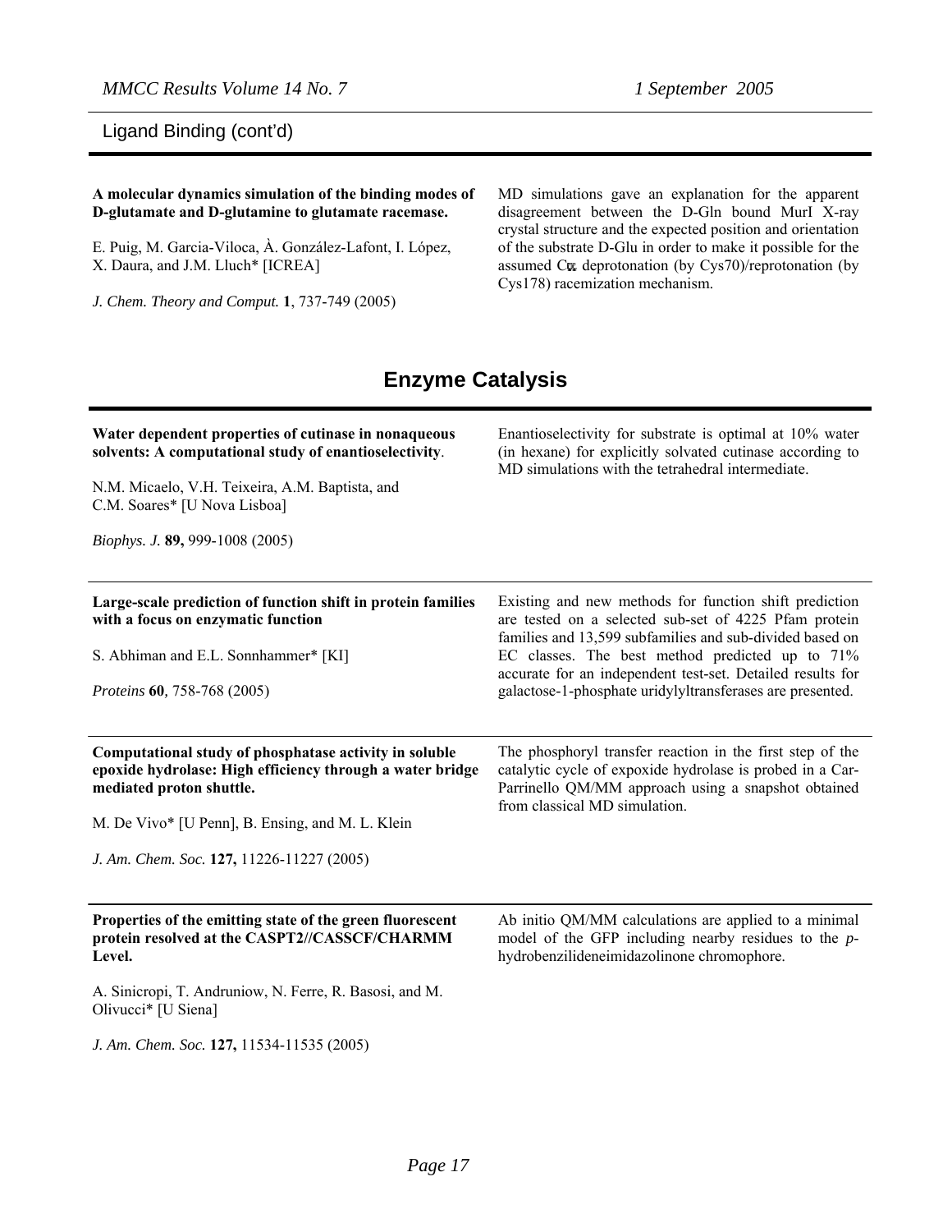Ligand Binding (cont'd)

**A molecular dynamics simulation of the binding modes of D-glutamate and D-glutamine to glutamate racemase.**

E. Puig, M. Garcia-Viloca, À. González-Lafont, I. López, X. Daura, and J.M. Lluch* [ICREA]

*J. Chem. Theory and Comput.* **1**, 737-749 (2005)

MD simulations gave an explanation for the apparent disagreement between the D-Gln bound MurI X-ray crystal structure and the expected position and orientation of the substrate D-Glu in order to make it possible for the assumed Cα deprotonation (by Cys70)/reprotonation (by Cys178) racemization mechanism.

## Enzyme Catalysis

**Water dependent properties of cutinase in nonaqueous solvents: A computational study of enantioselectivity**.

N.M. Micaelo, V.H. Teixeira, A.M. Baptista, and C.M. Soares* [U Nova Lisboa]

*Biophys. J.* **89,** 999-1008 (2005)

Enantioselectivity for substrate is optimal at 10% water (in hexane) for explicitly solvated cutinase according to MD simulations with the tetrahedral intermediate.

---

**Large-scale prediction of function shift in protein families with a focus on enzymatic function**

S. Abhiman and E.L. Sonnhammer* [KI]

*Proteins* **60**, 758-768 (2005)

Existing and new methods for function shift prediction are tested on a selected sub-set of 4225 Pfam protein families and 13,599 subfamilies and sub-divided based on EC classes. The best method predicted up to 71% accurate for an independent test-set. Detailed results for galactose-1-phosphate uridylyltransferases are presented.

---

**Computational study of phosphatase activity in soluble epoxide hydrolase: High efficiency through a water bridge mediated proton shuttle.**

M. De Vivo* [U Penn], B. Ensing, and M. L. Klein

*J. Am. Chem. Soc.* **127,** 11226-11227 (2005)

The phosphoryl transfer reaction in the first step of the catalytic cycle of expoxide hydrolase is probed in a Car-Parrinello QM/MM approach using a snapshot obtained from classical MD simulation.

---

**Properties of the emitting state of the green fluorescent protein resolved at the CASPT2//CASSCF/CHARMM Level.**

A. Sinicropi, T. Andruniow, N. Ferre, R. Basosi, and M. Olivucci* [U Siena]

*J. Am. Chem. Soc.* **127,** 11534-11535 (2005)

Ab initio QM/MM calculations are applied to a minimal model of the GFP including nearby residues to the *p*-hydrobenzilideneimidazolinone chromophore.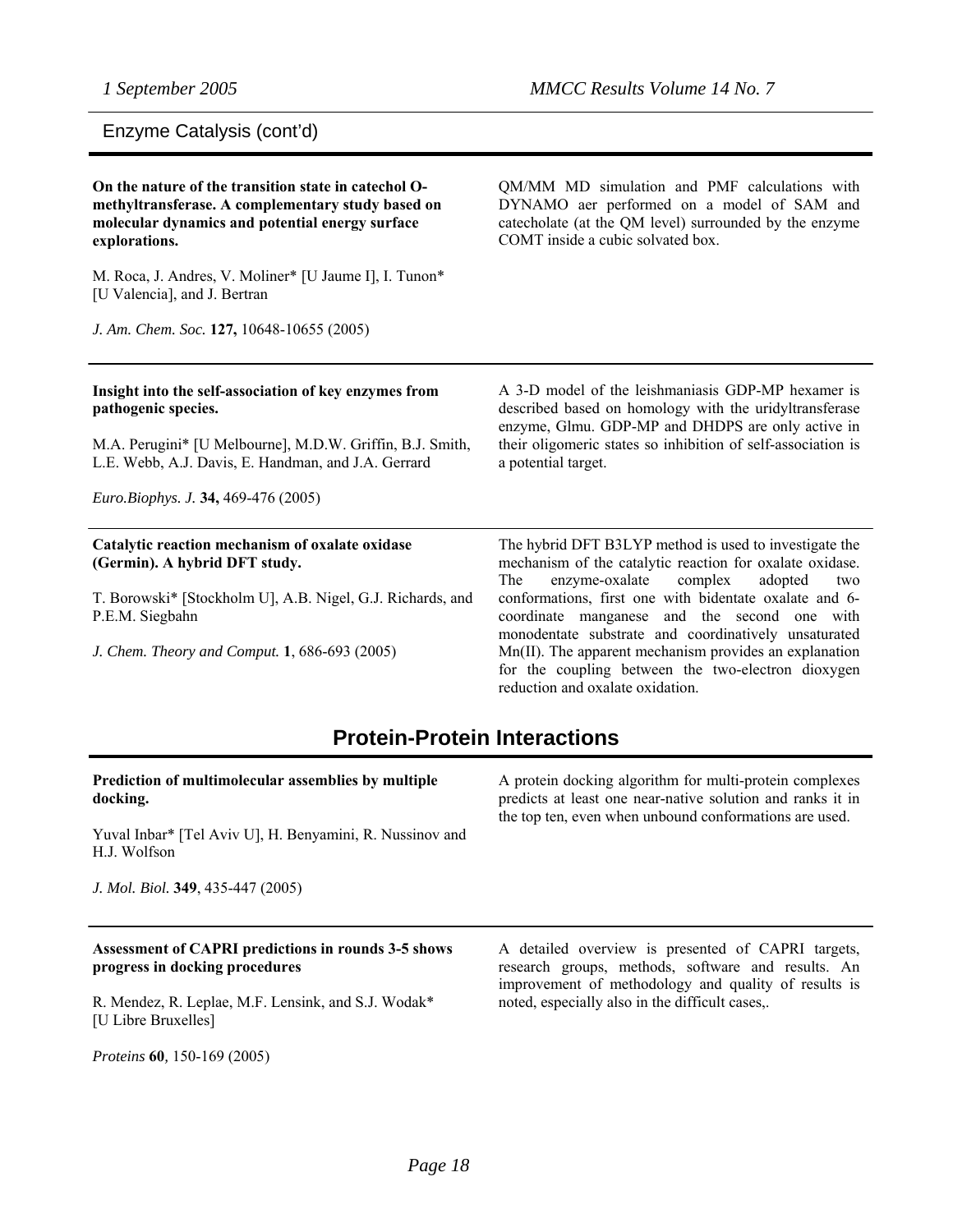## Enzyme Catalysis (cont'd)

**On the nature of the transition state in catechol O-methyltransferase. A complementary study based on molecular dynamics and potential energy surface explorations.**

M. Roca, J. Andres, V. Moliner* [U Jaume I], I. Tunon* [U Valencia], and J. Bertran

*J. Am. Chem. Soc.* **127,** 10648-10655 (2005)

QM/MM MD simulation and PMF calculations with DYNAMO aer performed on a model of SAM and catecholate (at the QM level) surrounded by the enzyme COMT inside a cubic solvated box.

---

**Insight into the self-association of key enzymes from pathogenic species.**

M.A. Perugini* [U Melbourne], M.D.W. Griffin, B.J. Smith, L.E. Webb, A.J. Davis, E. Handman, and J.A. Gerrard

*Euro.Biophys. J.* **34,** 469-476 (2005)

A 3-D model of the leishmaniasis GDP-MP hexamer is described based on homology with the uridyltransferase enzyme, Glmu. GDP-MP and DHDPS are only active in their oligomeric states so inhibition of self-association is a potential target.

---

**Catalytic reaction mechanism of oxalate oxidase (Germin). A hybrid DFT study.**

T. Borowski* [Stockholm U], A.B. Nigel, G.J. Richards, and P.E.M. Siegbahn

*J. Chem. Theory and Comput.* **1**, 686-693 (2005)

The hybrid DFT B3LYP method is used to investigate the mechanism of the catalytic reaction for oxalate oxidase. The enzyme-oxalate complex adopted two conformations, first one with bidentate oxalate and 6-coordinate manganese and the second one with monodentate substrate and coordinatively unsaturated Mn(II). The apparent mechanism provides an explanation for the coupling between the two-electron dioxygen reduction and oxalate oxidation.

## Protein-Protein Interactions

**Prediction of multimolecular assemblies by multiple docking.**

Yuval Inbar* [Tel Aviv U], H. Benyamini, R. Nussinov and H.J. Wolfson

*J. Mol. Biol.* **349**, 435-447 (2005)

A protein docking algorithm for multi-protein complexes predicts at least one near-native solution and ranks it in the top ten, even when unbound conformations are used.

---

**Assessment of CAPRI predictions in rounds 3-5 shows progress in docking procedures**

R. Mendez, R. Leplae, M.F. Lensink, and S.J. Wodak* [U Libre Bruxelles]

*Proteins* **60**, 150-169 (2005)

A detailed overview is presented of CAPRI targets, research groups, methods, software and results. An improvement of methodology and quality of results is noted, especially also in the difficult cases,.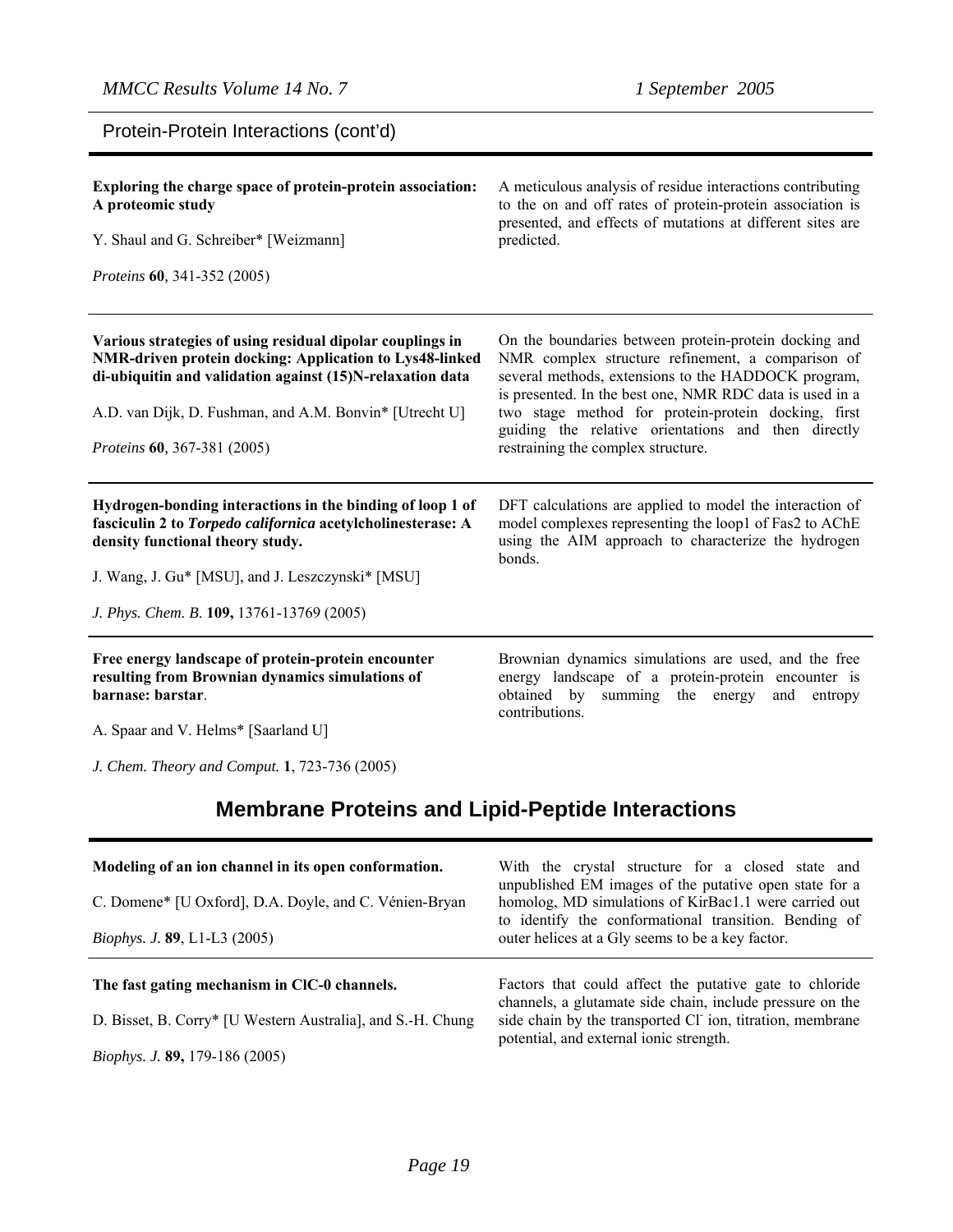Protein-Protein Interactions (cont'd)

---

**Exploring the charge space of protein-protein association: A proteomic study**

Y. Shaul and G. Schreiber* [Weizmann]

*Proteins* **60**, 341-352 (2005)

A meticulous analysis of residue interactions contributing to the on and off rates of protein-protein association is presented, and effects of mutations at different sites are predicted.

---

**Various strategies of using residual dipolar couplings in NMR-driven protein docking: Application to Lys48-linked di-ubiquitin and validation against (15)N-relaxation data**

A.D. van Dijk, D. Fushman, and A.M. Bonvin* [Utrecht U]

*Proteins* **60**, 367-381 (2005)

On the boundaries between protein-protein docking and NMR complex structure refinement, a comparison of several methods, extensions to the HADDOCK program, is presented. In the best one, NMR RDC data is used in a two stage method for protein-protein docking, first guiding the relative orientations and then directly restraining the complex structure.

---

**Hydrogen-bonding interactions in the binding of loop 1 of fasciculin 2 to *Torpedo californica* acetylcholinesterase: A density functional theory study.**

J. Wang, J. Gu* [MSU], and J. Leszczynski* [MSU]

*J. Phys. Chem. B.* **109,** 13761-13769 (2005)

DFT calculations are applied to model the interaction of model complexes representing the loop1 of Fas2 to AChE using the AIM approach to characterize the hydrogen bonds.

---

**Free energy landscape of protein-protein encounter resulting from Brownian dynamics simulations of barnase: barstar**.

A. Spaar and V. Helms* [Saarland U]

*J. Chem. Theory and Comput.* **1**, 723-736 (2005)

Brownian dynamics simulations are used, and the free energy landscape of a protein-protein encounter is obtained by summing the energy and entropy contributions.

## Membrane Proteins and Lipid-Peptide Interactions

---

**Modeling of an ion channel in its open conformation.**

C. Domene* [U Oxford], D.A. Doyle, and C. Vénien-Bryan

*Biophys. J.* **89**, L1-L3 (2005)

With the crystal structure for a closed state and unpublished EM images of the putative open state for a homolog, MD simulations of KirBac1.1 were carried out to identify the conformational transition. Bending of outer helices at a Gly seems to be a key factor.

---

**The fast gating mechanism in ClC-0 channels.**

D. Bisset, B. Corry* [U Western Australia], and S.-H. Chung

*Biophys. J.* **89,** 179-186 (2005)

Factors that could affect the putative gate to chloride channels, a glutamate side chain, include pressure on the side chain by the transported $Cl^-$ ion, titration, membrane potential, and external ionic strength.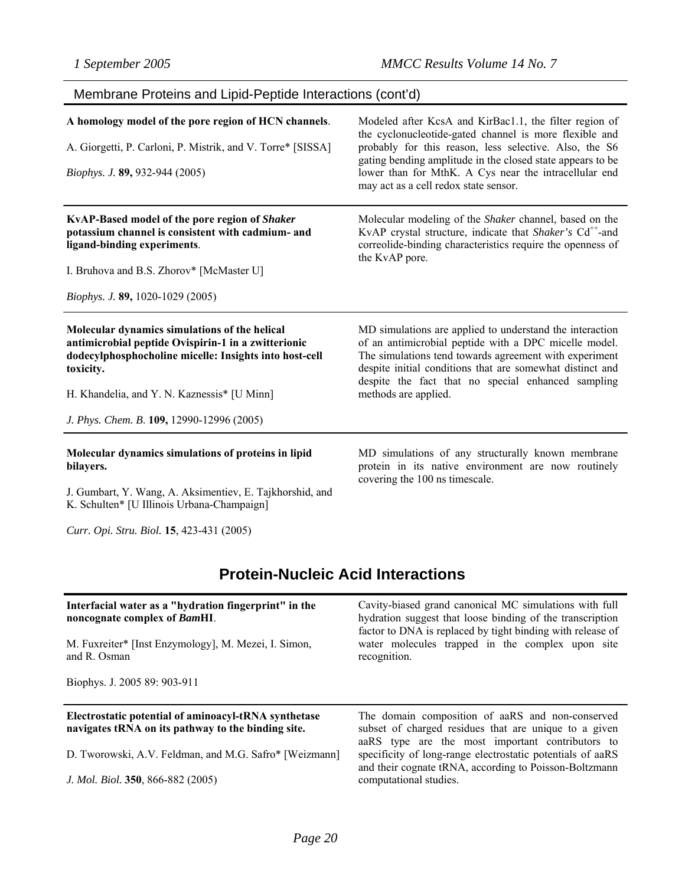## Membrane Proteins and Lipid-Peptide Interactions (cont'd)

**A homology model of the pore region of HCN channels**.

A. Giorgetti, P. Carloni, P. Mistrik, and V. Torre* [SISSA]

*Biophys. J.* **89,** 932-944 (2005)

Modeled after KcsA and KirBac1.1, the filter region of the cyclonucleotide-gated channel is more flexible and probably for this reason, less selective. Also, the S6 gating bending amplitude in the closed state appears to be lower than for MthK. A Cys near the intracellular end may act as a cell redox state sensor.

---

**KvAP-Based model of the pore region of *Shaker* potassium channel is consistent with cadmium- and ligand-binding experiments**.

I. Bruhova and B.S. Zhorov* [McMaster U]

*Biophys. J.* **89,** 1020-1029 (2005)

Molecular modeling of the *Shaker* channel, based on the KvAP crystal structure, indicate that *Shaker's* $Cd^{++}$-and correolide-binding characteristics require the openness of the KvAP pore.

---

**Molecular dynamics simulations of the helical antimicrobial peptide Ovispirin-1 in a zwitterionic dodecylphosphocholine micelle: Insights into host-cell toxicity.**

H. Khandelia, and Y. N. Kaznessis* [U Minn]

*J. Phys. Chem. B.* **109,** 12990-12996 (2005)

MD simulations are applied to understand the interaction of an antimicrobial peptide with a DPC micelle model. The simulations tend towards agreement with experiment despite initial conditions that are somewhat distinct and despite the fact that no special enhanced sampling methods are applied.

---

**Molecular dynamics simulations of proteins in lipid bilayers.**

J. Gumbart, Y. Wang, A. Aksimentiev, E. Tajkhorshid, and K. Schulten* [U Illinois Urbana-Champaign]

*Curr. Opi. Stru. Biol.* **15**, 423-431 (2005)

MD simulations of any structurally known membrane protein in its native environment are now routinely covering the 100 ns timescale.

# Protein-Nucleic Acid Interactions

**Interfacial water as a "hydration fingerprint" in the noncognate complex of *Bam*HI**.

M. Fuxreiter* [Inst Enzymology], M. Mezei, I. Simon, and R. Osman

Biophys. J. 2005 89: 903-911

Cavity-biased grand canonical MC simulations with full hydration suggest that loose binding of the transcription factor to DNA is replaced by tight binding with release of water molecules trapped in the complex upon site recognition.

---

**Electrostatic potential of aminoacyl-tRNA synthetase navigates tRNA on its pathway to the binding site.**

D. Tworowski, A.V. Feldman, and M.G. Safro* [Weizmann]

*J. Mol. Biol.* **350**, 866-882 (2005)

The domain composition of aaRS and non-conserved subset of charged residues that are unique to a given aaRS type are the most important contributors to specificity of long-range electrostatic potentials of aaRS and their cognate tRNA, according to Poisson-Boltzmann computational studies.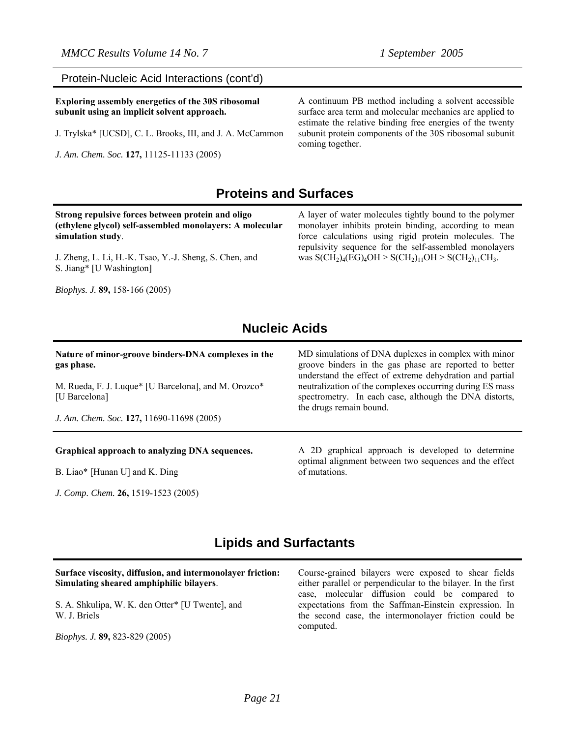Protein-Nucleic Acid Interactions (cont'd)

**Exploring assembly energetics of the 30S ribosomal subunit using an implicit solvent approach.**

J. Trylska* [UCSD], C. L. Brooks, III, and J. A. McCammon

*J. Am. Chem. Soc.* **127,** 11125-11133 (2005)

A continuum PB method including a solvent accessible surface area term and molecular mechanics are applied to estimate the relative binding free energies of the twenty subunit protein components of the 30S ribosomal subunit coming together.

## Proteins and Surfaces

**Strong repulsive forces between protein and oligo (ethylene glycol) self-assembled monolayers: A molecular simulation study**.

J. Zheng, L. Li, H.-K. Tsao, Y.-J. Sheng, S. Chen, and S. Jiang* [U Washington]

*Biophys. J.* **89,** 158-166 (2005)

A layer of water molecules tightly bound to the polymer monolayer inhibits protein binding, according to mean force calculations using rigid protein molecules. The repulsivity sequence for the self-assembled monolayers was $S(CH_2)_4(EG)_4OH > S(CH_2)_{11}OH > S(CH_2)_{11}CH_3$.

## Nucleic Acids

**Nature of minor-groove binders-DNA complexes in the gas phase.**

M. Rueda, F. J. Luque* [U Barcelona], and M. Orozco* [U Barcelona]

*J. Am. Chem. Soc.* **127,** 11690-11698 (2005)

MD simulations of DNA duplexes in complex with minor groove binders in the gas phase are reported to better understand the effect of extreme dehydration and partial neutralization of the complexes occurring during ES mass spectrometry. In each case, although the DNA distorts, the drugs remain bound.

---

**Graphical approach to analyzing DNA sequences.**

B. Liao* [Hunan U] and K. Ding

*J. Comp. Chem.* **26,** 1519-1523 (2005)

A 2D graphical approach is developed to determine optimal alignment between two sequences and the effect of mutations.

## Lipids and Surfactants

**Surface viscosity, diffusion, and intermonolayer friction: Simulating sheared amphiphilic bilayers**.

S. A. Shkulipa, W. K. den Otter* [U Twente], and W. J. Briels

*Biophys. J.* **89,** 823-829 (2005)

Course-grained bilayers were exposed to shear fields either parallel or perpendicular to the bilayer. In the first case, molecular diffusion could be compared to expectations from the Saffman-Einstein expression. In the second case, the intermonolayer friction could be computed.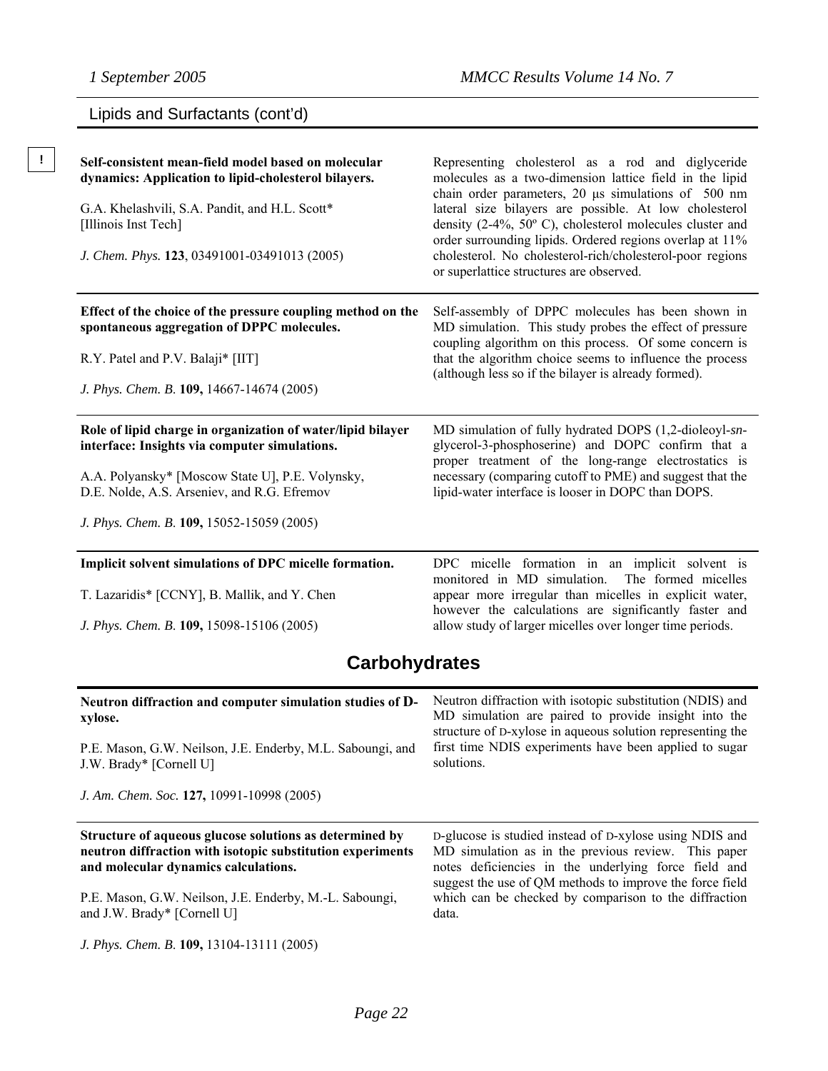## Lipids and Surfactants (cont'd)

!

**Self-consistent mean-field model based on molecular dynamics: Application to lipid-cholesterol bilayers.**

G.A. Khelashvili, S.A. Pandit, and H.L. Scott* [Illinois Inst Tech]

*J. Chem. Phys.* **123**, 03491001-03491013 (2005)

Representing cholesterol as a rod and diglyceride molecules as a two-dimension lattice field in the lipid chain order parameters, 20 μs simulations of 500 nm lateral size bilayers are possible. At low cholesterol density (2-4%, 50º C), cholesterol molecules cluster and order surrounding lipids. Ordered regions overlap at 11% cholesterol. No cholesterol-rich/cholesterol-poor regions or superlattice structures are observed.

---

**Effect of the choice of the pressure coupling method on the spontaneous aggregation of DPPC molecules.**

R.Y. Patel and P.V. Balaji* [IIT]

*J. Phys. Chem. B.* **109,** 14667-14674 (2005)

Self-assembly of DPPC molecules has been shown in MD simulation. This study probes the effect of pressure coupling algorithm on this process. Of some concern is that the algorithm choice seems to influence the process (although less so if the bilayer is already formed).

---

**Role of lipid charge in organization of water/lipid bilayer interface: Insights via computer simulations.**

A.A. Polyansky* [Moscow State U], P.E. Volynsky, D.E. Nolde, A.S. Arseniev, and R.G. Efremov

*J. Phys. Chem. B.* **109,** 15052-15059 (2005)

MD simulation of fully hydrated DOPS (1,2-dioleoyl-*sn*-glycerol-3-phosphoserine) and DOPC confirm that a proper treatment of the long-range electrostatics is necessary (comparing cutoff to PME) and suggest that the lipid-water interface is looser in DOPC than DOPS.

---

**Implicit solvent simulations of DPC micelle formation.**

T. Lazaridis* [CCNY], B. Mallik, and Y. Chen

*J. Phys. Chem. B.* **109,** 15098-15106 (2005)

DPC micelle formation in an implicit solvent is monitored in MD simulation. The formed micelles appear more irregular than micelles in explicit water, however the calculations are significantly faster and allow study of larger micelles over longer time periods.

## Carbohydrates

**Neutron diffraction and computer simulation studies of D-xylose.**

P.E. Mason, G.W. Neilson, J.E. Enderby, M.L. Saboungi, and J.W. Brady* [Cornell U]

*J. Am. Chem. Soc.* **127,** 10991-10998 (2005)

Neutron diffraction with isotopic substitution (NDIS) and MD simulation are paired to provide insight into the structure of D-xylose in aqueous solution representing the first time NDIS experiments have been applied to sugar solutions.

---

**Structure of aqueous glucose solutions as determined by neutron diffraction with isotopic substitution experiments and molecular dynamics calculations.**

P.E. Mason, G.W. Neilson, J.E. Enderby, M.-L. Saboungi, and J.W. Brady* [Cornell U]

*J. Phys. Chem. B.* **109,** 13104-13111 (2005)

D-glucose is studied instead of D-xylose using NDIS and MD simulation as in the previous review. This paper notes deficiencies in the underlying force field and suggest the use of QM methods to improve the force field which can be checked by comparison to the diffraction data.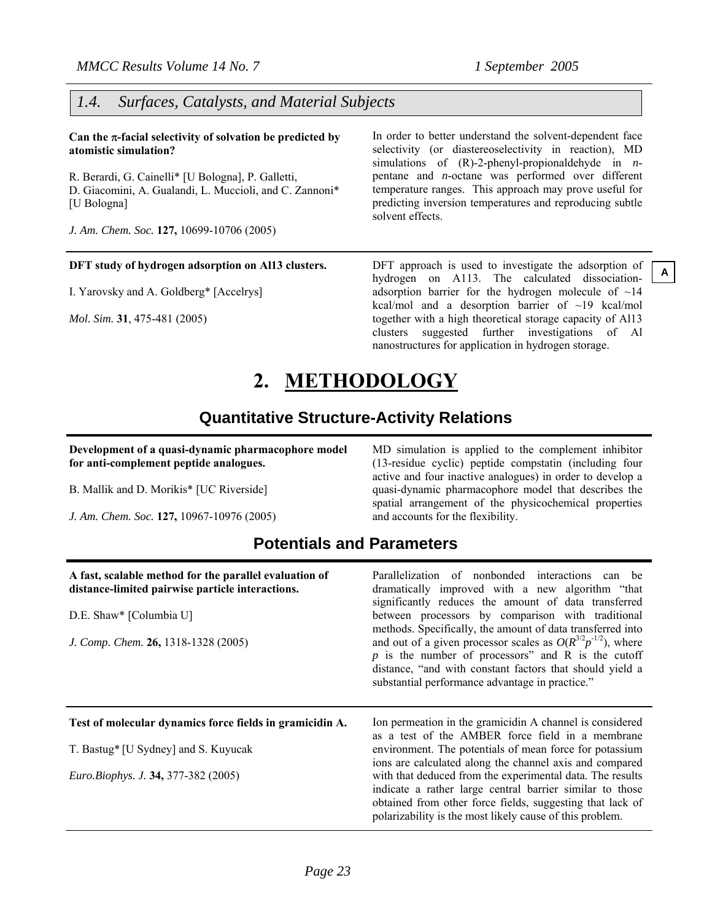## 1.4. Surfaces, Catalysts, and Material Subjects

**Can the π-facial selectivity of solvation be predicted by atomistic simulation?**

R. Berardi, G. Cainelli* [U Bologna], P. Galletti, D. Giacomini, A. Gualandi, L. Muccioli, and C. Zannoni* [U Bologna]

*J. Am. Chem. Soc.* **127,** 10699-10706 (2005)

In order to better understand the solvent-dependent face selectivity (or diastereoselectivity in reaction), MD simulations of (R)-2-phenyl-propionaldehyde in *n*-pentane and *n*-octane was performed over different temperature ranges. This approach may prove useful for predicting inversion temperatures and reproducing subtle solvent effects.

---

**DFT study of hydrogen adsorption on Al13 clusters.**

I. Yarovsky and A. Goldberg* [Accelrys]

*Mol. Sim.* **31**, 475-481 (2005)

A

DFT approach is used to investigate the adsorption of hydrogen on A113. The calculated dissociation-adsorption barrier for the hydrogen molecule of ~14 kcal/mol and a desorption barrier of ~19 kcal/mol together with a high theoretical storage capacity of Al13 clusters suggested further investigations of Al nanostructures for application in hydrogen storage.

# 2. METHODOLOGY

## Quantitative Structure-Activity Relations

**Development of a quasi-dynamic pharmacophore model for anti-complement peptide analogues.**

B. Mallik and D. Morikis* [UC Riverside]

*J. Am. Chem. Soc.* **127,** 10967-10976 (2005)

MD simulation is applied to the complement inhibitor (13-residue cyclic) peptide compstatin (including four active and four inactive analogues) in order to develop a quasi-dynamic pharmacophore model that describes the spatial arrangement of the physicochemical properties and accounts for the flexibility.

## Potentials and Parameters

**A fast, scalable method for the parallel evaluation of distance-limited pairwise particle interactions.**

D.E. Shaw* [Columbia U]

*J. Comp. Chem.* **26,** 1318-1328 (2005)

Parallelization of nonbonded interactions can be dramatically improved with a new algorithm "that significantly reduces the amount of data transferred between processors by comparison with traditional methods. Specifically, the amount of data transferred into and out of a given processor scales as $O(R^{3/2}p^{-1/2})$, where $p$ is the number of processors" and R is the cutoff distance, "and with constant factors that should yield a substantial performance advantage in practice."

---

**Test of molecular dynamics force fields in gramicidin A.**

T. Bastug* [U Sydney] and S. Kuyucak

*Euro.Biophys. J.* **34,** 377-382 (2005)

Ion permeation in the gramicidin A channel is considered as a test of the AMBER force field in a membrane environment. The potentials of mean force for potassium ions are calculated along the channel axis and compared with that deduced from the experimental data. The results indicate a rather large central barrier similar to those obtained from other force fields, suggesting that lack of polarizability is the most likely cause of this problem.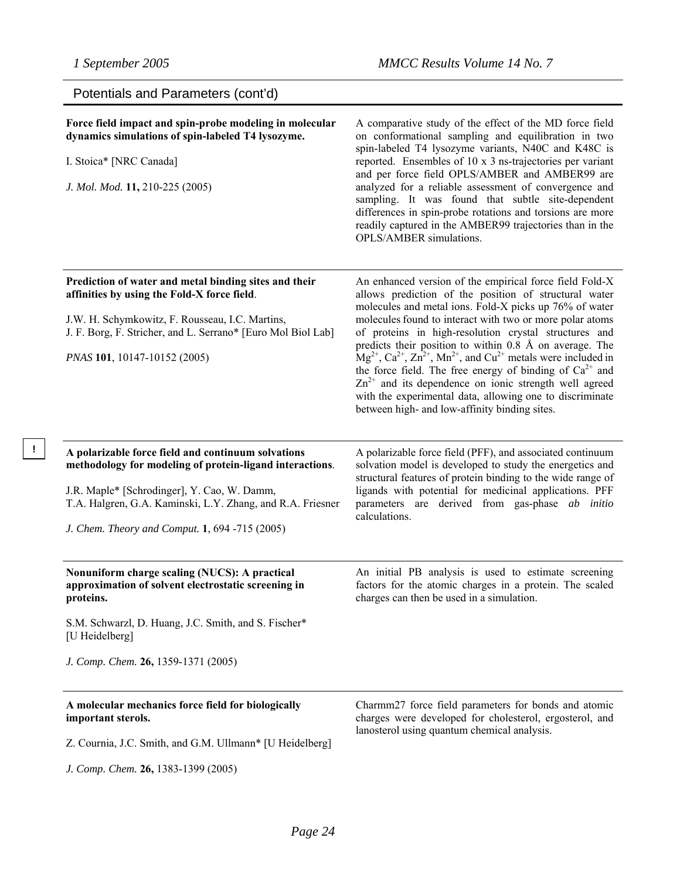## Potentials and Parameters (cont'd)

**Force field impact and spin-probe modeling in molecular dynamics simulations of spin-labeled T4 lysozyme.**

I. Stoica* [NRC Canada]

*J. Mol. Mod.* **11,** 210-225 (2005)

A comparative study of the effect of the MD force field on conformational sampling and equilibration in two spin-labeled T4 lysozyme variants, N40C and K48C is reported. Ensembles of 10 x 3 ns-trajectories per variant and per force field OPLS/AMBER and AMBER99 are analyzed for a reliable assessment of convergence and sampling. It was found that subtle site-dependent differences in spin-probe rotations and torsions are more readily captured in the AMBER99 trajectories than in the OPLS/AMBER simulations.

---

**Prediction of water and metal binding sites and their affinities by using the Fold-X force field**.

J.W. H. Schymkowitz, F. Rousseau, I.C. Martins, J. F. Borg, F. Stricher, and L. Serrano* [Euro Mol Biol Lab]

*PNAS* **101**, 10147-10152 (2005)

An enhanced version of the empirical force field Fold-X allows prediction of the position of structural water molecules and metal ions. Fold-X picks up 76% of water molecules found to interact with two or more polar atoms of proteins in high-resolution crystal structures and predicts their position to within 0.8 Å on average. The $Mg^{2+}$, $Ca^{2+}$, $Zn^{2+}$, $Mn^{2+}$, and $Cu^{2+}$ metals were included in the force field. The free energy of binding of $Ca^{2+}$ and $Zn^{2+}$ and its dependence on ionic strength well agreed with the experimental data, allowing one to discriminate between high- and low-affinity binding sites.

---

!

**A polarizable force field and continuum solvations methodology for modeling of protein-ligand interactions**.

J.R. Maple* [Schrodinger], Y. Cao, W. Damm, T.A. Halgren, G.A. Kaminski, L.Y. Zhang, and R.A. Friesner

*J. Chem. Theory and Comput.* **1**, 694 -715 (2005)

A polarizable force field (PFF), and associated continuum solvation model is developed to study the energetics and structural features of protein binding to the wide range of ligands with potential for medicinal applications. PFF parameters are derived from gas-phase *ab initio* calculations.

---

**Nonuniform charge scaling (NUCS): A practical approximation of solvent electrostatic screening in proteins.**

S.M. Schwarzl, D. Huang, J.C. Smith, and S. Fischer* [U Heidelberg]

*J. Comp. Chem.* **26,** 1359-1371 (2005)

An initial PB analysis is used to estimate screening factors for the atomic charges in a protein. The scaled charges can then be used in a simulation.

---

**A molecular mechanics force field for biologically important sterols.**

Z. Cournia, J.C. Smith, and G.M. Ullmann* [U Heidelberg]

*J. Comp. Chem.* **26,** 1383-1399 (2005)

Charmm27 force field parameters for bonds and atomic charges were developed for cholesterol, ergosterol, and lanosterol using quantum chemical analysis.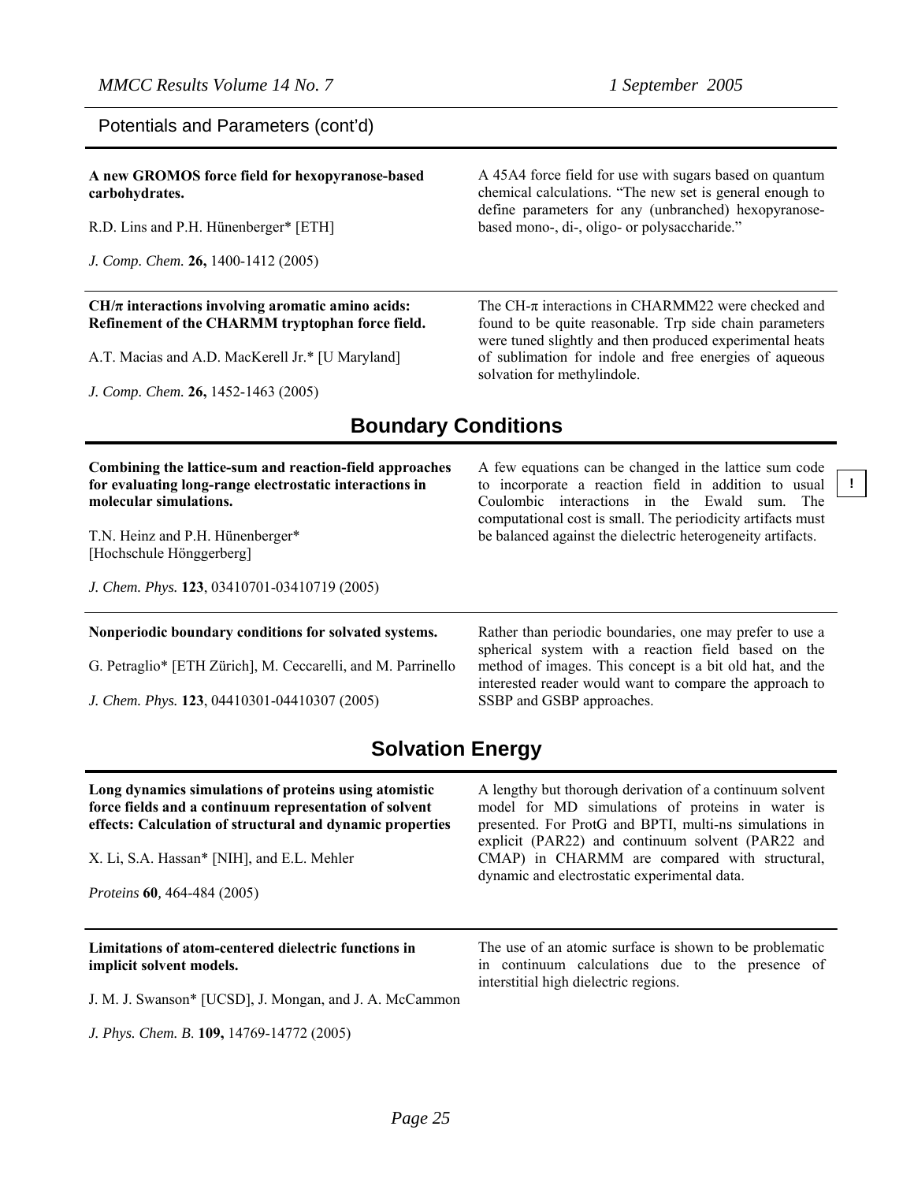## Potentials and Parameters (cont'd)

**A new GROMOS force field for hexopyranose-based carbohydrates.**

R.D. Lins and P.H. Hünenberger* [ETH]

*J. Comp. Chem.* **26,** 1400-1412 (2005)

A 45A4 force field for use with sugars based on quantum chemical calculations. "The new set is general enough to define parameters for any (unbranched) hexopyranose-based mono-, di-, oligo- or polysaccharide."

**CH/π interactions involving aromatic amino acids: Refinement of the CHARMM tryptophan force field.**

A.T. Macias and A.D. MacKerell Jr.* [U Maryland]

*J. Comp. Chem.* **26,** 1452-1463 (2005)

The CH-π interactions in CHARMM22 were checked and found to be quite reasonable. Trp side chain parameters were tuned slightly and then produced experimental heats of sublimation for indole and free energies of aqueous solvation for methylindole.

# Boundary Conditions

**Combining the lattice-sum and reaction-field approaches for evaluating long-range electrostatic interactions in molecular simulations.**

T.N. Heinz and P.H. Hünenberger* [Hochschule Hönggerberg]

*J. Chem. Phys.* **123**, 03410701-03410719 (2005)

A few equations can be changed in the lattice sum code to incorporate a reaction field in addition to usual Coulombic interactions in the Ewald sum. The computational cost is small. The periodicity artifacts must be balanced against the dielectric heterogeneity artifacts. **!**

**Nonperiodic boundary conditions for solvated systems.**

G. Petraglio* [ETH Zürich], M. Ceccarelli, and M. Parrinello

*J. Chem. Phys.* **123**, 04410301-04410307 (2005)

Rather than periodic boundaries, one may prefer to use a spherical system with a reaction field based on the method of images. This concept is a bit old hat, and the interested reader would want to compare the approach to SSBP and GSBP approaches.

# Solvation Energy

**Long dynamics simulations of proteins using atomistic force fields and a continuum representation of solvent effects: Calculation of structural and dynamic properties**

X. Li, S.A. Hassan* [NIH], and E.L. Mehler

*Proteins* **60**, 464-484 (2005)

A lengthy but thorough derivation of a continuum solvent model for MD simulations of proteins in water is presented. For ProtG and BPTI, multi-ns simulations in explicit (PAR22) and continuum solvent (PAR22 and CMAP) in CHARMM are compared with structural, dynamic and electrostatic experimental data.

**Limitations of atom-centered dielectric functions in implicit solvent models.**

J. M. J. Swanson* [UCSD], J. Mongan, and J. A. McCammon

*J. Phys. Chem. B.* **109,** 14769-14772 (2005)

The use of an atomic surface is shown to be problematic in continuum calculations due to the presence of interstitial high dielectric regions.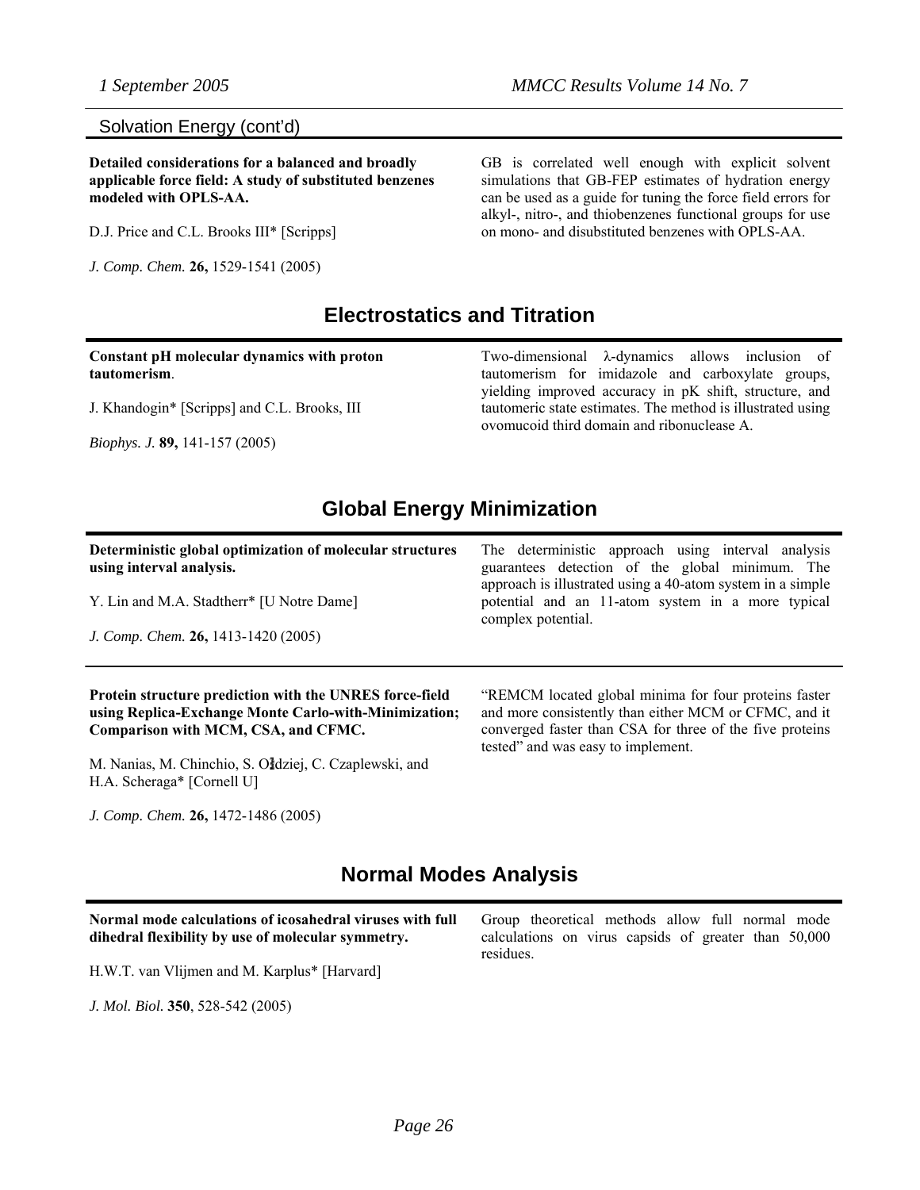## Solvation Energy (cont'd)

**Detailed considerations for a balanced and broadly applicable force field: A study of substituted benzenes modeled with OPLS-AA.**

D.J. Price and C.L. Brooks III* [Scripps]

*J. Comp. Chem.* **26,** 1529-1541 (2005)

GB is correlated well enough with explicit solvent simulations that GB-FEP estimates of hydration energy can be used as a guide for tuning the force field errors for alkyl-, nitro-, and thiobenzenes functional groups for use on mono- and disubstituted benzenes with OPLS-AA.

## Electrostatics and Titration

**Constant pH molecular dynamics with proton tautomerism**.

J. Khandogin* [Scripps] and C.L. Brooks, III

*Biophys. J.* **89,** 141-157 (2005)

Two-dimensional $\lambda$-dynamics allows inclusion of tautomerism for imidazole and carboxylate groups, yielding improved accuracy in pK shift, structure, and tautomeric state estimates. The method is illustrated using ovomucoid third domain and ribonuclease A.

## Global Energy Minimization

**Deterministic global optimization of molecular structures using interval analysis.**

Y. Lin and M.A. Stadtherr* [U Notre Dame]

*J. Comp. Chem.* **26,** 1413-1420 (2005)

The deterministic approach using interval analysis guarantees detection of the global minimum. The approach is illustrated using a 40-atom system in a simple potential and an 11-atom system in a more typical complex potential.

---

**Protein structure prediction with the UNRES force-field using Replica-Exchange Monte Carlo-with-Minimization; Comparison with MCM, CSA, and CFMC.**

M. Nanias, M. Chinchio, S. Ołdziej, C. Czaplewski, and H.A. Scheraga* [Cornell U]

*J. Comp. Chem.* **26,** 1472-1486 (2005)

"REMCM located global minima for four proteins faster and more consistently than either MCM or CFMC, and it converged faster than CSA for three of the five proteins tested" and was easy to implement.

## Normal Modes Analysis

**Normal mode calculations of icosahedral viruses with full dihedral flexibility by use of molecular symmetry.**

H.W.T. van Vlijmen and M. Karplus* [Harvard]

*J. Mol. Biol.* **350**, 528-542 (2005)

Group theoretical methods allow full normal mode calculations on virus capsids of greater than 50,000 residues.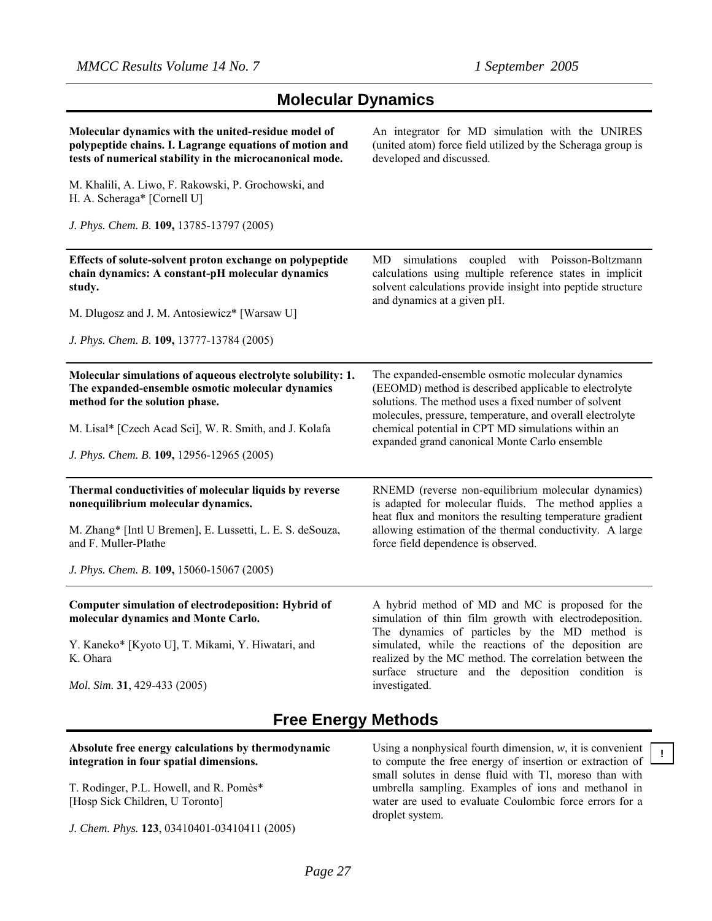## Molecular Dynamics

**Molecular dynamics with the united-residue model of polypeptide chains. I. Lagrange equations of motion and tests of numerical stability in the microcanonical mode.**

M. Khalili, A. Liwo, F. Rakowski, P. Grochowski, and H. A. Scheraga* [Cornell U]

*J. Phys. Chem. B.* **109,** 13785-13797 (2005)

An integrator for MD simulation with the UNIRES (united atom) force field utilized by the Scheraga group is developed and discussed.

---

**Effects of solute-solvent proton exchange on polypeptide chain dynamics: A constant-pH molecular dynamics study.**

M. Dlugosz and J. M. Antosiewicz* [Warsaw U]

*J. Phys. Chem. B.* **109,** 13777-13784 (2005)

MD simulations coupled with Poisson-Boltzmann calculations using multiple reference states in implicit solvent calculations provide insight into peptide structure and dynamics at a given pH.

---

**Molecular simulations of aqueous electrolyte solubility: 1. The expanded-ensemble osmotic molecular dynamics method for the solution phase.**

M. Lisal* [Czech Acad Sci], W. R. Smith, and J. Kolafa

*J. Phys. Chem. B.* **109,** 12956-12965 (2005)

The expanded-ensemble osmotic molecular dynamics (EEOMD) method is described applicable to electrolyte solutions. The method uses a fixed number of solvent molecules, pressure, temperature, and overall electrolyte chemical potential in CPT MD simulations within an expanded grand canonical Monte Carlo ensemble

---

**Thermal conductivities of molecular liquids by reverse nonequilibrium molecular dynamics.**

M. Zhang* [Intl U Bremen], E. Lussetti, L. E. S. deSouza, and F. Muller-Plathe

*J. Phys. Chem. B.* **109,** 15060-15067 (2005)

RNEMD (reverse non-equilibrium molecular dynamics) is adapted for molecular fluids. The method applies a heat flux and monitors the resulting temperature gradient allowing estimation of the thermal conductivity. A large force field dependence is observed.

---

**Computer simulation of electrodeposition: Hybrid of molecular dynamics and Monte Carlo.**

Y. Kaneko* [Kyoto U], T. Mikami, Y. Hiwatari, and K. Ohara

*Mol. Sim.* **31**, 429-433 (2005)

A hybrid method of MD and MC is proposed for the simulation of thin film growth with electrodeposition. The dynamics of particles by the MD method is simulated, while the reactions of the deposition are realized by the MC method. The correlation between the surface structure and the deposition condition is investigated.

## Free Energy Methods

**Absolute free energy calculations by thermodynamic integration in four spatial dimensions.**

T. Rodinger, P.L. Howell, and R. Pomès* [Hosp Sick Children, U Toronto]

*J. Chem. Phys.* **123**, 03410401-03410411 (2005)

Using a nonphysical fourth dimension, *w*, it is convenient to compute the free energy of insertion or extraction of small solutes in dense fluid with TI, moreso than with umbrella sampling. Examples of ions and methanol in water are used to evaluate Coulombic force errors for a droplet system.

!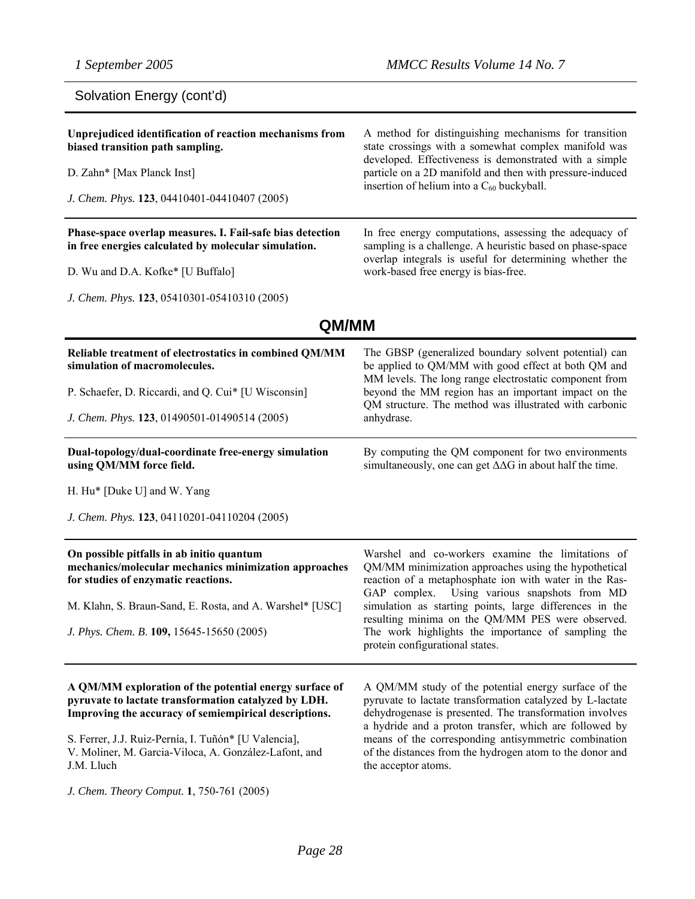## Solvation Energy (cont'd)

**Unprejudiced identification of reaction mechanisms from biased transition path sampling.**

D. Zahn* [Max Planck Inst]

*J. Chem. Phys.* **123**, 04410401-04410407 (2005)

A method for distinguishing mechanisms for transition state crossings with a somewhat complex manifold was developed. Effectiveness is demonstrated with a simple particle on a 2D manifold and then with pressure-induced insertion of helium into a $C_{60}$ buckyball.

---

**Phase-space overlap measures. I. Fail-safe bias detection in free energies calculated by molecular simulation.**

D. Wu and D.A. Kofke* [U Buffalo]

*J. Chem. Phys.* **123**, 05410301-05410310 (2005)

In free energy computations, assessing the adequacy of sampling is a challenge. A heuristic based on phase-space overlap integrals is useful for determining whether the work-based free energy is bias-free.

## QM/MM

**Reliable treatment of electrostatics in combined QM/MM simulation of macromolecules.**

P. Schaefer, D. Riccardi, and Q. Cui* [U Wisconsin]

*J. Chem. Phys.* **123**, 01490501-01490514 (2005)

The GBSP (generalized boundary solvent potential) can be applied to QM/MM with good effect at both QM and MM levels. The long range electrostatic component from beyond the MM region has an important impact on the QM structure. The method was illustrated with carbonic anhydrase.

---

**Dual-topology/dual-coordinate free-energy simulation using QM/MM force field.**

H. Hu* [Duke U] and W. Yang

*J. Chem. Phys.* **123**, 04110201-04110204 (2005)

By computing the QM component for two environments simultaneously, one can get $\Delta\Delta G$ in about half the time.

---

**On possible pitfalls in ab initio quantum mechanics/molecular mechanics minimization approaches for studies of enzymatic reactions.**

M. Klahn, S. Braun-Sand, E. Rosta, and A. Warshel* [USC]

*J. Phys. Chem. B.* **109,** 15645-15650 (2005)

Warshel and co-workers examine the limitations of QM/MM minimization approaches using the hypothetical reaction of a metaphosphate ion with water in the Ras-GAP complex. Using various snapshots from MD simulation as starting points, large differences in the resulting minima on the QM/MM PES were observed. The work highlights the importance of sampling the protein configurational states.

---

**A QM/MM exploration of the potential energy surface of pyruvate to lactate transformation catalyzed by LDH. Improving the accuracy of semiempirical descriptions.**

S. Ferrer, J.J. Ruiz-Pernía, I. Tuñón* [U Valencia], V. Moliner, M. Garcia-Viloca, A. González-Lafont, and J.M. Lluch

*J. Chem. Theory Comput.* **1**, 750-761 (2005)

A QM/MM study of the potential energy surface of the pyruvate to lactate transformation catalyzed by L-lactate dehydrogenase is presented. The transformation involves a hydride and a proton transfer, which are followed by means of the corresponding antisymmetric combination of the distances from the hydrogen atom to the donor and the acceptor atoms.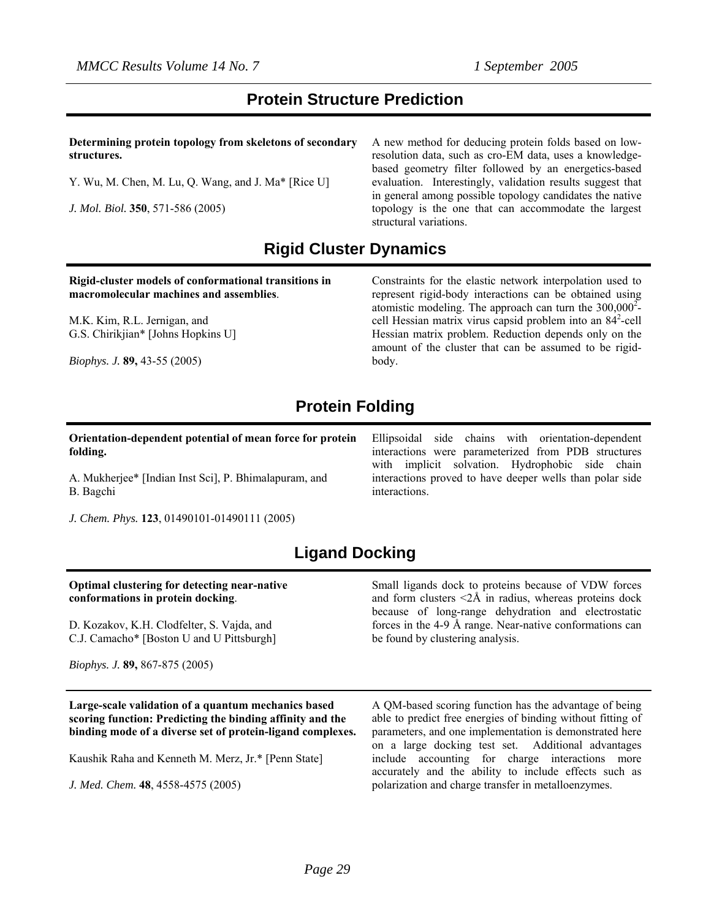## Protein Structure Prediction

**Determining protein topology from skeletons of secondary structures.**

Y. Wu, M. Chen, M. Lu, Q. Wang, and J. Ma* [Rice U]

*J. Mol. Biol.* **350**, 571-586 (2005)

A new method for deducing protein folds based on low-resolution data, such as cro-EM data, uses a knowledge-based geometry filter followed by an energetics-based evaluation. Interestingly, validation results suggest that in general among possible topology candidates the native topology is the one that can accommodate the largest structural variations.

## Rigid Cluster Dynamics

**Rigid-cluster models of conformational transitions in macromolecular machines and assemblies**.

M.K. Kim, R.L. Jernigan, and G.S. Chirikjian* [Johns Hopkins U]

*Biophys. J.* **89,** 43-55 (2005)

Constraints for the elastic network interpolation used to represent rigid-body interactions can be obtained using atomistic modeling. The approach can turn the $300,000^2$-cell Hessian matrix virus capsid problem into an $84^2$-cell Hessian matrix problem. Reduction depends only on the amount of the cluster that can be assumed to be rigid-body.

## Protein Folding

**Orientation-dependent potential of mean force for protein folding.**

A. Mukherjee* [Indian Inst Sci], P. Bhimalapuram, and B. Bagchi

*J. Chem. Phys.* **123**, 01490101-01490111 (2005)

Ellipsoidal side chains with orientation-dependent interactions were parameterized from PDB structures with implicit solvation. Hydrophobic side chain interactions proved to have deeper wells than polar side interactions.

## Ligand Docking

**Optimal clustering for detecting near-native conformations in protein docking**.

D. Kozakov, K.H. Clodfelter, S. Vajda, and C.J. Camacho* [Boston U and U Pittsburgh]

*Biophys. J.* **89,** 867-875 (2005)

Small ligands dock to proteins because of VDW forces and form clusters <2Å in radius, whereas proteins dock because of long-range dehydration and electrostatic forces in the 4-9 Å range. Near-native conformations can be found by clustering analysis.

---

**Large-scale validation of a quantum mechanics based scoring function: Predicting the binding affinity and the binding mode of a diverse set of protein-ligand complexes.**

Kaushik Raha and Kenneth M. Merz, Jr.* [Penn State]

*J. Med. Chem.* **48**, 4558-4575 (2005)

A QM-based scoring function has the advantage of being able to predict free energies of binding without fitting of parameters, and one implementation is demonstrated here on a large docking test set. Additional advantages include accounting for charge interactions more accurately and the ability to include effects such as polarization and charge transfer in metalloenzymes.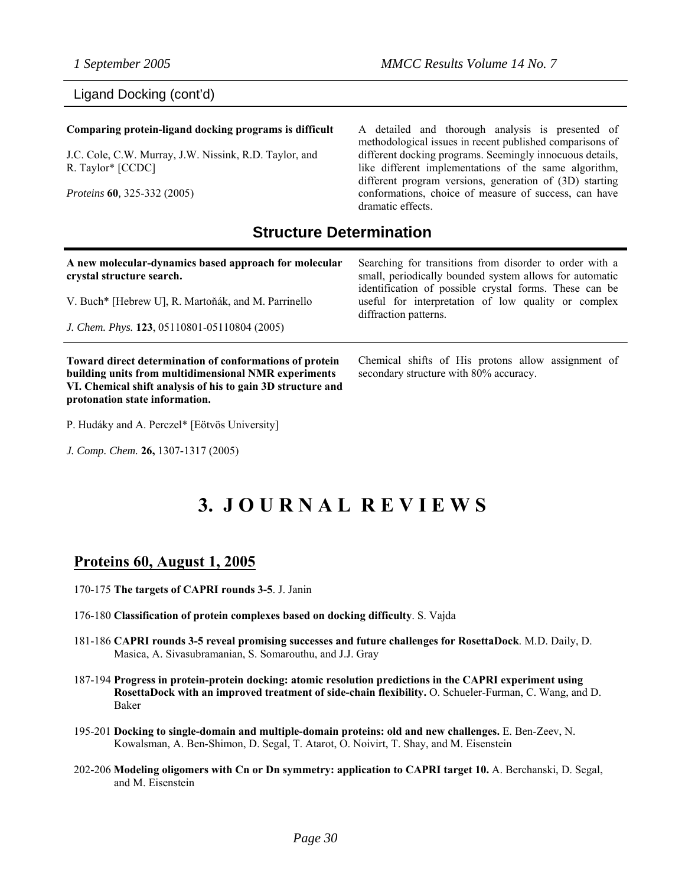Ligand Docking (cont'd)

**Comparing protein-ligand docking programs is difficult**

J.C. Cole, C.W. Murray, J.W. Nissink, R.D. Taylor, and R. Taylor* [CCDC]

*Proteins* **60**, 325-332 (2005)

A detailed and thorough analysis is presented of methodological issues in recent published comparisons of different docking programs. Seemingly innocuous details, like different implementations of the same algorithm, different program versions, generation of (3D) starting conformations, choice of measure of success, can have dramatic effects.

## Structure Determination

**A new molecular-dynamics based approach for molecular crystal structure search.**

V. Buch* [Hebrew U], R. Martoňák, and M. Parrinello

*J. Chem. Phys.* **123**, 05110801-05110804 (2005)

Searching for transitions from disorder to order with a small, periodically bounded system allows for automatic identification of possible crystal forms. These can be useful for interpretation of low quality or complex diffraction patterns.

**Toward direct determination of conformations of protein building units from multidimensional NMR experiments VI. Chemical shift analysis of his to gain 3D structure and protonation state information.**

P. Hudáky and A. Perczel* [Eötvös University]

*J. Comp. Chem.* **26,** 1307-1317 (2005)

Chemical shifts of His protons allow assignment of secondary structure with 80% accuracy.

# 3. JOURNAL REVIEWS

## Proteins 60, August 1, 2005

170-175 **The targets of CAPRI rounds 3-5**. J. Janin

176-180 **Classification of protein complexes based on docking difficulty**. S. Vajda

181-186 **CAPRI rounds 3-5 reveal promising successes and future challenges for RosettaDock**. M.D. Daily, D. Masica, A. Sivasubramanian, S. Somarouthu, and J.J. Gray

187-194 **Progress in protein-protein docking: atomic resolution predictions in the CAPRI experiment using RosettaDock with an improved treatment of side-chain flexibility.** O. Schueler-Furman, C. Wang, and D. Baker

195-201 **Docking to single-domain and multiple-domain proteins: old and new challenges.** E. Ben-Zeev, N. Kowalsman, A. Ben-Shimon, D. Segal, T. Atarot, O. Noivirt, T. Shay, and M. Eisenstein

202-206 **Modeling oligomers with Cn or Dn symmetry: application to CAPRI target 10.** A. Berchanski, D. Segal, and M. Eisenstein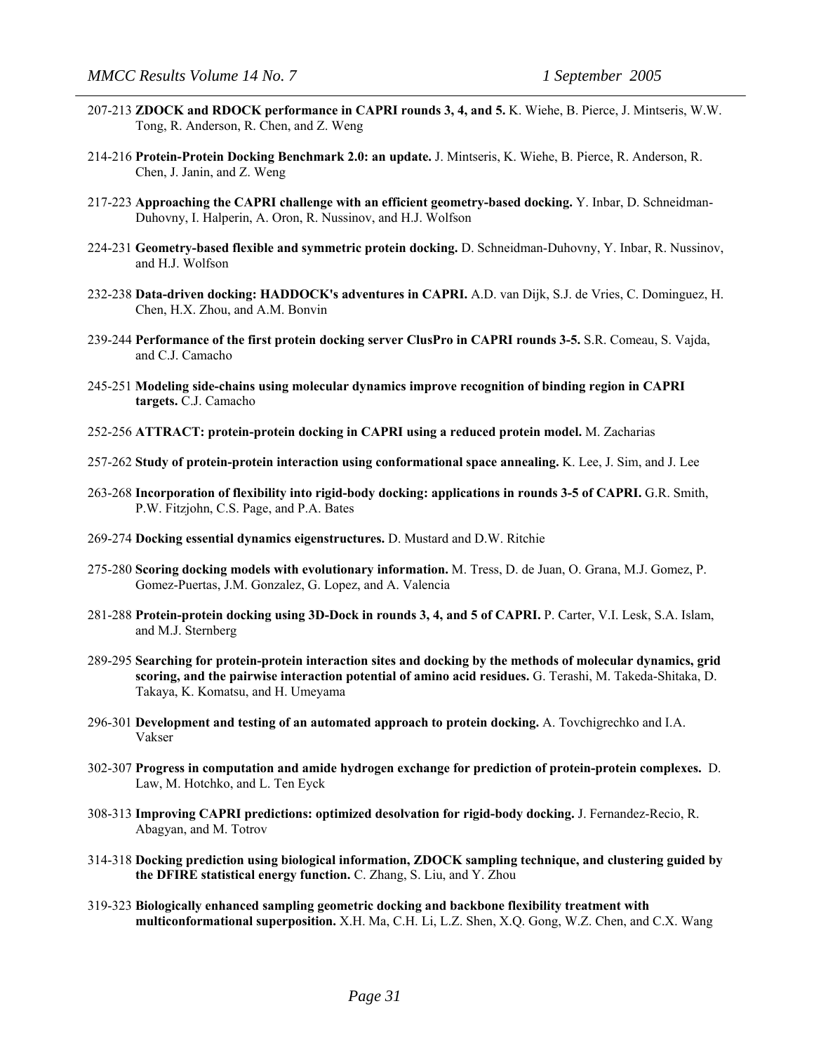207-213 **ZDOCK and RDOCK performance in CAPRI rounds 3, 4, and 5.** K. Wiehe, B. Pierce, J. Mintseris, W.W. Tong, R. Anderson, R. Chen, and Z. Weng

214-216 **Protein-Protein Docking Benchmark 2.0: an update.** J. Mintseris, K. Wiehe, B. Pierce, R. Anderson, R. Chen, J. Janin, and Z. Weng

217-223 **Approaching the CAPRI challenge with an efficient geometry-based docking.** Y. Inbar, D. Schneidman-Duhovny, I. Halperin, A. Oron, R. Nussinov, and H.J. Wolfson

224-231 **Geometry-based flexible and symmetric protein docking.** D. Schneidman-Duhovny, Y. Inbar, R. Nussinov, and H.J. Wolfson

232-238 **Data-driven docking: HADDOCK's adventures in CAPRI.** A.D. van Dijk, S.J. de Vries, C. Dominguez, H. Chen, H.X. Zhou, and A.M. Bonvin

239-244 **Performance of the first protein docking server ClusPro in CAPRI rounds 3-5.** S.R. Comeau, S. Vajda, and C.J. Camacho

245-251 **Modeling side-chains using molecular dynamics improve recognition of binding region in CAPRI targets.** C.J. Camacho

252-256 **ATTRACT: protein-protein docking in CAPRI using a reduced protein model.** M. Zacharias

257-262 **Study of protein-protein interaction using conformational space annealing.** K. Lee, J. Sim, and J. Lee

263-268 **Incorporation of flexibility into rigid-body docking: applications in rounds 3-5 of CAPRI.** G.R. Smith, P.W. Fitzjohn, C.S. Page, and P.A. Bates

269-274 **Docking essential dynamics eigenstructures.** D. Mustard and D.W. Ritchie

275-280 **Scoring docking models with evolutionary information.** M. Tress, D. de Juan, O. Grana, M.J. Gomez, P. Gomez-Puertas, J.M. Gonzalez, G. Lopez, and A. Valencia

281-288 **Protein-protein docking using 3D-Dock in rounds 3, 4, and 5 of CAPRI.** P. Carter, V.I. Lesk, S.A. Islam, and M.J. Sternberg

289-295 **Searching for protein-protein interaction sites and docking by the methods of molecular dynamics, grid scoring, and the pairwise interaction potential of amino acid residues.** G. Terashi, M. Takeda-Shitaka, D. Takaya, K. Komatsu, and H. Umeyama

296-301 **Development and testing of an automated approach to protein docking.** A. Tovchigrechko and I.A. Vakser

302-307 **Progress in computation and amide hydrogen exchange for prediction of protein-protein complexes.** D. Law, M. Hotchko, and L. Ten Eyck

308-313 **Improving CAPRI predictions: optimized desolvation for rigid-body docking.** J. Fernandez-Recio, R. Abagyan, and M. Totrov

314-318 **Docking prediction using biological information, ZDOCK sampling technique, and clustering guided by the DFIRE statistical energy function.** C. Zhang, S. Liu, and Y. Zhou

319-323 **Biologically enhanced sampling geometric docking and backbone flexibility treatment with multiconformational superposition.** X.H. Ma, C.H. Li, L.Z. Shen, X.Q. Gong, W.Z. Chen, and C.X. Wang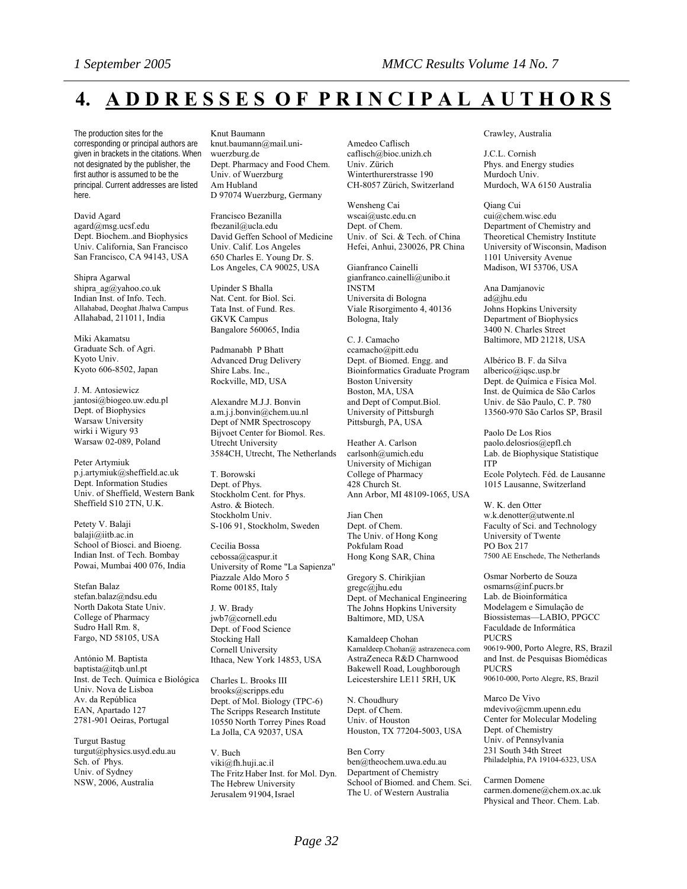# 4. ADDRESSES OF PRINCIPAL AUTHORS

The production sites for the corresponding or principal authors are given in brackets in the citations. When not designated by the publisher, the first author is assumed to be the principal. Current addresses are listed here.

David Agard
agard@msg.ucsf.edu
Dept. Biochem..and Biophysics
Univ. California, San Francisco
San Francisco, CA 94143, USA

Shipra Agarwal
shipra_ag@yahoo.co.uk
Indian Inst. of Info. Tech.
Allahabad, Deoghat Jhalwa Campus
Allahabad, 211011, India

Miki Akamatsu
Graduate Sch. of Agri.
Kyoto Univ.
Kyoto 606-8502, Japan

J. M. Antosiewicz
jantosi@biogeo.uw.edu.pl
Dept. of Biophysics
Warsaw University
wirki i Wigury 93
Warsaw 02-089, Poland

Peter Artymiuk
p.j.artymiuk@sheffield.ac.uk
Dept. Information Studies
Univ. of Sheffield, Western Bank
Sheffield S10 2TN, U.K.

Petety V. Balaji
balaji@iitb.ac.in
School of Biosci. and Bioeng.
Indian Inst. of Tech. Bombay
Powai, Mumbai 400 076, India

Stefan Balaz
stefan.balaz@ndsu.edu
North Dakota State Univ.
College of Pharmacy
Sudro Hall Rm. 8,
Fargo, ND 58105, USA

António M. Baptista
baptista@itqb.unl.pt
Inst. de Tech. Química e Biológica
Univ. Nova de Lisboa
Av. da República
EAN, Apartado 127
2781-901 Oeiras, Portugal

Turgut Bastug
turgut@physics.usyd.edu.au
Sch. of Phys.
Univ. of Sydney
NSW, 2006, Australia

Knut Baumann
knut.baumann@mail.uni-wuerzburg.de
Dept. Pharmacy and Food Chem.
Univ. of Wuerzburg
Am Hubland
D 97074 Wuerzburg, Germany

Francisco Bezanilla
fbezanil@ucla.edu
David Geffen School of Medicine
Univ. Calif. Los Angeles
650 Charles E. Young Dr. S.
Los Angeles, CA 90025, USA

Upinder S Bhalla
Nat. Cent. for Biol. Sci.
Tata Inst. of Fund. Res.
GKVK Campus
Bangalore 560065, India

Padmanabh P Bhatt
Advanced Drug Delivery
Shire Labs. Inc.,
Rockville, MD, USA

Alexandre M.J.J. Bonvin
a.m.j.j.bonvin@chem.uu.nl
Dept of NMR Spectroscopy
Bijvoet Center for Biomol. Res.
Utrecht University
3584CH, Utrecht, The Netherlands

T. Borowski
Dept. of Phys.
Stockholm Cent. for Phys.
Astro. & Biotech.
Stockholm Univ.
S-106 91, Stockholm, Sweden

Cecilia Bossa
cebossa@caspur.it
University of Rome "La Sapienza"
Piazzale Aldo Moro 5
Rome 00185, Italy

J. W. Brady
jwb7@cornell.edu
Dept. of Food Science
Stocking Hall
Cornell University
Ithaca, New York 14853, USA

Charles L. Brooks III
brooks@scripps.edu
Dept. of Mol. Biology (TPC-6)
The Scripps Research Institute
10550 North Torrey Pines Road
La Jolla, CA 92037, USA

V. Buch
viki@fh.huji.ac.il
The Fritz Haber Inst. for Mol. Dyn.
The Hebrew University
Jerusalem 91904, Israel

Amedeo Caflisch
caflisch@bioc.unizh.ch
Univ. Zürich
Winterthurerstrasse 190
CH-8057 Zürich, Switzerland

Wensheng Cai
wscai@ustc.edu.cn
Dept. of Chem.
Univ. of Sci. & Tech. of China
Hefei, Anhui, 230026, PR China

Gianfranco Cainelli
gianfranco.cainelli@unibo.it
INSTM
Universita di Bologna
Viale Risorgimento 4, 40136
Bologna, Italy

C. J. Camacho
ccamacho@pitt.edu
Dept. of Biomed. Engg. and
Bioinformatics Graduate Program
Boston University
Boston, MA, USA
and Dept of Comput.Biol.
University of Pittsburgh
Pittsburgh, PA, USA

Heather A. Carlson
carlsonh@umich.edu
University of Michigan
College of Pharmacy
428 Church St.
Ann Arbor, MI 48109-1065, USA

Jian Chen
Dept. of Chem.
The Univ. of Hong Kong
Pokfulam Road
Hong Kong SAR, China

Gregory S. Chirikjian
gregc@jhu.edu
Dept. of Mechanical Engineering
The Johns Hopkins University
Baltimore, MD, USA

Kamaldeep Chohan
Kamaldeep.Chohan@ astrazeneca.com
AstraZeneca R&D Charnwood
Bakewell Road, Loughborough
Leicestershire LE11 5RH, UK

N. Choudhury
Dept. of Chem.
Univ. of Houston
Houston, TX 77204-5003, USA

Ben Corry
ben@theochem.uwa.edu.au
Department of Chemistry
School of Biomed. and Chem. Sci.
The U. of Western Australia
Crawley, Australia

J.C.L. Cornish
Phys. and Energy studies
Murdoch Univ.
Murdoch, WA 6150 Australia

Qiang Cui
cui@chem.wisc.edu
Department of Chemistry and
Theoretical Chemistry Institute
University of Wisconsin, Madison
1101 University Avenue
Madison, WI 53706, USA

Ana Damjanovic
ad@jhu.edu
Johns Hopkins University
Department of Biophysics
3400 N. Charles Street
Baltimore, MD 21218, USA

Albérico B. F. da Silva
alberico@iqsc.usp.br
Dept. de Química e Física Mol.
Inst. de Química de São Carlos
Univ. de São Paulo, C. P. 780
13560-970 São Carlos SP, Brasil

Paolo De Los Rios
paolo.delosrios@epfl.ch
Lab. de Biophysique Statistique
ITP
Ecole Polytech. Féd. de Lausanne
1015 Lausanne, Switzerland

W. K. den Otter
w.k.denotter@utwente.nl
Faculty of Sci. and Technology
University of Twente
PO Box 217
7500 AE Enschede, The Netherlands

Osmar Norberto de Souza
osmarns@inf.pucrs.br
Lab. de Bioinformática
Modelagem e Simulação de
Biossistemas—LABIO, PPGCC
Faculdade de Informática
PUCRS
90619-900, Porto Alegre, RS, Brazil
and Inst. de Pesquisas Biomédicas
PUCRS
90610-000, Porto Alegre, RS, Brazil

Marco De Vivo
mdevivo@cmm.upenn.edu
Center for Molecular Modeling
Dept. of Chemistry
Univ. of Pennsylvania
231 South 34th Street
Philadelphia, PA 19104-6323, USA

Carmen Domene
carmen.domene@chem.ox.ac.uk
Physical and Theor. Chem. Lab.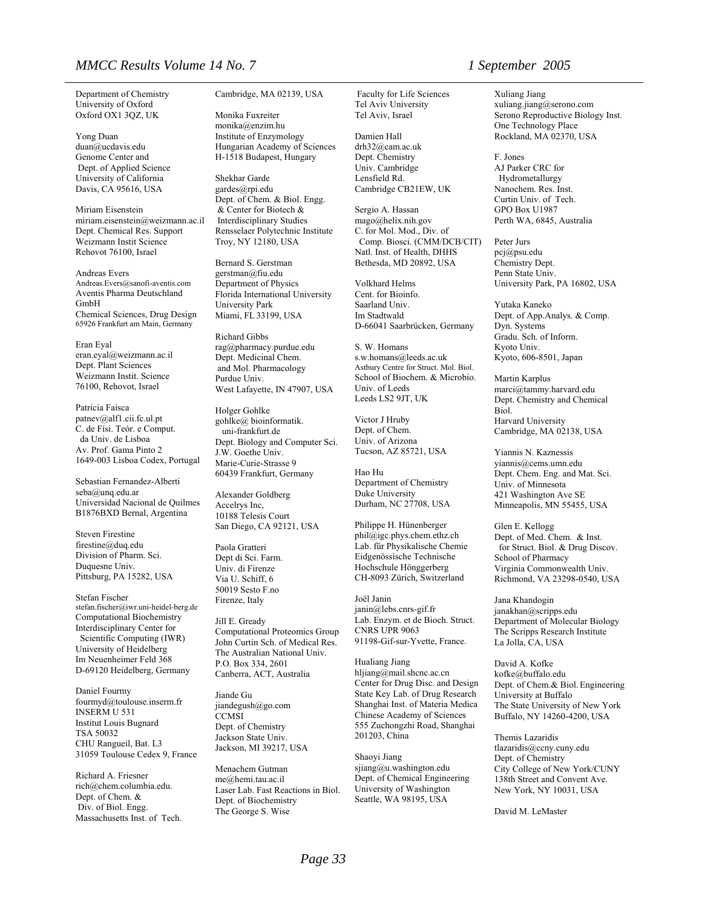Department of Chemistry
University of Oxford
Oxford OX1 3QZ, UK

Yong Duan
duan@ucdavis.edu
Genome Center and
Dept. of Applied Science
University of California
Davis, CA 95616, USA

Miriam Eisenstein
miriam.eisenstein@weizmann.ac.il
Dept. Chemical Res. Support
Weizmann Instit Science
Rehovot 76100, Israel

Andreas Evers
Andreas.Evers@sanofi-aventis.com
Aventis Pharma Deutschland GmbH
Chemical Sciences, Drug Design
65926 Frankfurt am Main, Germany

Eran Eyal
eran.eyal@weizmann.ac.il
Dept. Plant Sciences
Weizmann Instit. Science
76100, Rehovot, Israel

Patricia Faisca
patnev@alf1.cii.fc.ul.pt
C. de Físi. Teór. e Comput.
da Univ. de Lisboa
Av. Prof. Gama Pinto 2
1649-003 Lisboa Codex, Portugal

Sebastian Fernandez-Alberti
seba@unq.edu.ar
Universidad Nacional de Quilmes
B1876BXD Bernal, Argentina

Steven Firestine
firestine@duq.edu
Division of Pharm. Sci.
Duquesne Univ.
Pittsburg, PA 15282, USA

Stefan Fischer
stefan.fischer@iwr.uni-heidel-berg.de
Computational Biochemistry
Interdisciplinary Center for
Scientific Computing (IWR)
University of Heidelberg
Im Neuenheimer Feld 368
D-69120 Heidelberg, Germany

Daniel Fourmy
fourmyd@toulouse.inserm.fr
INSERM U 531
Institut Louis Bugnard
TSA 50032
CHU Rangueil, Bat. L3
31059 Toulouse Cedex 9, France

Richard A. Friesner
rich@chem.columbia.edu.
Dept. of Chem. &
Div. of Biol. Engg.
Massachusetts Inst. of Tech.
Cambridge, MA 02139, USA

Monika Fuxreiter
monika@enzim.hu
Institute of Enzymology
Hungarian Academy of Sciences
H-1518 Budapest, Hungary

Shekhar Garde
gardes@rpi.edu
Dept. of Chem. & Biol. Engg.
& Center for Biotech &
Interdisciplinary Studies
Rensselaer Polytechnic Institute
Troy, NY 12180, USA

Bernard S. Gerstman
gerstman@fiu.edu
Department of Physics
Florida International University
University Park
Miami, FL 33199, USA

Richard Gibbs
rag@pharmacy.purdue.edu
Dept. Medicinal Chem.
and Mol. Pharmacology
Purdue Univ.
West Lafayette, IN 47907, USA

Holger Gohlke
gohlke@ bioinformatik.
uni-frankfurt.de
Dept. Biology and Computer Sci.
J.W. Goethe Univ.
Marie-Curie-Strasse 9
60439 Frankfurt, Germany

Alexander Goldberg
Accelrys Inc,
10188 Telesis Court
San Diego, CA 92121, USA

Paola Gratteri
Dept di Sci. Farm.
Univ. di Firenze
Via U. Schiff, 6
50019 Sesto F.no
Firenze, Italy

Jill E. Gready
Computational Proteomics Group
John Curtin Sch. of Medical Res.
The Australian National Univ.
P.O. Box 334, 2601
Canberra, ACT, Australia

Jiande Gu
jiandegush@go.com
CCMSI
Dept. of Chemistry
Jackson State Univ.
Jackson, MI 39217, USA

Menachem Gutman
me@hemi.tau.ac.il
Laser Lab. Fast Reactions in Biol.
Dept. of Biochemistry
The George S. Wise
Faculty for Life Sciences
Tel Aviv University
Tel Aviv, Israel

Damien Hall
drh32@cam.ac.uk
Dept. Chemistry
Univ. Cambridge
Lensfield Rd.
Cambridge CB21EW, UK

Sergio A. Hassan
mago@helix.nih.gov
C. for Mol. Mod., Div. of
Comp. Biosci. (CMM/DCB/CIT)
Natl. Inst. of Health, DHHS
Bethesda, MD 20892, USA

Volkhard Helms
Cent. for Bioinfo.
Saarland Univ.
Im Stadtwald
D-66041 Saarbrücken, Germany

S. W. Homans
s.w.homans@leeds.ac.uk
Astbury Centre for Struct. Mol. Biol.
School of Biochem. & Microbio.
Univ. of Leeds
Leeds LS2 9JT, UK

Victor J Hruby
Dept. of Chem.
Univ. of Arizona
Tucson, AZ 85721, USA

Hao Hu
Department of Chemistry
Duke University
Durham, NC 27708, USA

Philippe H. Hünenberger
phil@igc.phys.chem.ethz.ch
Lab. für Physikalische Chemie
Eidgenössische Technische
Hochschule Hönggerberg
CH-8093 Zürich, Switzerland

Joël Janin
janin@lebs.cnrs-gif.fr
Lab. Enzym. et de Bioch. Struct.
CNRS UPR 9063
91198-Gif-sur-Yvette, France.

Hualiang Jiang
hljiang@mail.shcnc.ac.cn
Center for Drug Disc. and Design
State Key Lab. of Drug Research
Shanghai Inst. of Materia Medica
Chinese Academy of Sciences
555 Zuchongzhi Road, Shanghai
201203, China

Shaoyi Jiang
sjiang@u.washington.edu
Dept. of Chemical Engineering
University of Washington
Seattle, WA 98195, USA

Xuliang Jiang
xuliang.jiang@serono.com
Serono Reproductive Biology Inst.
One Technology Place
Rockland, MA 02370, USA

F. Jones
AJ Parker CRC for
Hydrometallurgy
Nanochem. Res. Inst.
Curtin Univ. of Tech.
GPO Box U1987
Perth WA, 6845, Australia

Peter Jurs
pcj@psu.edu
Chemistry Dept.
Penn State Univ.
University Park, PA 16802, USA

Yutaka Kaneko
Dept. of App.Analys. & Comp.
Dyn. Systems
Gradu. Sch. of Inform.
Kyoto Univ.
Kyoto, 606-8501, Japan

Martin Karplus
marci@tammy.harvard.edu
Dept. Chemistry and Chemical
Biol.
Harvard University
Cambridge, MA 02138, USA

Yiannis N. Kaznessis
yiannis@cems.umn.edu
Dept. Chem. Eng. and Mat. Sci.
Univ. of Minnesota
421 Washington Ave SE
Minneapolis, MN 55455, USA

Glen E. Kellogg
Dept. of Med. Chem. & Inst.
for Struct. Biol. & Drug Discov.
School of Pharmacy
Virginia Commonwealth Univ.
Richmond, VA 23298-0540, USA

Jana Khandogin
janakhan@scripps.edu
Department of Molecular Biology
The Scripps Research Institute
La Jolla, CA, USA

David A. Kofke
kofke@buffalo.edu
Dept. of Chem.& Biol. Engineering
University at Buffalo
The State University of New York
Buffalo, NY 14260-4200, USA

Themis Lazaridis
tlazaridis@ccny.cuny.edu
Dept. of Chemistry
City College of New York/CUNY
138th Street and Convent Ave.
New York, NY 10031, USA

David M. LeMaster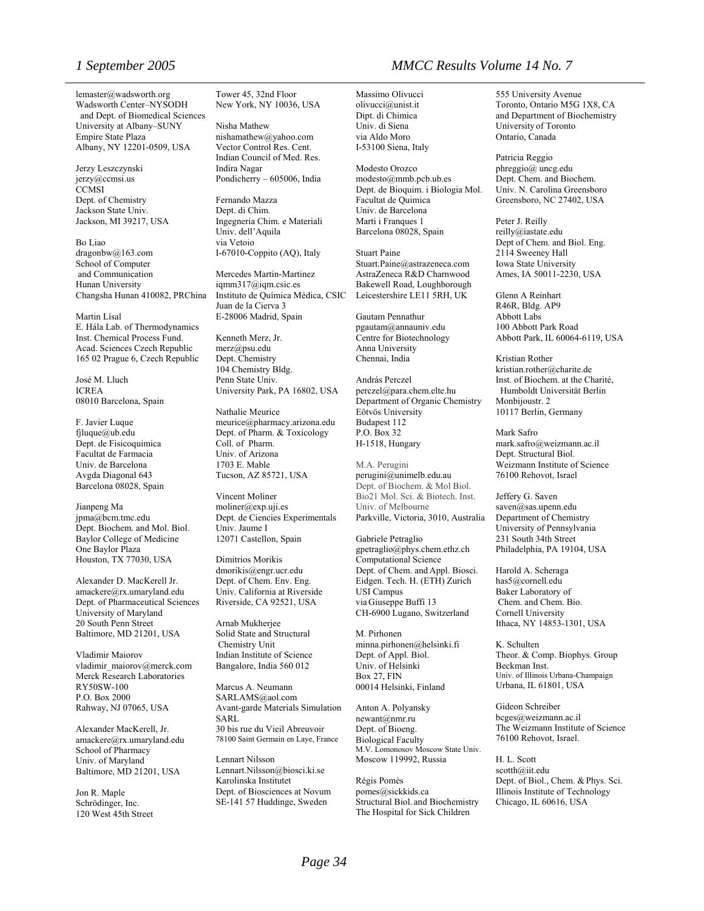lemaster@wadsworth.org
Wadsworth Center–NYSODH
and Dept. of Biomedical Sciences
University at Albany–SUNY
Empire State Plaza
Albany, NY 12201-0509, USA

Jerzy Leszczynski
jerzy@ccmsi.us
CCMSI
Dept. of Chemistry
Jackson State Univ.
Jackson, MI 39217, USA

Bo Liao
dragonbw@163.com
School of Computer
and Communication
Hunan University
Changsha Hunan 410082, PRChina

Martin Lísal
E. Hála Lab. of Thermodynamics
Inst. Chemical Process Fund.
Acad. Sciences Czech Republic
165 02 Prague 6, Czech Republic

José M. Lluch
ICREA
08010 Barcelona, Spain

F. Javier Luque
fjluque@ub.edu
Dept. de Fisicoquimica
Facultat de Farmacia
Univ. de Barcelona
Avgda Diagonal 643
Barcelona 08028, Spain

Jianpeng Ma
jpma@bcm.tmc.edu
Dept. Biochem. and Mol. Biol.
Baylor College of Medicine
One Baylor Plaza
Houston, TX 77030, USA

Alexander D. MacKerell Jr.
amackere@rx.umaryland.edu
Dept. of Pharmaceutical Sciences
University of Maryland
20 South Penn Street
Baltimore, MD 21201, USA

Vladimir Maiorov
vladimir_maiorov@merck.com
Merck Research Laboratories
RY50SW-100
P.O. Box 2000
Rahway, NJ 07065, USA

Alexander MacKerell, Jr.
amackere@rx.umaryland.edu
School of Pharmacy
Univ. of Maryland
Baltimore, MD 21201, USA

Jon R. Maple
Schrödinger, Inc.
120 West 45th Street
Tower 45, 32nd Floor
New York, NY 10036, USA

Nisha Mathew
nishamathew@yahoo.com
Vector Control Res. Cent.
Indian Council of Med. Res.
Indira Nagar
Pondicherry – 605006, India

Fernando Mazza
Dept. di Chim.
Ingegneria Chim. e Materiali
Univ. dell'Aquila
via Vetoio
I-67010-Coppito (AQ), Italy

Mercedes Martin-Martinez
iqmm317@iqm.csic.es
Instituto de Química Médica, CSIC
Juan de la Cierva 3
E-28006 Madrid, Spain

Kenneth Merz, Jr.
merz@psu.edu
Dept. Chemistry
104 Chemistry Bldg.
Penn State Univ.
University Park, PA 16802, USA

Nathalie Meurice
meurice@pharmacy.arizona.edu
Dept. of Pharm. & Toxicology
Coll. of Pharm.
Univ. of Arizona
1703 E. Mable
Tucson, AZ 85721, USA

Vincent Moliner
moliner@exp.uji.es
Dept. de Ciencies Experimentals
Univ. Jaume I
12071 Castellon, Spain

Dimitrios Morikis
dmorikis@engr.ucr.edu
Dept. of Chem. Env. Eng.
Univ. California at Riverside
Riverside, CA 92521, USA

Arnab Mukherjee
Solid State and Structural
Chemistry Unit
Indian Institute of Science
Bangalore, India 560 012

Marcus A. Neumann
SARLAMS@aol.com
Avant-garde Materials Simulation
SARL
30 bis rue du Vieil Abreuvoir
78100 Saint Germain en Laye, France

Lennart Nilsson
Lennart.Nilsson@biosci.ki.se
Karolinska Institutet
Dept. of Biosciences at Novum
SE-141 57 Huddinge, Sweden

Massimo Olivucci
olivucci@unist.it
Dipt. di Chimica
Univ. di Siena
via Aldo Moro
I-53100 Siena, Italy

Modesto Orozco
modesto@mmb.pcb.ub.es
Dept. de Bioquim. i Biologia Mol.
Facultat de Quimica
Univ. de Barcelona
Marti i Franques 1
Barcelona 08028, Spain

Stuart Paine
Stuart.Paine@astrazeneca.com
AstraZeneca R&D Charnwood
Bakewell Road, Loughborough
Leicestershire LE11 5RH, UK

Gautam Pennathur
pgautam@annauniv.edu
Centre for Biotechnology
Anna University
Chennai, India

András Perczel
perczel@para.chem.elte.hu
Department of Organic Chemistry
Eötvös University
Budapest 112
P.O. Box 32
H-1518, Hungary

M.A. Perugini
perugini@unimelb.edu.au
Dept. of Biochem. & Mol Biol.
Bio21 Mol. Sci. & Biotech. Inst.
Univ. of Melbourne
Parkville, Victoria, 3010, Australia

Gabriele Petraglio
gpetraglio@phys.chem.ethz.ch
Computational Science
Dept. of Chem. and Appl. Biosci.
Eidgen. Tech. H. (ETH) Zurich
USI Campus
via Giuseppe Buffi 13
CH-6900 Lugano, Switzerland

M. Pirhonen
minna.pirhonen@helsinki.fi
Dept. of Appl. Biol.
Univ. of Helsinki
Box 27, FIN
00014 Helsinki, Finland

Anton A. Polyansky
newant@nmr.ru
Dept. of Bioeng.
Biological Faculty
M.V. Lomonosov Moscow State Univ.
Moscow 119992, Russia

Régis Pomès
pomes@sickkids.ca
Structural Biol. and Biochemistry
The Hospital for Sick Children
555 University Avenue
Toronto, Ontario M5G 1X8, CA
and Department of Biochemistry
University of Toronto
Ontario, Canada

Patricia Reggio
phreggio@ uncg.edu
Dept. Chem. and Biochem.
Univ. N. Carolina Greensboro
Greensboro, NC 27402, USA

Peter J. Reilly
reilly@iastate.edu
Dept of Chem. and Biol. Eng.
2114 Sweeney Hall
Iowa State University
Ames, IA 50011-2230, USA

Glenn A Reinhart
R46R, Bldg. AP9
Abbott Labs
100 Abbott Park Road
Abbott Park, IL 60064-6119, USA

Kristian Rother
kristian.rother@charite.de
Inst. of Biochem. at the Charité,
Humboldt Universität Berlin
Monbijoustr. 2
10117 Berlin, Germany

Mark Safro
mark.safro@weizmann.ac.il
Dept. Structural Biol.
Weizmann Institute of Science
76100 Rehovot, Israel

Jeffery G. Saven
saven@sas.upenn.edu
Department of Chemistry
University of Pennsylvania
231 South 34th Street
Philadelphia, PA 19104, USA

Harold A. Scheraga
has5@cornell.edu
Baker Laboratory of
Chem. and Chem. Bio.
Cornell University
Ithaca, NY 14853-1301, USA

K. Schulten
Theor. & Comp. Biophys. Group
Beckman Inst.
Univ. of Illinois Urbana-Champaign
Urbana, IL 61801, USA

Gideon Schreiber
bcges@weizmann.ac.il
The Weizmann Institute of Science
76100 Rehovot, Israel.

H. L. Scott
scotth@iit.edu
Dept. of Biol., Chem. & Phys. Sci.
Illinois Institute of Technology
Chicago, IL 60616, USA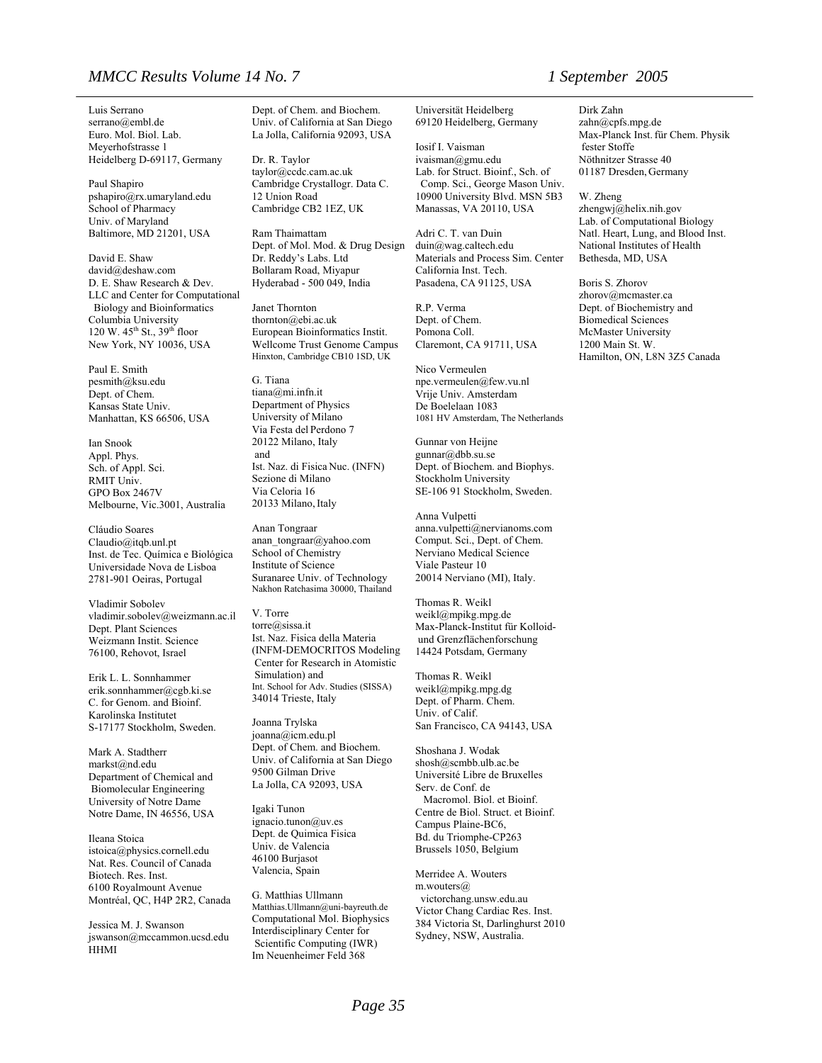Luis Serrano
serrano@embl.de
Euro. Mol. Biol. Lab.
Meyerhofstrasse 1
Heidelberg D-69117, Germany

Paul Shapiro
pshapiro@rx.umaryland.edu
School of Pharmacy
Univ. of Maryland
Baltimore, MD 21201, USA

David E. Shaw
david@deshaw.com
D. E. Shaw Research & Dev.
LLC and Center for Computational
Biology and Bioinformatics
Columbia University
120 W. 45th St., 39th floor
New York, NY 10036, USA

Paul E. Smith
pesmith@ksu.edu
Dept. of Chem.
Kansas State Univ.
Manhattan, KS 66506, USA

Ian Snook
Appl. Phys.
Sch. of Appl. Sci.
RMIT Univ.
GPO Box 2467V
Melbourne, Vic.3001, Australia

Cláudio Soares
Claudio@itqb.unl.pt
Inst. de Tec. Química e Biológica
Universidade Nova de Lisboa
2781-901 Oeiras, Portugal

Vladimir Sobolev
vladimir.sobolev@weizmann.ac.il
Dept. Plant Sciences
Weizmann Instit. Science
76100, Rehovot, Israel

Erik L. L. Sonnhammer
erik.sonnhammer@cgb.ki.se
C. for Genom. and Bioinf.
Karolinska Institutet
S-17177 Stockholm, Sweden.

Mark A. Stadtherr
markst@nd.edu
Department of Chemical and
Biomolecular Engineering
University of Notre Dame
Notre Dame, IN 46556, USA

Ileana Stoica
istoica@physics.cornell.edu
Nat. Res. Council of Canada
Biotech. Res. Inst.
6100 Royalmount Avenue
Montréal, QC, H4P 2R2, Canada

Jessica M. J. Swanson
jswanson@mccammon.ucsd.edu
HHMI
Dept. of Chem. and Biochem.
Univ. of California at San Diego
La Jolla, California 92093, USA

Dr. R. Taylor
taylor@ccdc.cam.ac.uk
Cambridge Crystallogr. Data C.
12 Union Road
Cambridge CB2 1EZ, UK

Ram Thaimattam
Dept. of Mol. Mod. & Drug Design
Dr. Reddy's Labs. Ltd
Bollaram Road, Miyapur
Hyderabad - 500 049, India

Janet Thornton
thornton@ebi.ac.uk
European Bioinformatics Instit.
Wellcome Trust Genome Campus
Hinxton, Cambridge CB10 1SD, UK

G. Tiana
tiana@mi.infn.it
Department of Physics
University of Milano
Via Festa del Perdono 7
20122 Milano, Italy
and
Ist. Naz. di Fisica Nuc. (INFN)
Sezione di Milano
Via Celoria 16
20133 Milano, Italy

Anan Tongraar
anan_tongraar@yahoo.com
School of Chemistry
Institute of Science
Suranaree Univ. of Technology
Nakhon Ratchasima 30000, Thailand

V. Torre
torre@sissa.it
Ist. Naz. Fisica della Materia
(INFM-DEMOCRITOS Modeling
Center for Research in Atomistic
Simulation) and
Int. School for Adv. Studies (SISSA)
34014 Trieste, Italy

Joanna Trylska
joanna@icm.edu.pl
Dept. of Chem. and Biochem.
Univ. of California at San Diego
9500 Gilman Drive
La Jolla, CA 92093, USA

Igaki Tunon
ignacio.tunon@uv.es
Dept. de Quimica Fisica
Univ. de Valencia
46100 Burjasot
Valencia, Spain

G. Matthias Ullmann
Matthias.Ullmann@uni-bayreuth.de
Computational Mol. Biophysics
Interdisciplinary Center for
Scientific Computing (IWR)
Im Neuenheimer Feld 368
Universität Heidelberg
69120 Heidelberg, Germany

Iosif I. Vaisman
ivaisman@gmu.edu
Lab. for Struct. Bioinf., Sch. of
Comp. Sci., George Mason Univ.
10900 University Blvd. MSN 5B3
Manassas, VA 20110, USA

Adri C. T. van Duin
duin@wag.caltech.edu
Materials and Process Sim. Center
California Inst. Tech.
Pasadena, CA 91125, USA

R.P. Verma
Dept. of Chem.
Pomona Coll.
Claremont, CA 91711, USA

Nico Vermeulen
npe.vermeulen@few.vu.nl
Vrije Univ. Amsterdam
De Boelelaan 1083
1081 HV Amsterdam, The Netherlands

Gunnar von Heijne
gunnar@dbb.su.se
Dept. of Biochem. and Biophys.
Stockholm University
SE-106 91 Stockholm, Sweden.

Anna Vulpetti
anna.vulpetti@nervianoms.com
Comput. Sci., Dept. of Chem.
Nerviano Medical Science
Viale Pasteur 10
20014 Nerviano (MI), Italy.

Thomas R. Weikl
weikl@mpikg.mpg.de
Max-Planck-Institut für Kolloid-
und Grenzflächenforschung
14424 Potsdam, Germany

Thomas R. Weikl
weikl@mpikg.mpg.dg
Dept. of Pharm. Chem.
Univ. of Calif.
San Francisco, CA 94143, USA

Shoshana J. Wodak
shosh@scmbb.ulb.ac.be
Université Libre de Bruxelles
Serv. de Conf. de
Macromol. Biol. et Bioinf.
Centre de Biol. Struct. et Bioinf.
Campus Plaine-BC6,
Bd. du Triomphe-CP263
Brussels 1050, Belgium

Merridee A. Wouters
m.wouters@
victorchang.unsw.edu.au
Victor Chang Cardiac Res. Inst.
384 Victoria St, Darlinghurst 2010
Sydney, NSW, Australia.

Dirk Zahn
zahn@cpfs.mpg.de
Max-Planck Inst. für Chem. Physik
fester Stoffe
Nöthnitzer Strasse 40
01187 Dresden, Germany

W. Zheng
zhengwj@helix.nih.gov
Lab. of Computational Biology
Natl. Heart, Lung, and Blood Inst.
National Institutes of Health
Bethesda, MD, USA

Boris S. Zhorov
zhorov@mcmaster.ca
Dept. of Biochemistry and
Biomedical Sciences
McMaster University
1200 Main St. W.
Hamilton, ON, L8N 3Z5 Canada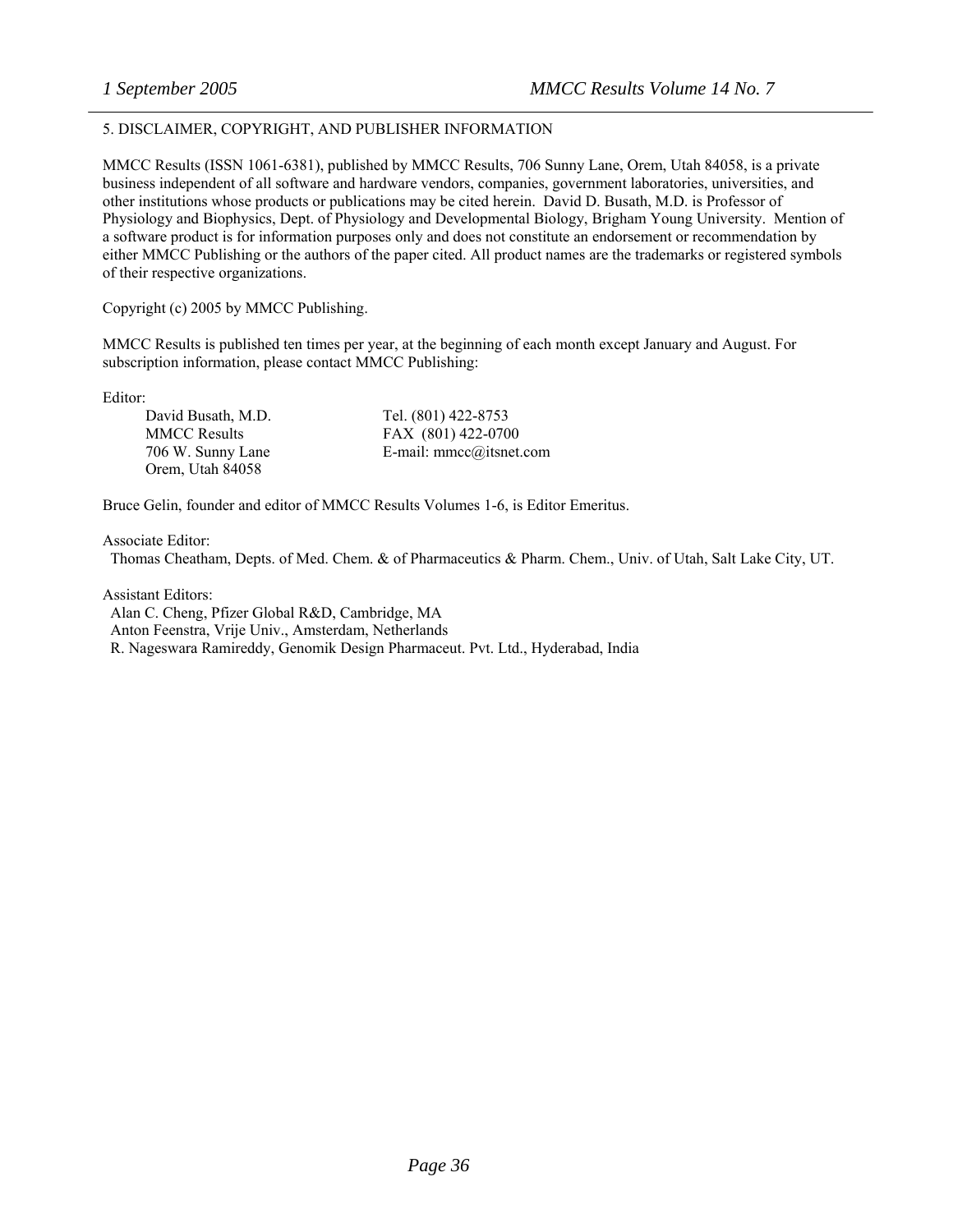## 5. DISCLAIMER, COPYRIGHT, AND PUBLISHER INFORMATION

MMCC Results (ISSN 1061-6381), published by MMCC Results, 706 Sunny Lane, Orem, Utah 84058, is a private business independent of all software and hardware vendors, companies, government laboratories, universities, and other institutions whose products or publications may be cited herein. David D. Busath, M.D. is Professor of Physiology and Biophysics, Dept. of Physiology and Developmental Biology, Brigham Young University. Mention of a software product is for information purposes only and does not constitute an endorsement or recommendation by either MMCC Publishing or the authors of the paper cited. All product names are the trademarks or registered symbols of their respective organizations.

Copyright (c) 2005 by MMCC Publishing.

MMCC Results is published ten times per year, at the beginning of each month except January and August. For subscription information, please contact MMCC Publishing:

Editor:

David Busath, M.D.
MMCC Results
706 W. Sunny Lane
Orem, Utah 84058

Tel. (801) 422-8753
FAX (801) 422-0700
E-mail: mmcc@itsnet.com

Bruce Gelin, founder and editor of MMCC Results Volumes 1-6, is Editor Emeritus.

Associate Editor:

Thomas Cheatham, Depts. of Med. Chem. & of Pharmaceutics & Pharm. Chem., Univ. of Utah, Salt Lake City, UT.

Assistant Editors:

Alan C. Cheng, Pfizer Global R&D, Cambridge, MA
Anton Feenstra, Vrije Univ., Amsterdam, Netherlands
R. Nageswara Ramireddy, Genomik Design Pharmaceut. Pvt. Ltd., Hyderabad, India